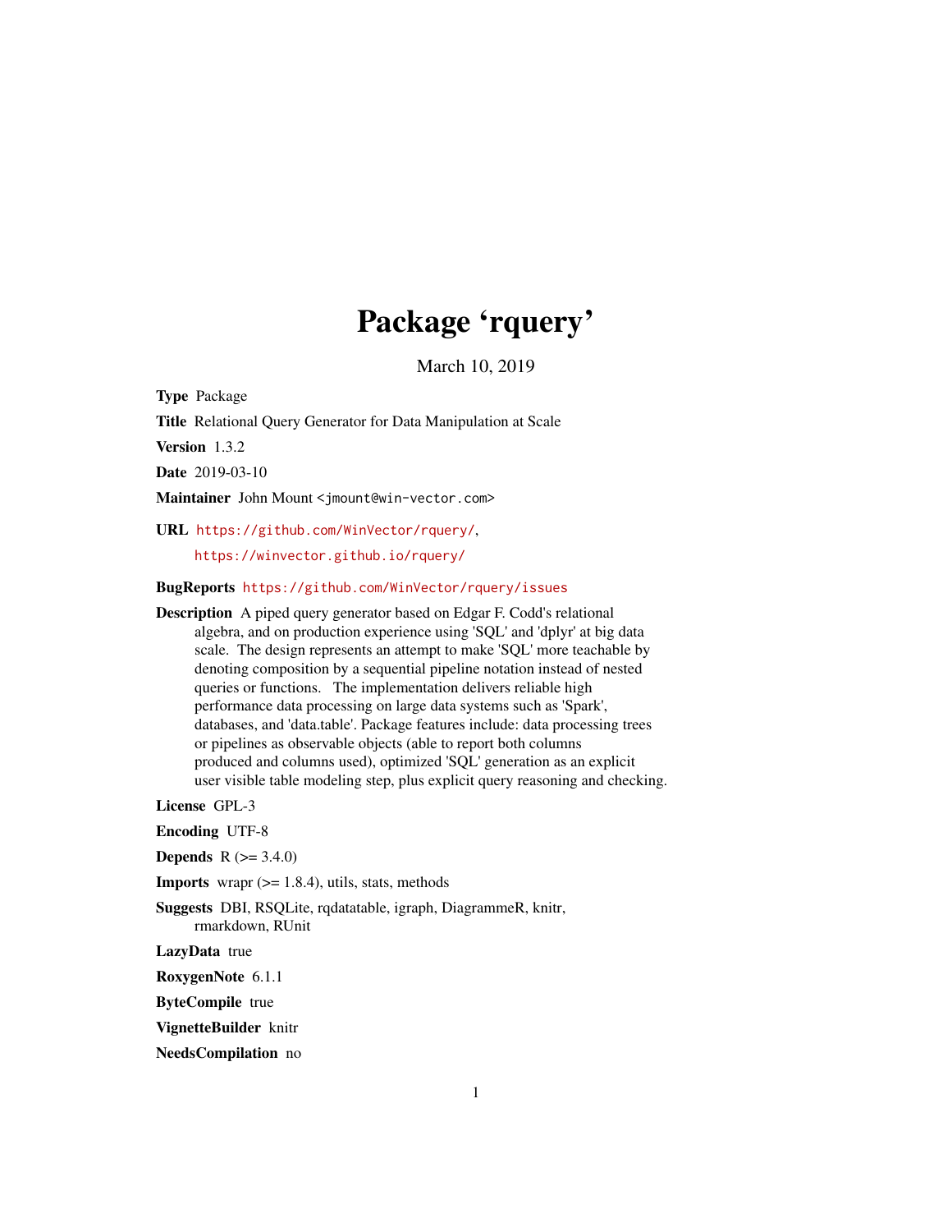# Package 'rquery'

March 10, 2019

**Type** Package

**Title** Relational Query Generator for Data Manipulation at Scale

**Version** 1.3.2

**Date** 2019-03-10

**Maintainer** John Mount <jmount@win-vector.com>

**URL** https://github.com/WinVector/rquery/,

https://winvector.github.io/rquery/

**BugReports** https://github.com/WinVector/rquery/issues

**Description** A piped query generator based on Edgar F. Codd's relational algebra, and on production experience using 'SQL' and 'dplyr' at big data scale. The design represents an attempt to make 'SQL' more teachable by denoting composition by a sequential pipeline notation instead of nested queries or functions. The implementation delivers reliable high performance data processing on large data systems such as 'Spark', databases, and 'data.table'. Package features include: data processing trees or pipelines as observable objects (able to report both columns produced and columns used), optimized 'SQL' generation as an explicit user visible table modeling step, plus explicit query reasoning and checking.

**License** GPL-3

**Encoding** UTF-8

**Depends** R (>= 3.4.0)

**Imports** wrapr (>= 1.8.4), utils, stats, methods

**Suggests** DBI, RSQLite, rqdatatable, igraph, DiagrammeR, knitr, rmarkdown, RUnit

**LazyData** true

**RoxygenNote** 6.1.1

**ByteCompile** true

**VignetteBuilder** knitr

**NeedsCompilation** no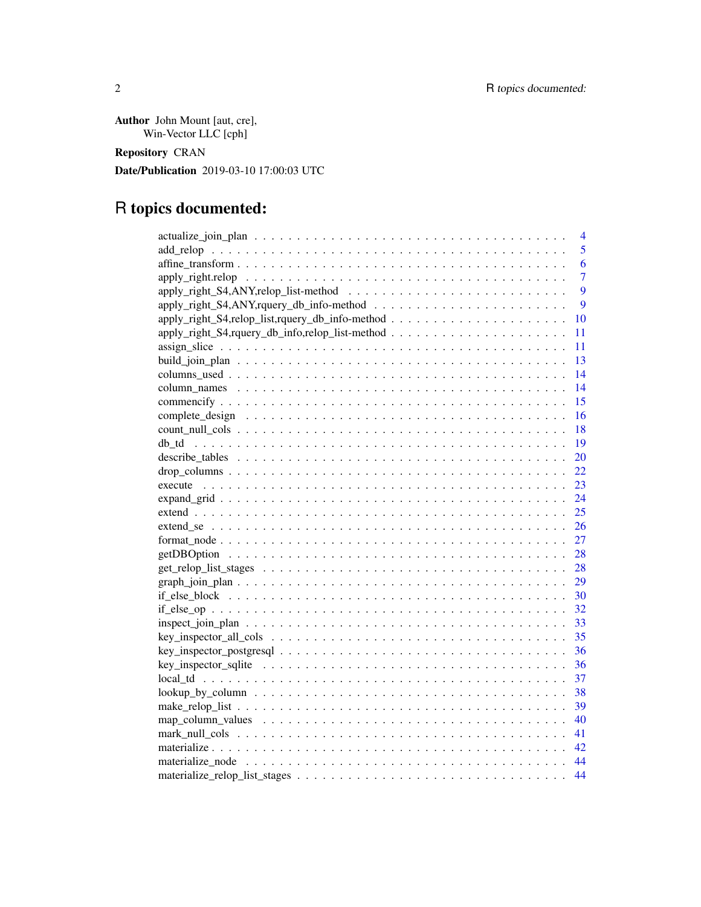**Author** John Mount [aut, cre],
Win-Vector LLC [cph]

**Repository** CRAN

**Date/Publication** 2019-03-10 17:00:03 UTC

# R topics documented:

| | |
|---|---|
| actualize_join_plan | 4 |
| add_relop | 5 |
| affine_transform | 6 |
| apply_right.relop | 7 |
| apply_right_S4,ANY,relop_list-method | 9 |
| apply_right_S4,ANY,rquery_db_info-method | 9 |
| apply_right_S4,relop_list,rquery_db_info-method | 10 |
| apply_right_S4,rquery_db_info,relop_list-method | 11 |
| assign_slice | 11 |
| build_join_plan | 13 |
| columns_used | 14 |
| column_names | 14 |
| commencify | 15 |
| complete_design | 16 |
| count_null_cols | 18 |
| db_td | 19 |
| describe_tables | 20 |
| drop_columns | 22 |
| execute | 23 |
| expand_grid | 24 |
| extend | 25 |
| extend_se | 26 |
| format_node | 27 |
| getDBOption | 28 |
| get_relop_list_stages | 28 |
| graph_join_plan | 29 |
| if_else_block | 30 |
| if_else_op | 32 |
| inspect_join_plan | 33 |
| key_inspector_all_cols | 35 |
| key_inspector_postgresql | 36 |
| key_inspector_sqlite | 36 |
| local_td | 37 |
| lookup_by_column | 38 |
| make_relop_list | 39 |
| map_column_values | 40 |
| mark_null_cols | 41 |
| materialize | 42 |
| materialize_node | 44 |
| materialize_relop_list_stages | 44 |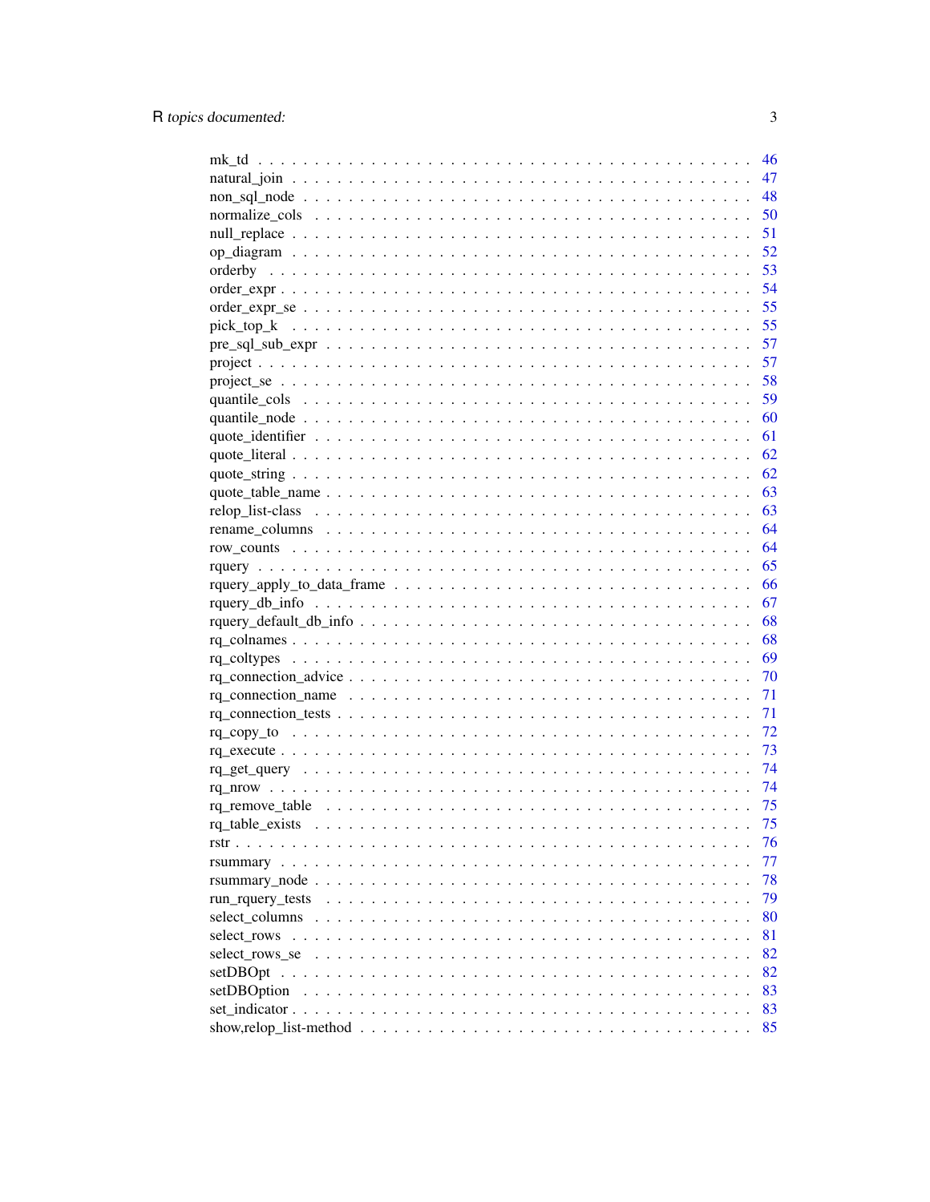mk_td . . . . . . . . . . . . . . . . . . . . . . . . . . . . . . . . . . . . . . . . . . 46
natural_join . . . . . . . . . . . . . . . . . . . . . . . . . . . . . . . . . . . . . . . 47
non_sql_node . . . . . . . . . . . . . . . . . . . . . . . . . . . . . . . . . . . . . . 48
normalize_cols . . . . . . . . . . . . . . . . . . . . . . . . . . . . . . . . . . . . . 50
null_replace . . . . . . . . . . . . . . . . . . . . . . . . . . . . . . . . . . . . . . . 51
op_diagram . . . . . . . . . . . . . . . . . . . . . . . . . . . . . . . . . . . . . . . 52
orderby . . . . . . . . . . . . . . . . . . . . . . . . . . . . . . . . . . . . . . . . . 53
order_expr . . . . . . . . . . . . . . . . . . . . . . . . . . . . . . . . . . . . . . . . 54
order_expr_se . . . . . . . . . . . . . . . . . . . . . . . . . . . . . . . . . . . . . . 55
pick_top_k . . . . . . . . . . . . . . . . . . . . . . . . . . . . . . . . . . . . . . . . 55
pre_sql_sub_expr . . . . . . . . . . . . . . . . . . . . . . . . . . . . . . . . . . . . 57
project . . . . . . . . . . . . . . . . . . . . . . . . . . . . . . . . . . . . . . . . . 57
project_se . . . . . . . . . . . . . . . . . . . . . . . . . . . . . . . . . . . . . . . . 58
quantile_cols . . . . . . . . . . . . . . . . . . . . . . . . . . . . . . . . . . . . . . 59
quantile_node . . . . . . . . . . . . . . . . . . . . . . . . . . . . . . . . . . . . . . 60
quote_identifier . . . . . . . . . . . . . . . . . . . . . . . . . . . . . . . . . . . . . 61
quote_literal . . . . . . . . . . . . . . . . . . . . . . . . . . . . . . . . . . . . . . . 62
quote_string . . . . . . . . . . . . . . . . . . . . . . . . . . . . . . . . . . . . . . . 62
quote_table_name . . . . . . . . . . . . . . . . . . . . . . . . . . . . . . . . . . . . 63
relop_list-class . . . . . . . . . . . . . . . . . . . . . . . . . . . . . . . . . . . . . 63
rename_columns . . . . . . . . . . . . . . . . . . . . . . . . . . . . . . . . . . . . . 64
row_counts . . . . . . . . . . . . . . . . . . . . . . . . . . . . . . . . . . . . . . . . 64
rquery . . . . . . . . . . . . . . . . . . . . . . . . . . . . . . . . . . . . . . . . . . 65
rquery_apply_to_data_frame . . . . . . . . . . . . . . . . . . . . . . . . . . . . . . . 66
rquery_db_info . . . . . . . . . . . . . . . . . . . . . . . . . . . . . . . . . . . . . . 67
rquery_default_db_info . . . . . . . . . . . . . . . . . . . . . . . . . . . . . . . . . . 68
rq_colnames . . . . . . . . . . . . . . . . . . . . . . . . . . . . . . . . . . . . . . . 68
rq_coltypes . . . . . . . . . . . . . . . . . . . . . . . . . . . . . . . . . . . . . . . 69
rq_connection_advice . . . . . . . . . . . . . . . . . . . . . . . . . . . . . . . . . . . 70
rq_connection_name . . . . . . . . . . . . . . . . . . . . . . . . . . . . . . . . . . . 71
rq_connection_tests . . . . . . . . . . . . . . . . . . . . . . . . . . . . . . . . . . . 71
rq_copy_to . . . . . . . . . . . . . . . . . . . . . . . . . . . . . . . . . . . . . . . . 72
rq_execute . . . . . . . . . . . . . . . . . . . . . . . . . . . . . . . . . . . . . . . . 73
rq_get_query . . . . . . . . . . . . . . . . . . . . . . . . . . . . . . . . . . . . . . . 74
rq_nrow . . . . . . . . . . . . . . . . . . . . . . . . . . . . . . . . . . . . . . . . . 74
rq_remove_table . . . . . . . . . . . . . . . . . . . . . . . . . . . . . . . . . . . . . 75
rq_table_exists . . . . . . . . . . . . . . . . . . . . . . . . . . . . . . . . . . . . . . 75
rstr . . . . . . . . . . . . . . . . . . . . . . . . . . . . . . . . . . . . . . . . . . . 76
rsummary . . . . . . . . . . . . . . . . . . . . . . . . . . . . . . . . . . . . . . . . 77
rsummary_node . . . . . . . . . . . . . . . . . . . . . . . . . . . . . . . . . . . . . . 78
run_rquery_tests . . . . . . . . . . . . . . . . . . . . . . . . . . . . . . . . . . . . . 79
select_columns . . . . . . . . . . . . . . . . . . . . . . . . . . . . . . . . . . . . . . 80
select_rows . . . . . . . . . . . . . . . . . . . . . . . . . . . . . . . . . . . . . . . . 81
select_rows_se . . . . . . . . . . . . . . . . . . . . . . . . . . . . . . . . . . . . . . 82
setDBOpt . . . . . . . . . . . . . . . . . . . . . . . . . . . . . . . . . . . . . . . . . 82
setDBOption . . . . . . . . . . . . . . . . . . . . . . . . . . . . . . . . . . . . . . . 83
set_indicator . . . . . . . . . . . . . . . . . . . . . . . . . . . . . . . . . . . . . . . 83
show,relop_list-method . . . . . . . . . . . . . . . . . . . . . . . . . . . . . . . . . . 85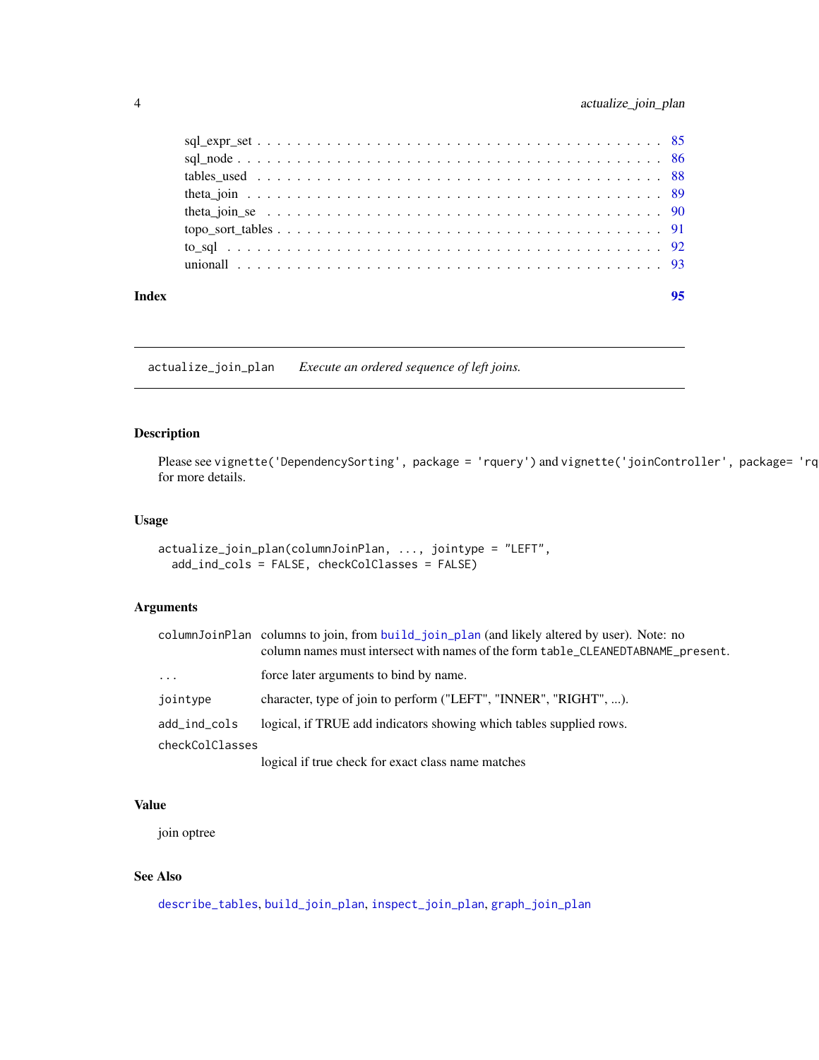sql_expr_set . . . . . . . . . . . . . . . . . . . . . . . . . . . . . . . . . . . . . . . . 85
sql_node . . . . . . . . . . . . . . . . . . . . . . . . . . . . . . . . . . . . . . . . . . 86
tables_used . . . . . . . . . . . . . . . . . . . . . . . . . . . . . . . . . . . . . . . . . 88
theta_join . . . . . . . . . . . . . . . . . . . . . . . . . . . . . . . . . . . . . . . . . . 89
theta_join_se . . . . . . . . . . . . . . . . . . . . . . . . . . . . . . . . . . . . . . . . 90
topo_sort_tables . . . . . . . . . . . . . . . . . . . . . . . . . . . . . . . . . . . . . . 91
to_sql . . . . . . . . . . . . . . . . . . . . . . . . . . . . . . . . . . . . . . . . . . . . 92
unionall . . . . . . . . . . . . . . . . . . . . . . . . . . . . . . . . . . . . . . . . . . . 93

**Index** **95**

---

## actualize_join_plan — *Execute an ordered sequence of left joins.*

### Description

Please see `vignette('DependencySorting', package = 'rquery')` and `vignette('joinController', package= 'rq` for more details.

### Usage

```
actualize_join_plan(columnJoinPlan, ..., jointype = "LEFT",
  add_ind_cols = FALSE, checkColClasses = FALSE)
```

### Arguments

| | |
|---|---|
| `columnJoinPlan` | columns to join, from `build_join_plan` (and likely altered by user). Note: no column names must intersect with names of the form `table_CLEANEDTABNAME_present`. |
| `...` | force later arguments to bind by name. |
| `jointype` | character, type of join to perform ("LEFT", "INNER", "RIGHT", ...). |
| `add_ind_cols` | logical, if TRUE add indicators showing which tables supplied rows. |
| `checkColClasses` | logical if true check for exact class name matches |

### Value

join optree

### See Also

`describe_tables`, `build_join_plan`, `inspect_join_plan`, `graph_join_plan`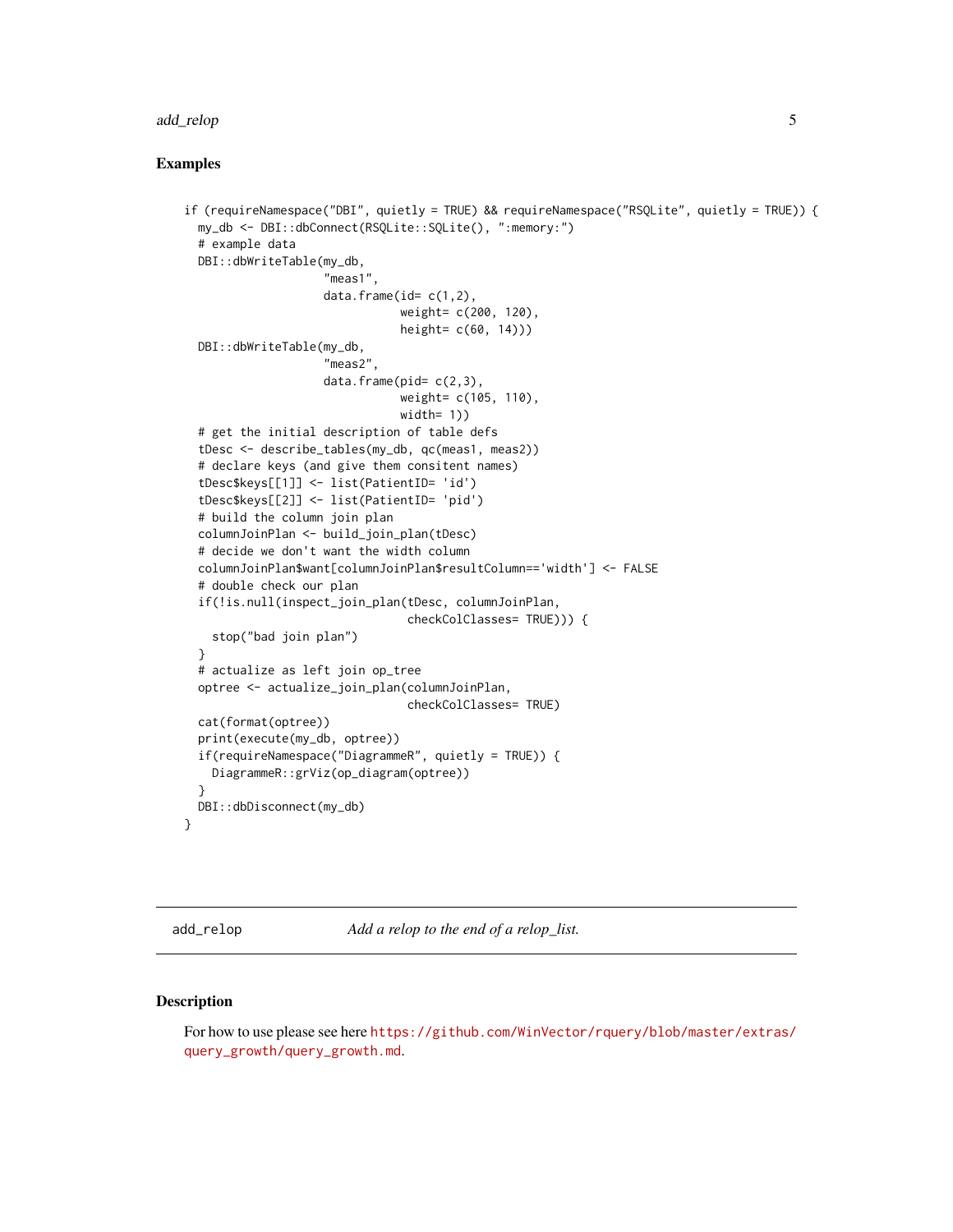## Examples

```
if (requireNamespace("DBI", quietly = TRUE) && requireNamespace("RSQLite", quietly = TRUE)) {
  my_db <- DBI::dbConnect(RSQLite::SQLite(), ":memory:")
  # example data
  DBI::dbWriteTable(my_db,
                    "meas1",
                    data.frame(id= c(1,2),
                               weight= c(200, 120),
                               height= c(60, 14)))
  DBI::dbWriteTable(my_db,
                    "meas2",
                    data.frame(pid= c(2,3),
                               weight= c(105, 110),
                               width= 1))
  # get the initial description of table defs
  tDesc <- describe_tables(my_db, qc(meas1, meas2))
  # declare keys (and give them consitent names)
  tDesc$keys[[1]] <- list(PatientID= 'id')
  tDesc$keys[[2]] <- list(PatientID= 'pid')
  # build the column join plan
  columnJoinPlan <- build_join_plan(tDesc)
  # decide we don't want the width column
  columnJoinPlan$want[columnJoinPlan$resultColumn=='width'] <- FALSE
  # double check our plan
  if(!is.null(inspect_join_plan(tDesc, columnJoinPlan,
                                checkColClasses= TRUE))) {
    stop("bad join plan")
  }
  # actualize as left join op_tree
  optree <- actualize_join_plan(columnJoinPlan,
                                checkColClasses= TRUE)
  cat(format(optree))
  print(execute(my_db, optree))
  if(requireNamespace("DiagrammeR", quietly = TRUE)) {
    DiagrammeR::grViz(op_diagram(optree))
  }
  DBI::dbDisconnect(my_db)
}
```

---

`add_relop` *Add a relop to the end of a relop_list.*

---

## Description

For how to use please see here https://github.com/WinVector/rquery/blob/master/extras/query_growth/query_growth.md.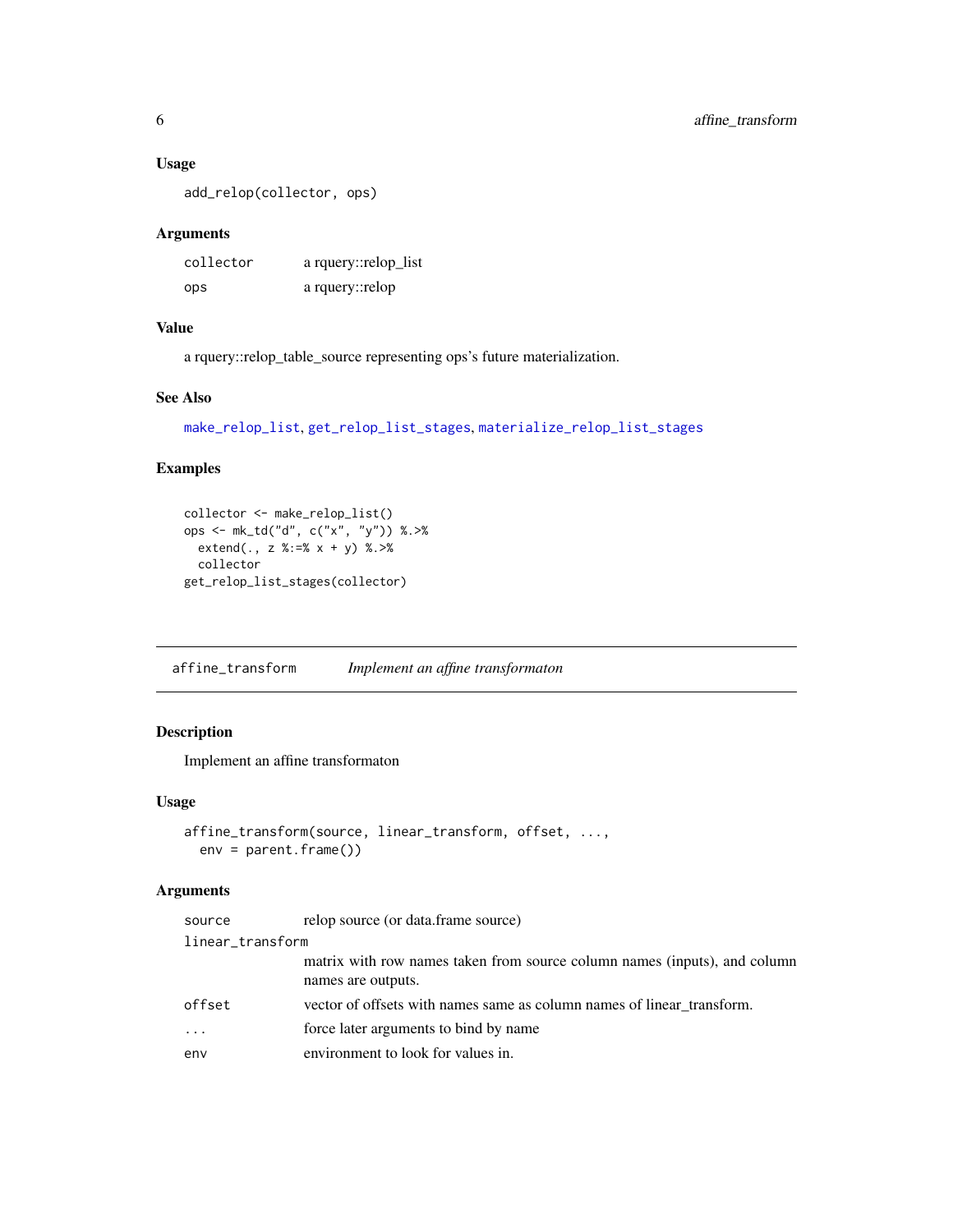### Usage

```
add_relop(collector, ops)
```

### Arguments

| | |
|---|---|
| collector | a rquery::relop_list |
| ops | a rquery::relop |

### Value

a rquery::relop_table_source representing ops's future materialization.

### See Also

make_relop_list, get_relop_list_stages, materialize_relop_list_stages

### Examples

```
collector <- make_relop_list()
ops <- mk_td("d", c("x", "y")) %.>%
  extend(., z %:=% x + y) %.>%
  collector
get_relop_list_stages(collector)
```

---

## affine_transform *Implement an affine transformaton*

### Description

Implement an affine transformaton

### Usage

```
affine_transform(source, linear_transform, offset, ...,
  env = parent.frame())
```

### Arguments

| | |
|---|---|
| source | relop source (or data.frame source) |
| linear_transform | matrix with row names taken from source column names (inputs), and column names are outputs. |
| offset | vector of offsets with names same as column names of linear_transform. |
| ... | force later arguments to bind by name |
| env | environment to look for values in. |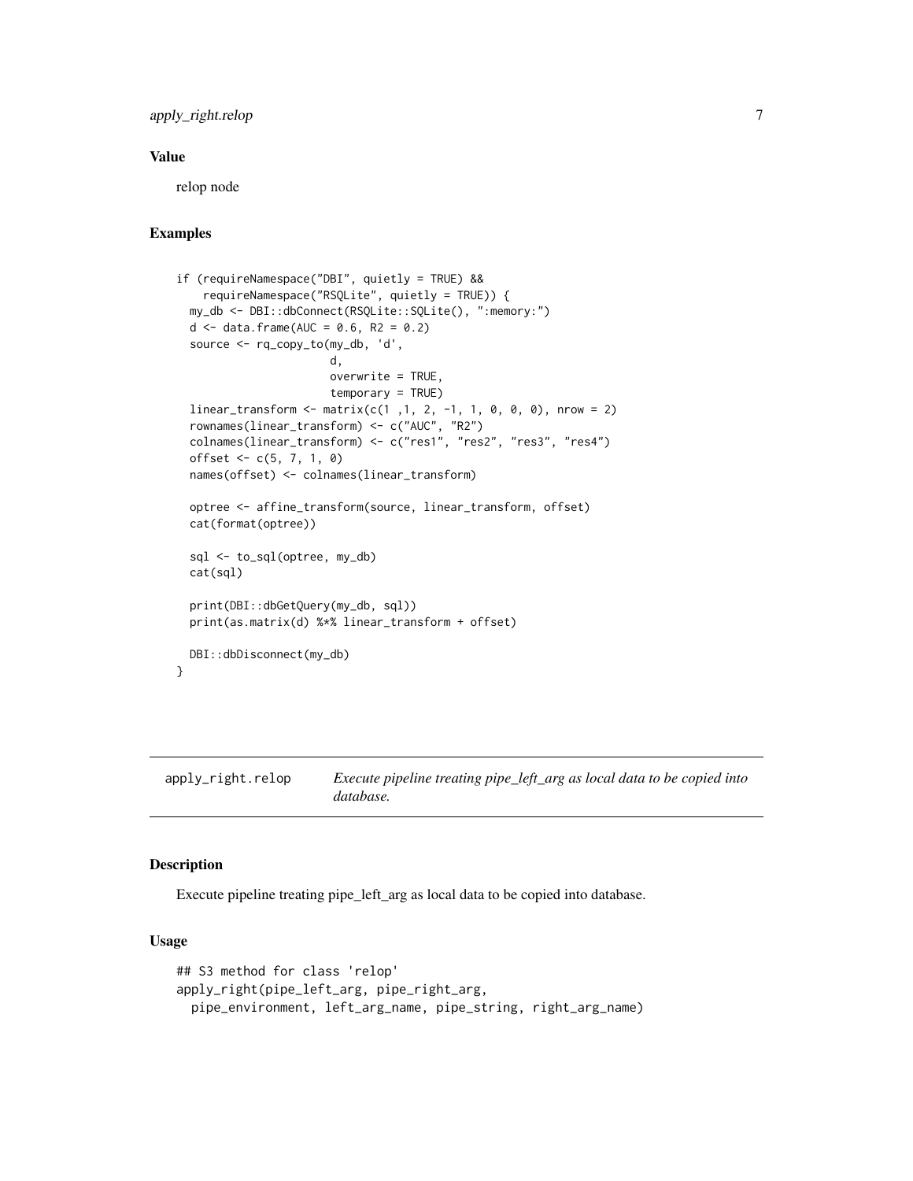### Value

relop node

### Examples

```
if (requireNamespace("DBI", quietly = TRUE) &&
    requireNamespace("RSQLite", quietly = TRUE)) {
  my_db <- DBI::dbConnect(RSQLite::SQLite(), ":memory:")
  d <- data.frame(AUC = 0.6, R2 = 0.2)
  source <- rq_copy_to(my_db, 'd',
                       d,
                       overwrite = TRUE,
                       temporary = TRUE)
  linear_transform <- matrix(c(1 ,1, 2, -1, 1, 0, 0, 0), nrow = 2)
  rownames(linear_transform) <- c("AUC", "R2")
  colnames(linear_transform) <- c("res1", "res2", "res3", "res4")
  offset <- c(5, 7, 1, 0)
  names(offset) <- colnames(linear_transform)

  optree <- affine_transform(source, linear_transform, offset)
  cat(format(optree))

  sql <- to_sql(optree, my_db)
  cat(sql)

  print(DBI::dbGetQuery(my_db, sql))
  print(as.matrix(d) %*% linear_transform + offset)

  DBI::dbDisconnect(my_db)
}
```

## apply_right.relop — *Execute pipeline treating pipe_left_arg as local data to be copied into database.*

### Description

Execute pipeline treating pipe_left_arg as local data to be copied into database.

### Usage

```
## S3 method for class 'relop'
apply_right(pipe_left_arg, pipe_right_arg,
  pipe_environment, left_arg_name, pipe_string, right_arg_name)
```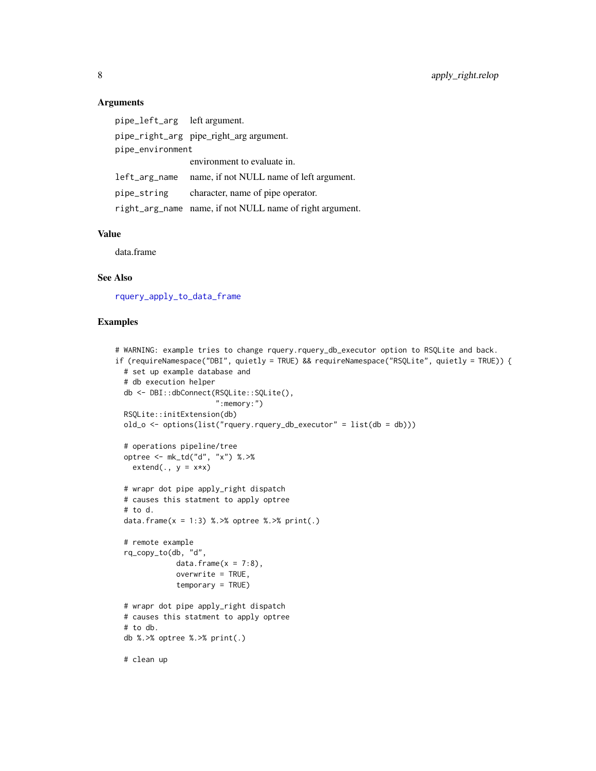### Arguments

| | |
|---|---|
| `pipe_left_arg` | left argument. |
| `pipe_right_arg` | pipe_right_arg argument. |
| `pipe_environment` | environment to evaluate in. |
| `left_arg_name` | name, if not NULL name of left argument. |
| `pipe_string` | character, name of pipe operator. |
| `right_arg_name` | name, if not NULL name of right argument. |

### Value

data.frame

### See Also

rquery_apply_to_data_frame

### Examples

```
# WARNING: example tries to change rquery.rquery_db_executor option to RSQLite and back.
if (requireNamespace("DBI", quietly = TRUE) && requireNamespace("RSQLite", quietly = TRUE)) {
  # set up example database and
  # db execution helper
  db <- DBI::dbConnect(RSQLite::SQLite(),
                       ":memory:")
  RSQLite::initExtension(db)
  old_o <- options(list("rquery.rquery_db_executor" = list(db = db)))

  # operations pipeline/tree
  optree <- mk_td("d", "x") %.>%
    extend(., y = x*x)

  # wrapr dot pipe apply_right dispatch
  # causes this statment to apply optree
  # to d.
  data.frame(x = 1:3) %.>% optree %.>% print(.)

  # remote example
  rq_copy_to(db, "d",
             data.frame(x = 7:8),
             overwrite = TRUE,
             temporary = TRUE)

  # wrapr dot pipe apply_right dispatch
  # causes this statment to apply optree
  # to db.
  db %.>% optree %.>% print(.)

  # clean up
```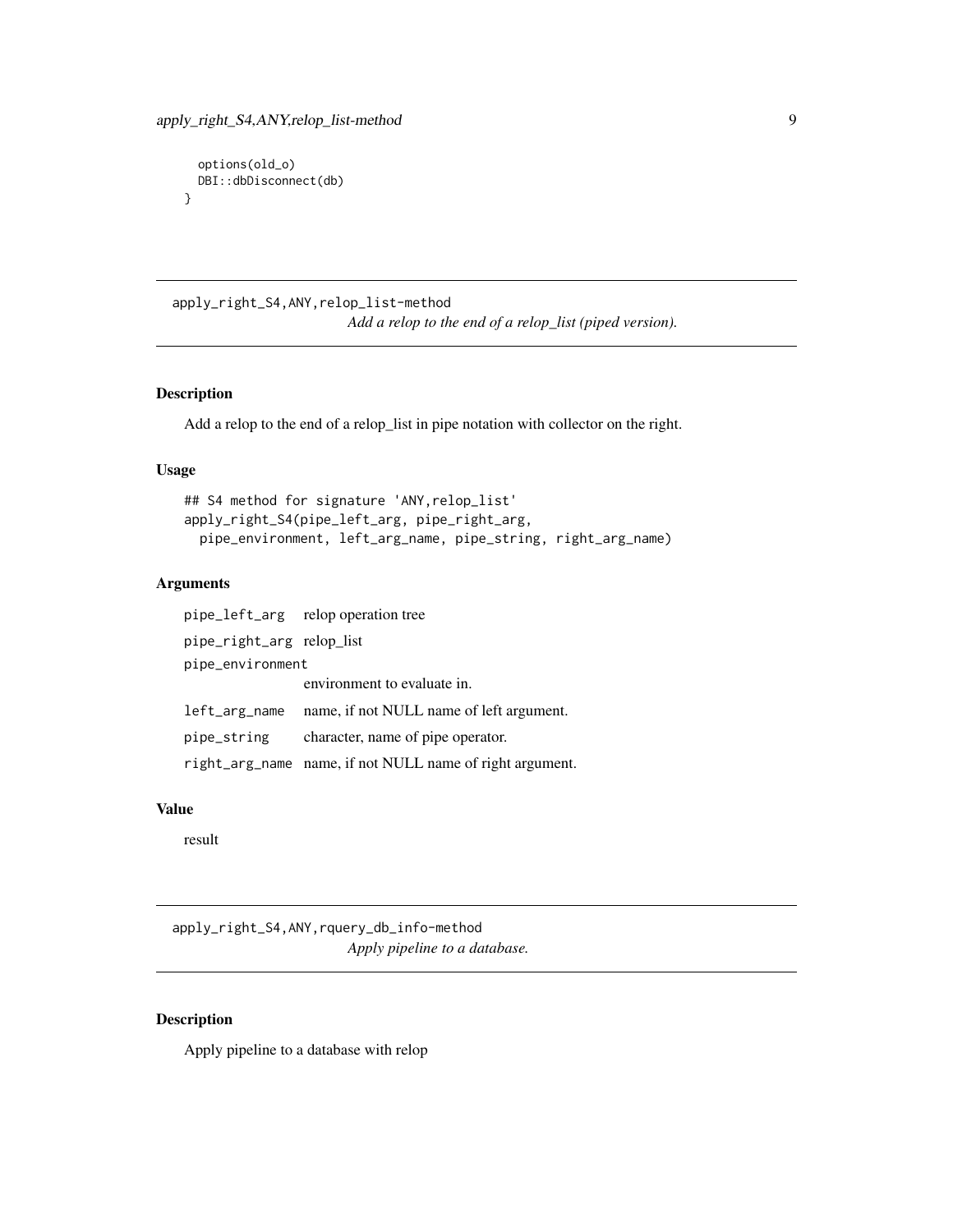```
  options(old_o)
  DBI::dbDisconnect(db)
}
```

## apply_right_S4,ANY,relop_list-method

*Add a relop to the end of a relop_list (piped version).*

### Description

Add a relop to the end of a relop_list in pipe notation with collector on the right.

### Usage

```
## S4 method for signature 'ANY,relop_list'
apply_right_S4(pipe_left_arg, pipe_right_arg,
  pipe_environment, left_arg_name, pipe_string, right_arg_name)
```

### Arguments

| | |
|---|---|
| `pipe_left_arg` | relop operation tree |
| `pipe_right_arg` | relop_list |
| `pipe_environment` | environment to evaluate in. |
| `left_arg_name` | name, if not NULL name of left argument. |
| `pipe_string` | character, name of pipe operator. |
| `right_arg_name` | name, if not NULL name of right argument. |

### Value

result

## apply_right_S4,ANY,rquery_db_info-method

*Apply pipeline to a database.*

### Description

Apply pipeline to a database with relop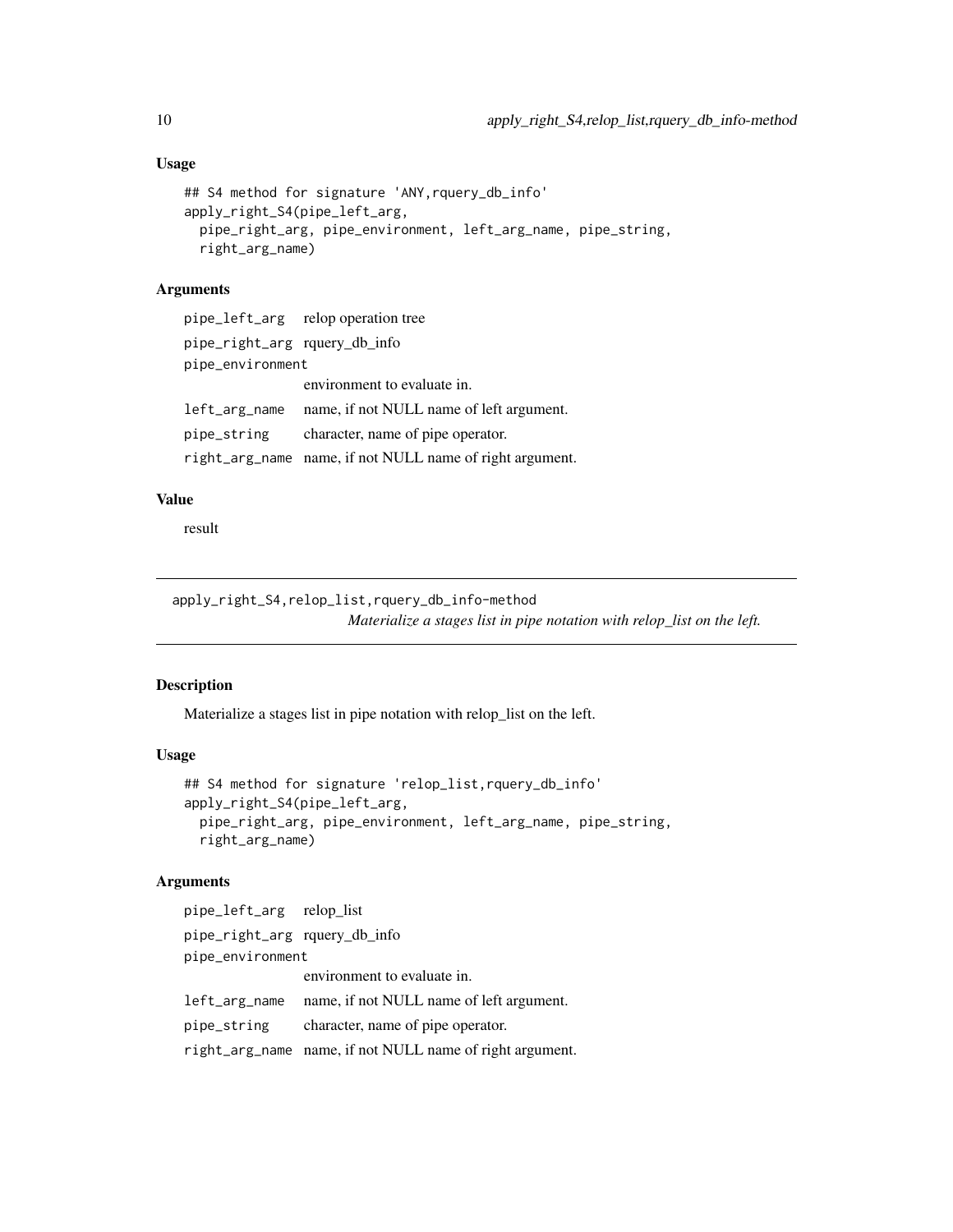### Usage

```
## S4 method for signature 'ANY,rquery_db_info'
apply_right_S4(pipe_left_arg,
  pipe_right_arg, pipe_environment, left_arg_name, pipe_string,
  right_arg_name)
```

### Arguments

| | |
|---|---|
| pipe_left_arg | relop operation tree |
| pipe_right_arg | rquery_db_info |
| pipe_environment | environment to evaluate in. |
| left_arg_name | name, if not NULL name of left argument. |
| pipe_string | character, name of pipe operator. |
| right_arg_name | name, if not NULL name of right argument. |

### Value

result

---

## apply_right_S4,relop_list,rquery_db_info-method

*Materialize a stages list in pipe notation with relop_list on the left.*

---

### Description

Materialize a stages list in pipe notation with relop_list on the left.

### Usage

```
## S4 method for signature 'relop_list,rquery_db_info'
apply_right_S4(pipe_left_arg,
  pipe_right_arg, pipe_environment, left_arg_name, pipe_string,
  right_arg_name)
```

### Arguments

| | |
|---|---|
| pipe_left_arg | relop_list |
| pipe_right_arg | rquery_db_info |
| pipe_environment | environment to evaluate in. |
| left_arg_name | name, if not NULL name of left argument. |
| pipe_string | character, name of pipe operator. |
| right_arg_name | name, if not NULL name of right argument. |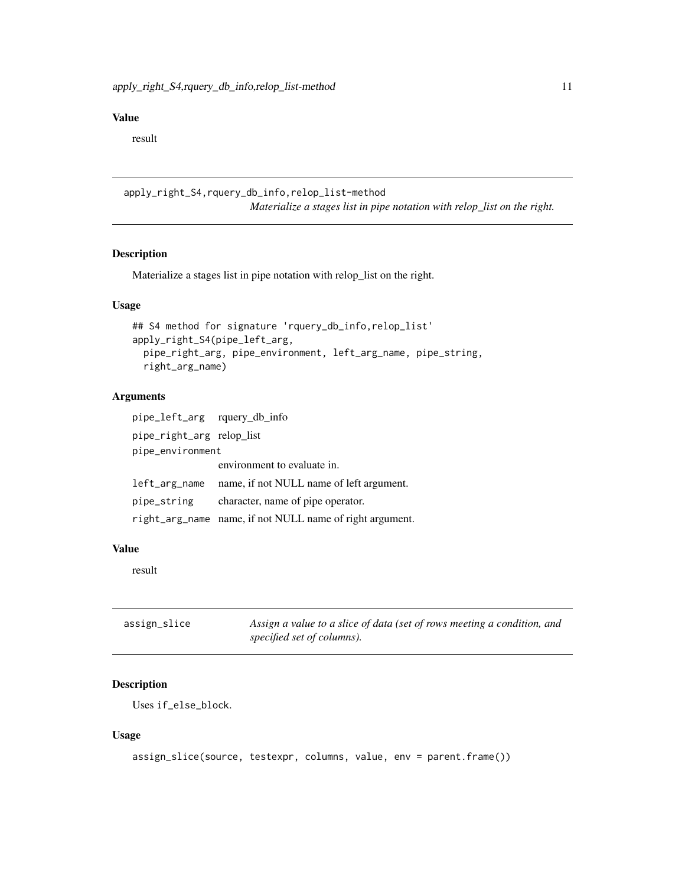## Value

result

## apply_right_S4,rquery_db_info,relop_list-method

*Materialize a stages list in pipe notation with relop_list on the right.*

### Description

Materialize a stages list in pipe notation with relop_list on the right.

### Usage

```
## S4 method for signature 'rquery_db_info,relop_list'
apply_right_S4(pipe_left_arg,
  pipe_right_arg, pipe_environment, left_arg_name, pipe_string,
  right_arg_name)
```

### Arguments

| | |
|---|---|
| `pipe_left_arg` | rquery_db_info |
| `pipe_right_arg` | relop_list |
| `pipe_environment` | environment to evaluate in. |
| `left_arg_name` | name, if not NULL name of left argument. |
| `pipe_string` | character, name of pipe operator. |
| `right_arg_name` | name, if not NULL name of right argument. |

### Value

result

## assign_slice

*Assign a value to a slice of data (set of rows meeting a condition, and specified set of columns).*

### Description

Uses `if_else_block`.

### Usage

```
assign_slice(source, testexpr, columns, value, env = parent.frame())
```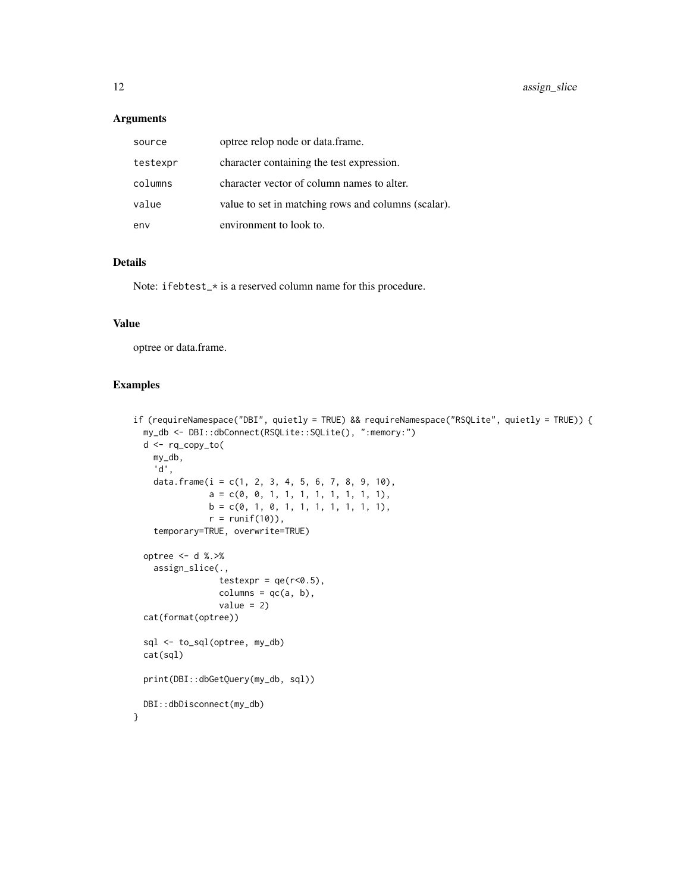## Arguments

| | |
|---|---|
| source | optree relop node or data.frame. |
| testexpr | character containing the test expression. |
| columns | character vector of column names to alter. |
| value | value to set in matching rows and columns (scalar). |
| env | environment to look to. |

## Details

Note: ifebtest_* is a reserved column name for this procedure.

## Value

optree or data.frame.

## Examples

```
if (requireNamespace("DBI", quietly = TRUE) && requireNamespace("RSQLite", quietly = TRUE)) {
  my_db <- DBI::dbConnect(RSQLite::SQLite(), ":memory:")
  d <- rq_copy_to(
    my_db,
    'd',
    data.frame(i = c(1, 2, 3, 4, 5, 6, 7, 8, 9, 10),
               a = c(0, 0, 1, 1, 1, 1, 1, 1, 1, 1),
               b = c(0, 1, 0, 1, 1, 1, 1, 1, 1, 1),
               r = runif(10)),
    temporary=TRUE, overwrite=TRUE)

  optree <- d %.>%
    assign_slice(.,
                 testexpr = qe(r<0.5),
                 columns = qc(a, b),
                 value = 2)
  cat(format(optree))

  sql <- to_sql(optree, my_db)
  cat(sql)

  print(DBI::dbGetQuery(my_db, sql))

  DBI::dbDisconnect(my_db)
}
```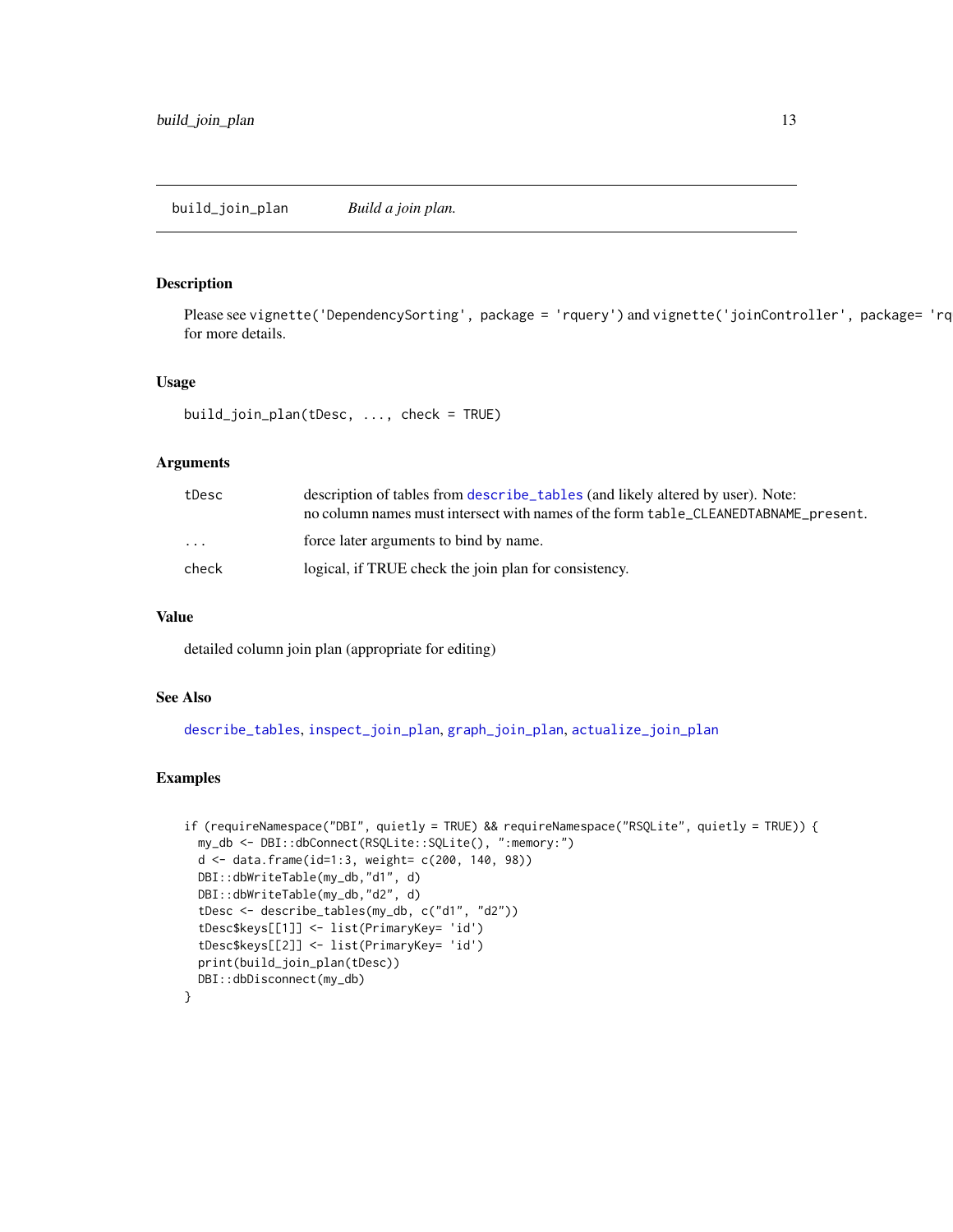# build_join_plan — *Build a join plan.*

## Description

Please see `vignette('DependencySorting', package = 'rquery')` and `vignette('joinController', package= 'rq` for more details.

## Usage

```
build_join_plan(tDesc, ..., check = TRUE)
```

## Arguments

| | |
|---|---|
| `tDesc` | description of tables from `describe_tables` (and likely altered by user). Note: no column names must intersect with names of the form `table_CLEANEDTABNAME_present`. |
| `...` | force later arguments to bind by name. |
| `check` | logical, if TRUE check the join plan for consistency. |

## Value

detailed column join plan (appropriate for editing)

## See Also

`describe_tables`, `inspect_join_plan`, `graph_join_plan`, `actualize_join_plan`

## Examples

```
if (requireNamespace("DBI", quietly = TRUE) && requireNamespace("RSQLite", quietly = TRUE)) {
  my_db <- DBI::dbConnect(RSQLite::SQLite(), ":memory:")
  d <- data.frame(id=1:3, weight= c(200, 140, 98))
  DBI::dbWriteTable(my_db,"d1", d)
  DBI::dbWriteTable(my_db,"d2", d)
  tDesc <- describe_tables(my_db, c("d1", "d2"))
  tDesc$keys[[1]] <- list(PrimaryKey= 'id')
  tDesc$keys[[2]] <- list(PrimaryKey= 'id')
  print(build_join_plan(tDesc))
  DBI::dbDisconnect(my_db)
}
```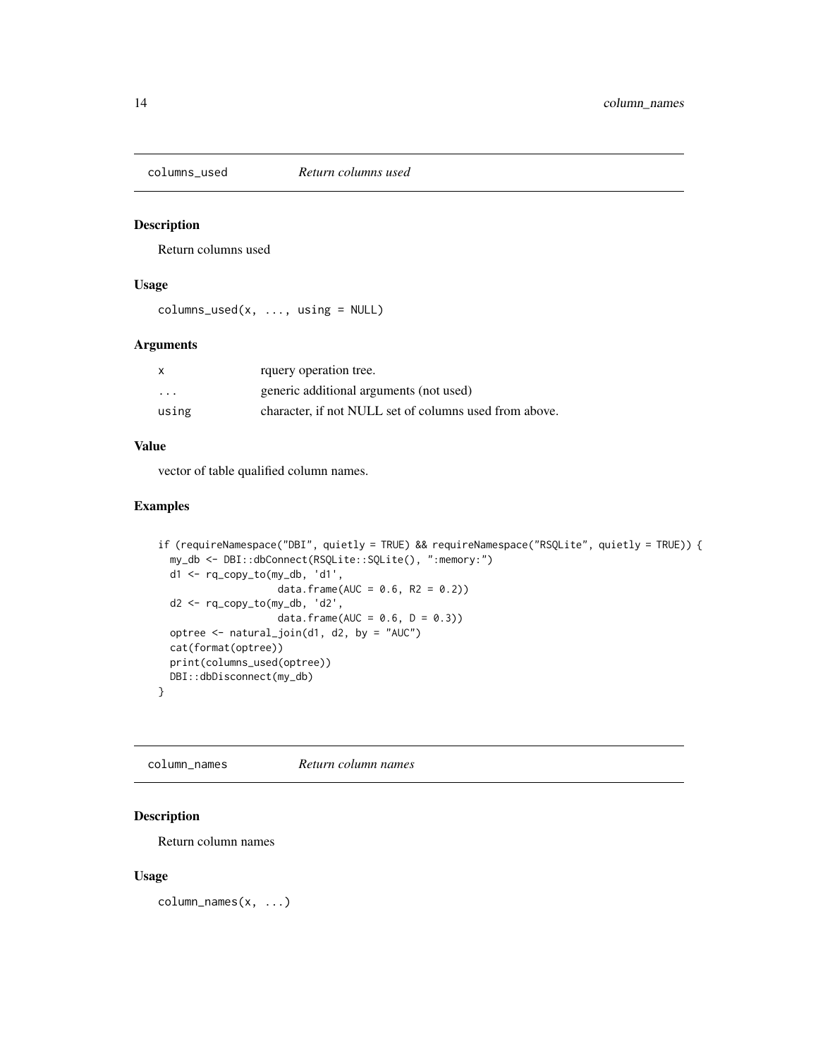## columns_used *Return columns used*

### Description

Return columns used

### Usage

```
columns_used(x, ..., using = NULL)
```

### Arguments

| | |
|---|---|
| x | rquery operation tree. |
| ... | generic additional arguments (not used) |
| using | character, if not NULL set of columns used from above. |

### Value

vector of table qualified column names.

### Examples

```
if (requireNamespace("DBI", quietly = TRUE) && requireNamespace("RSQLite", quietly = TRUE)) {
  my_db <- DBI::dbConnect(RSQLite::SQLite(), ":memory:")
  d1 <- rq_copy_to(my_db, 'd1',
                   data.frame(AUC = 0.6, R2 = 0.2))
  d2 <- rq_copy_to(my_db, 'd2',
                   data.frame(AUC = 0.6, D = 0.3))
  optree <- natural_join(d1, d2, by = "AUC")
  cat(format(optree))
  print(columns_used(optree))
  DBI::dbDisconnect(my_db)
}
```

## column_names *Return column names*

### Description

Return column names

### Usage

```
column_names(x, ...)
```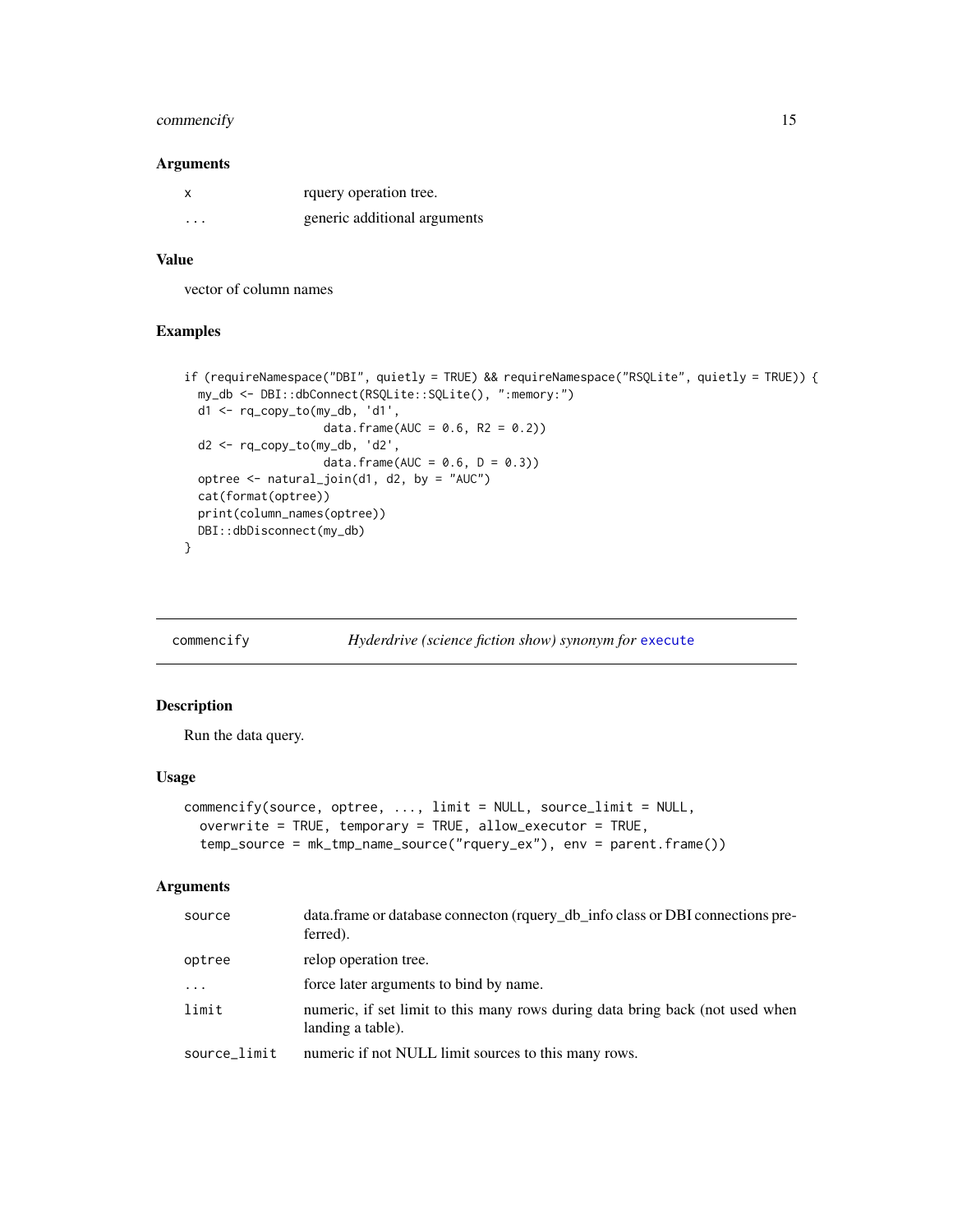### Arguments

| | |
|---|---|
| x | rquery operation tree. |
| ... | generic additional arguments |

### Value

vector of column names

### Examples

```
if (requireNamespace("DBI", quietly = TRUE) && requireNamespace("RSQLite", quietly = TRUE)) {
  my_db <- DBI::dbConnect(RSQLite::SQLite(), ":memory:")
  d1 <- rq_copy_to(my_db, 'd1',
                   data.frame(AUC = 0.6, R2 = 0.2))
  d2 <- rq_copy_to(my_db, 'd2',
                   data.frame(AUC = 0.6, D = 0.3))
  optree <- natural_join(d1, d2, by = "AUC")
  cat(format(optree))
  print(column_names(optree))
  DBI::dbDisconnect(my_db)
}
```

---

## commencify — *Hyderdrive (science fiction show) synonym for* execute

### Description

Run the data query.

### Usage

```
commencify(source, optree, ..., limit = NULL, source_limit = NULL,
  overwrite = TRUE, temporary = TRUE, allow_executor = TRUE,
  temp_source = mk_tmp_name_source("rquery_ex"), env = parent.frame())
```

### Arguments

| | |
|---|---|
| source | data.frame or database connecton (rquery_db_info class or DBI connections preferred). |
| optree | relop operation tree. |
| ... | force later arguments to bind by name. |
| limit | numeric, if set limit to this many rows during data bring back (not used when landing a table). |
| source_limit | numeric if not NULL limit sources to this many rows. |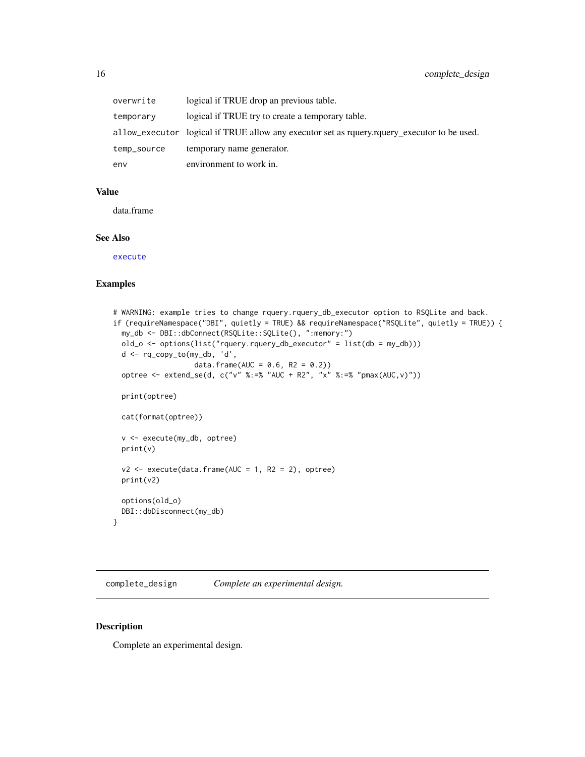| | |
|---|---|
| overwrite | logical if TRUE drop an previous table. |
| temporary | logical if TRUE try to create a temporary table. |
| allow_executor | logical if TRUE allow any executor set as rquery.rquery_executor to be used. |
| temp_source | temporary name generator. |
| env | environment to work in. |

### Value

data.frame

### See Also

execute

### Examples

```
# WARNING: example tries to change rquery.rquery_db_executor option to RSQLite and back.
if (requireNamespace("DBI", quietly = TRUE) && requireNamespace("RSQLite", quietly = TRUE)) {
  my_db <- DBI::dbConnect(RSQLite::SQLite(), ":memory:")
  old_o <- options(list("rquery.rquery_db_executor" = list(db = my_db)))
  d <- rq_copy_to(my_db, 'd',
                  data.frame(AUC = 0.6, R2 = 0.2))
  optree <- extend_se(d, c("v" %:=% "AUC + R2", "x" %:=% "pmax(AUC,v)"))

  print(optree)

  cat(format(optree))

  v <- execute(my_db, optree)
  print(v)

  v2 <- execute(data.frame(AUC = 1, R2 = 2), optree)
  print(v2)

  options(old_o)
  DBI::dbDisconnect(my_db)
}
```

---

## complete_design — *Complete an experimental design.*

### Description

Complete an experimental design.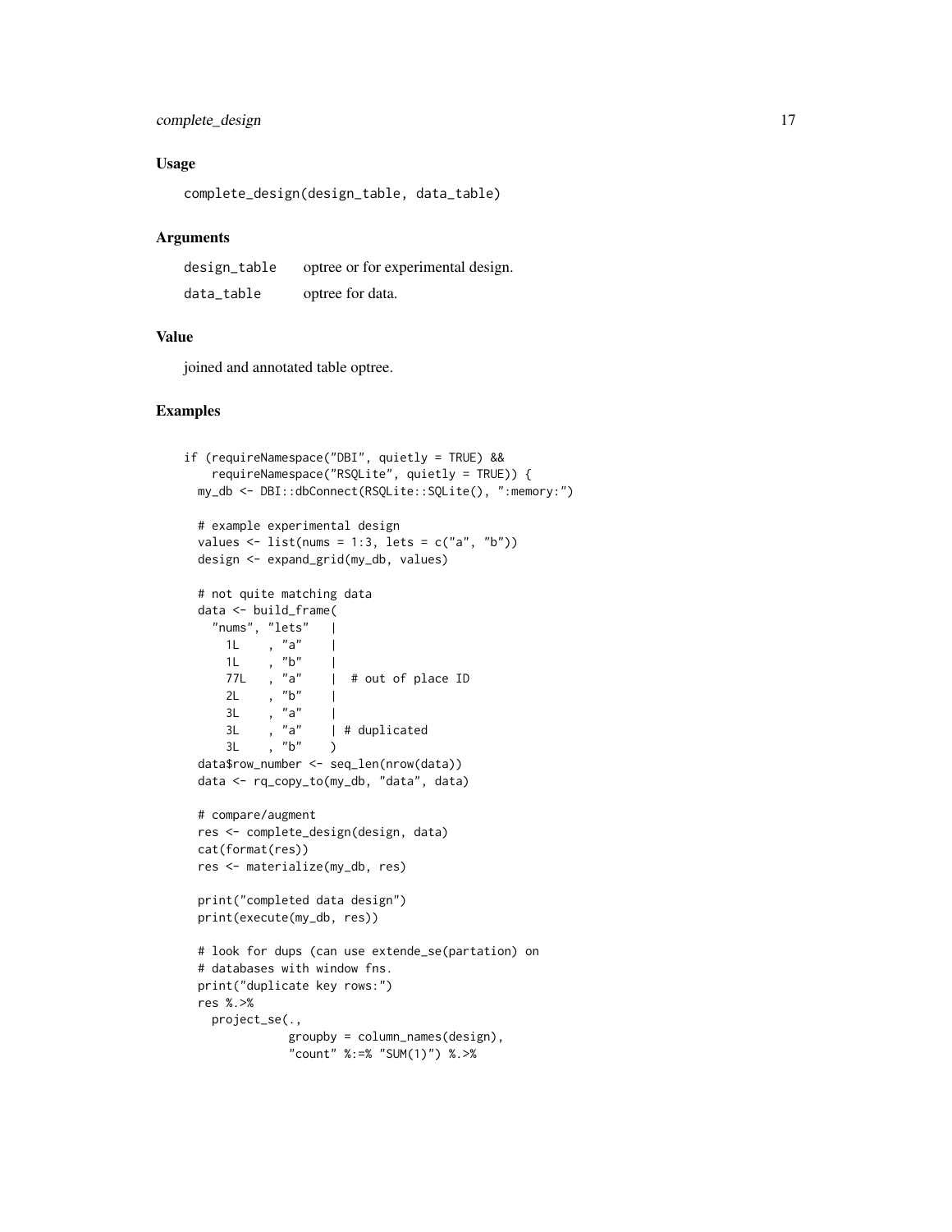### Usage

```
complete_design(design_table, data_table)
```

### Arguments

| | |
|---|---|
| design_table | optree or for experimental design. |
| data_table | optree for data. |

### Value

joined and annotated table optree.

### Examples

```
if (requireNamespace("DBI", quietly = TRUE) &&
    requireNamespace("RSQLite", quietly = TRUE)) {
  my_db <- DBI::dbConnect(RSQLite::SQLite(), ":memory:")

  # example experimental design
  values <- list(nums = 1:3, lets = c("a", "b"))
  design <- expand_grid(my_db, values)

  # not quite matching data
  data <- build_frame(
    "nums", "lets"   |
      1L    , "a"    |
      1L    , "b"    |
      77L   , "a"    |  # out of place ID
      2L    , "b"    |
      3L    , "a"    |
      3L    , "a"    | # duplicated
      3L    , "b"    )
  data$row_number <- seq_len(nrow(data))
  data <- rq_copy_to(my_db, "data", data)

  # compare/augment
  res <- complete_design(design, data)
  cat(format(res))
  res <- materialize(my_db, res)

  print("completed data design")
  print(execute(my_db, res))

  # look for dups (can use extende_se(partation) on
  # databases with window fns.
  print("duplicate key rows:")
  res %.>%
    project_se(.,
               groupby = column_names(design),
               "count" %:=% "SUM(1)") %.>%
```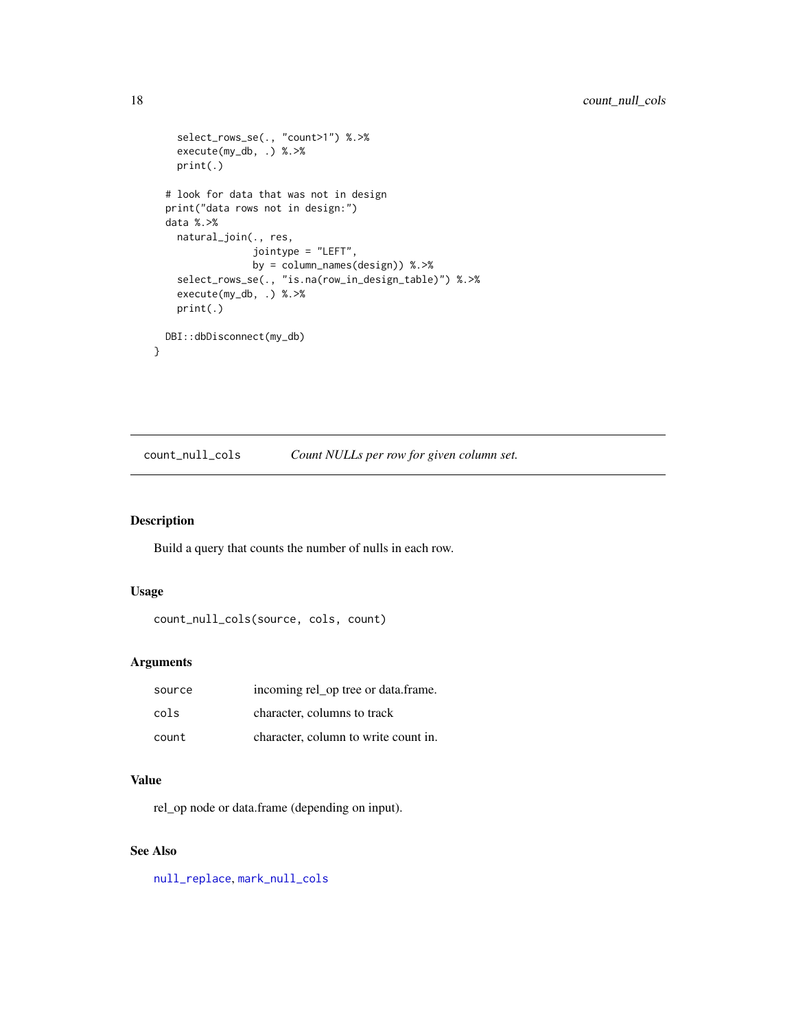```
    select_rows_se(., "count>1") %.>%
    execute(my_db, .) %.>%
    print(.)

  # look for data that was not in design
  print("data rows not in design:")
  data %.>%
    natural_join(., res,
                 jointype = "LEFT",
                 by = column_names(design)) %.>%
    select_rows_se(., "is.na(row_in_design_table)") %.>%
    execute(my_db, .) %.>%
    print(.)

  DBI::dbDisconnect(my_db)
}
```

## count_null_cols — *Count NULLs per row for given column set.*

### Description

Build a query that counts the number of nulls in each row.

### Usage

```
count_null_cols(source, cols, count)
```

### Arguments

| | |
|---|---|
| source | incoming rel_op tree or data.frame. |
| cols | character, columns to track |
| count | character, column to write count in. |

### Value

rel_op node or data.frame (depending on input).

### See Also

null_replace, mark_null_cols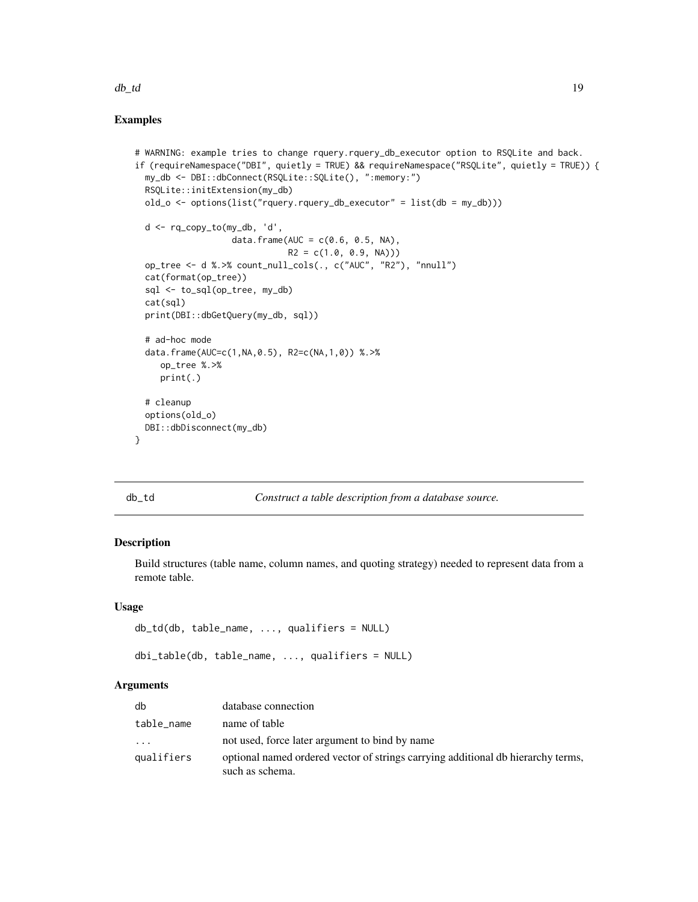### Examples

```
# WARNING: example tries to change rquery.rquery_db_executor option to RSQLite and back.
if (requireNamespace("DBI", quietly = TRUE) && requireNamespace("RSQLite", quietly = TRUE)) {
  my_db <- DBI::dbConnect(RSQLite::SQLite(), ":memory:")
  RSQLite::initExtension(my_db)
  old_o <- options(list("rquery.rquery_db_executor" = list(db = my_db)))

  d <- rq_copy_to(my_db, 'd',
                  data.frame(AUC = c(0.6, 0.5, NA),
                             R2 = c(1.0, 0.9, NA)))
  op_tree <- d %.>% count_null_cols(., c("AUC", "R2"), "nnull")
  cat(format(op_tree))
  sql <- to_sql(op_tree, my_db)
  cat(sql)
  print(DBI::dbGetQuery(my_db, sql))

  # ad-hoc mode
  data.frame(AUC=c(1,NA,0.5), R2=c(NA,1,0)) %.>%
     op_tree %.>%
     print(.)

  # cleanup
  options(old_o)
  DBI::dbDisconnect(my_db)
}
```

---

## db_td — *Construct a table description from a database source.*

### Description

Build structures (table name, column names, and quoting strategy) needed to represent data from a remote table.

### Usage

```
db_td(db, table_name, ..., qualifiers = NULL)

dbi_table(db, table_name, ..., qualifiers = NULL)
```

### Arguments

| | |
|---|---|
| db | database connection |
| table_name | name of table |
| ... | not used, force later argument to bind by name |
| qualifiers | optional named ordered vector of strings carrying additional db hierarchy terms, such as schema. |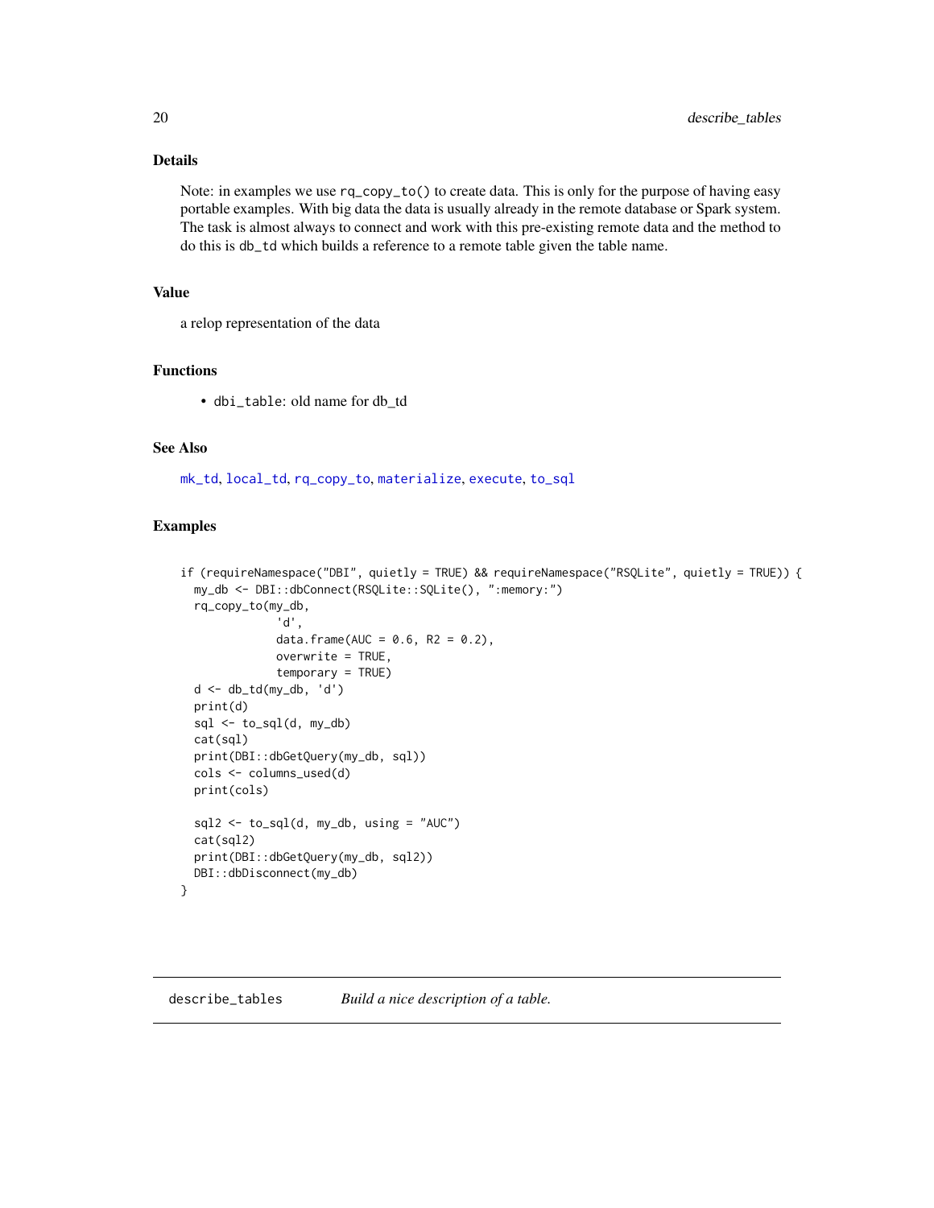## Details

Note: in examples we use `rq_copy_to()` to create data. This is only for the purpose of having easy portable examples. With big data the data is usually already in the remote database or Spark system. The task is almost always to connect and work with this pre-existing remote data and the method to do this is `db_td` which builds a reference to a remote table given the table name.

## Value

a relop representation of the data

## Functions

- `dbi_table`: old name for db_td

## See Also

mk_td, local_td, rq_copy_to, materialize, execute, to_sql

## Examples

```
if (requireNamespace("DBI", quietly = TRUE) && requireNamespace("RSQLite", quietly = TRUE)) {
  my_db <- DBI::dbConnect(RSQLite::SQLite(), ":memory:")
  rq_copy_to(my_db,
             'd',
             data.frame(AUC = 0.6, R2 = 0.2),
             overwrite = TRUE,
             temporary = TRUE)
  d <- db_td(my_db, 'd')
  print(d)
  sql <- to_sql(d, my_db)
  cat(sql)
  print(DBI::dbGetQuery(my_db, sql))
  cols <- columns_used(d)
  print(cols)

  sql2 <- to_sql(d, my_db, using = "AUC")
  cat(sql2)
  print(DBI::dbGetQuery(my_db, sql2))
  DBI::dbDisconnect(my_db)
}
```

---

# describe_tables *Build a nice description of a table.*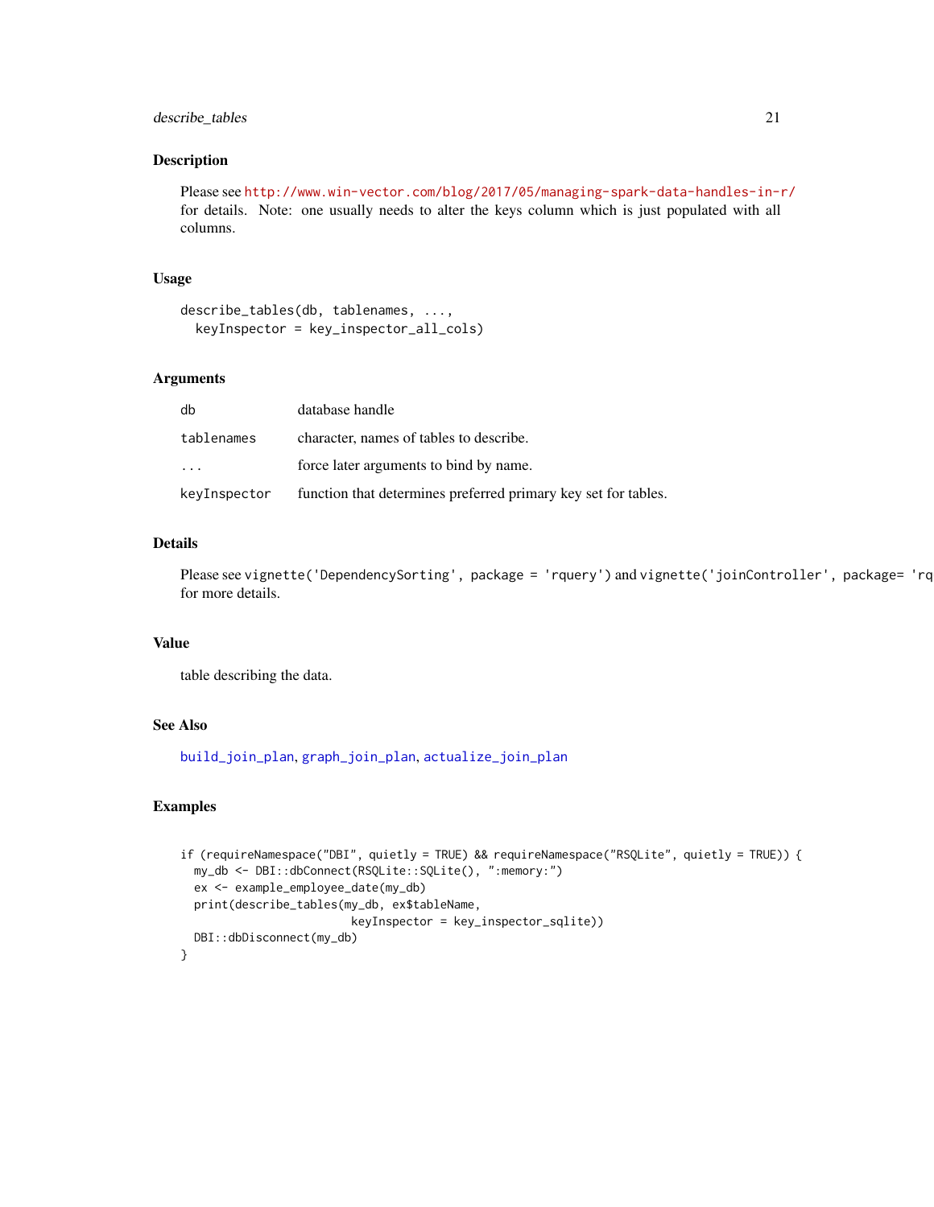## Description

Please see http://www.win-vector.com/blog/2017/05/managing-spark-data-handles-in-r/ for details. Note: one usually needs to alter the keys column which is just populated with all columns.

## Usage

```
describe_tables(db, tablenames, ...,
  keyInspector = key_inspector_all_cols)
```

## Arguments

| | |
|---|---|
| db | database handle |
| tablenames | character, names of tables to describe. |
| ... | force later arguments to bind by name. |
| keyInspector | function that determines preferred primary key set for tables. |

## Details

Please see `vignette('DependencySorting', package = 'rquery')` and `vignette('joinController', package= 'rq` for more details.

## Value

table describing the data.

## See Also

build_join_plan, graph_join_plan, actualize_join_plan

## Examples

```
if (requireNamespace("DBI", quietly = TRUE) && requireNamespace("RSQLite", quietly = TRUE)) {
  my_db <- DBI::dbConnect(RSQLite::SQLite(), ":memory:")
  ex <- example_employee_date(my_db)
  print(describe_tables(my_db, ex$tableName,
                        keyInspector = key_inspector_sqlite))
  DBI::dbDisconnect(my_db)
}
```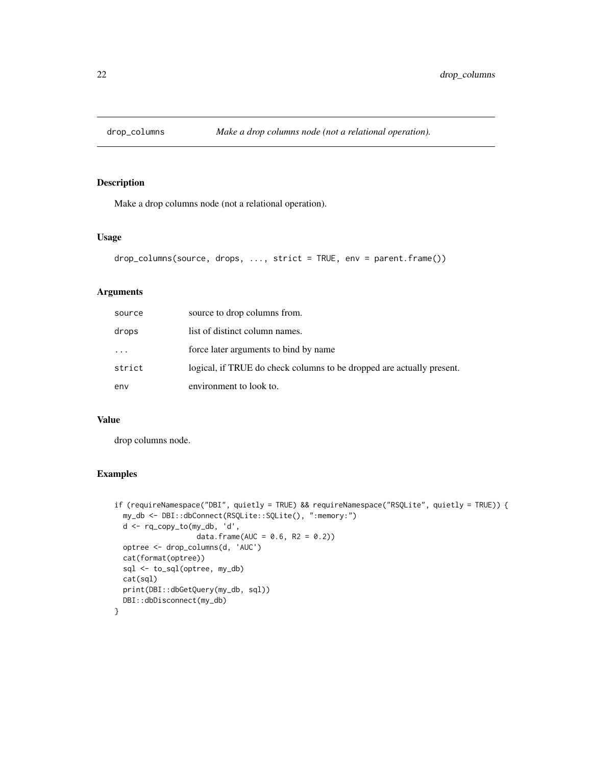# drop_columns — *Make a drop columns node (not a relational operation).*

## Description

Make a drop columns node (not a relational operation).

## Usage

```
drop_columns(source, drops, ..., strict = TRUE, env = parent.frame())
```

## Arguments

| | |
|---|---|
| source | source to drop columns from. |
| drops | list of distinct column names. |
| ... | force later arguments to bind by name |
| strict | logical, if TRUE do check columns to be dropped are actually present. |
| env | environment to look to. |

## Value

drop columns node.

## Examples

```
if (requireNamespace("DBI", quietly = TRUE) && requireNamespace("RSQLite", quietly = TRUE)) {
  my_db <- DBI::dbConnect(RSQLite::SQLite(), ":memory:")
  d <- rq_copy_to(my_db, 'd',
                  data.frame(AUC = 0.6, R2 = 0.2))
  optree <- drop_columns(d, 'AUC')
  cat(format(optree))
  sql <- to_sql(optree, my_db)
  cat(sql)
  print(DBI::dbGetQuery(my_db, sql))
  DBI::dbDisconnect(my_db)
}
```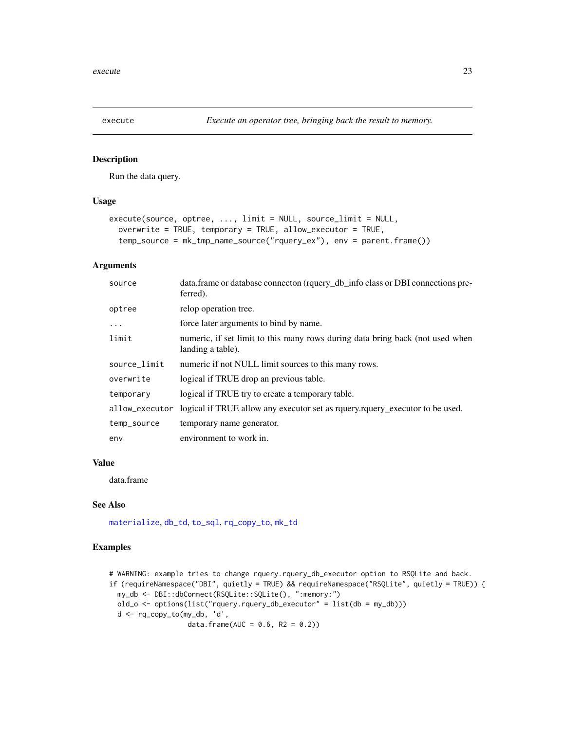## execute — *Execute an operator tree, bringing back the result to memory.*

### Description

Run the data query.

### Usage

```
execute(source, optree, ..., limit = NULL, source_limit = NULL,
  overwrite = TRUE, temporary = TRUE, allow_executor = TRUE,
  temp_source = mk_tmp_name_source("rquery_ex"), env = parent.frame())
```

### Arguments

| | |
|---|---|
| source | data.frame or database connecton (rquery_db_info class or DBI connections preferred). |
| optree | relop operation tree. |
| ... | force later arguments to bind by name. |
| limit | numeric, if set limit to this many rows during data bring back (not used when landing a table). |
| source_limit | numeric if not NULL limit sources to this many rows. |
| overwrite | logical if TRUE drop an previous table. |
| temporary | logical if TRUE try to create a temporary table. |
| allow_executor | logical if TRUE allow any executor set as rquery.rquery_executor to be used. |
| temp_source | temporary name generator. |
| env | environment to work in. |

### Value

data.frame

### See Also

materialize, db_td, to_sql, rq_copy_to, mk_td

### Examples

```
# WARNING: example tries to change rquery.rquery_db_executor option to RSQLite and back.
if (requireNamespace("DBI", quietly = TRUE) && requireNamespace("RSQLite", quietly = TRUE)) {
  my_db <- DBI::dbConnect(RSQLite::SQLite(), ":memory:")
  old_o <- options(list("rquery.rquery_db_executor" = list(db = my_db)))
  d <- rq_copy_to(my_db, 'd',
                  data.frame(AUC = 0.6, R2 = 0.2))
```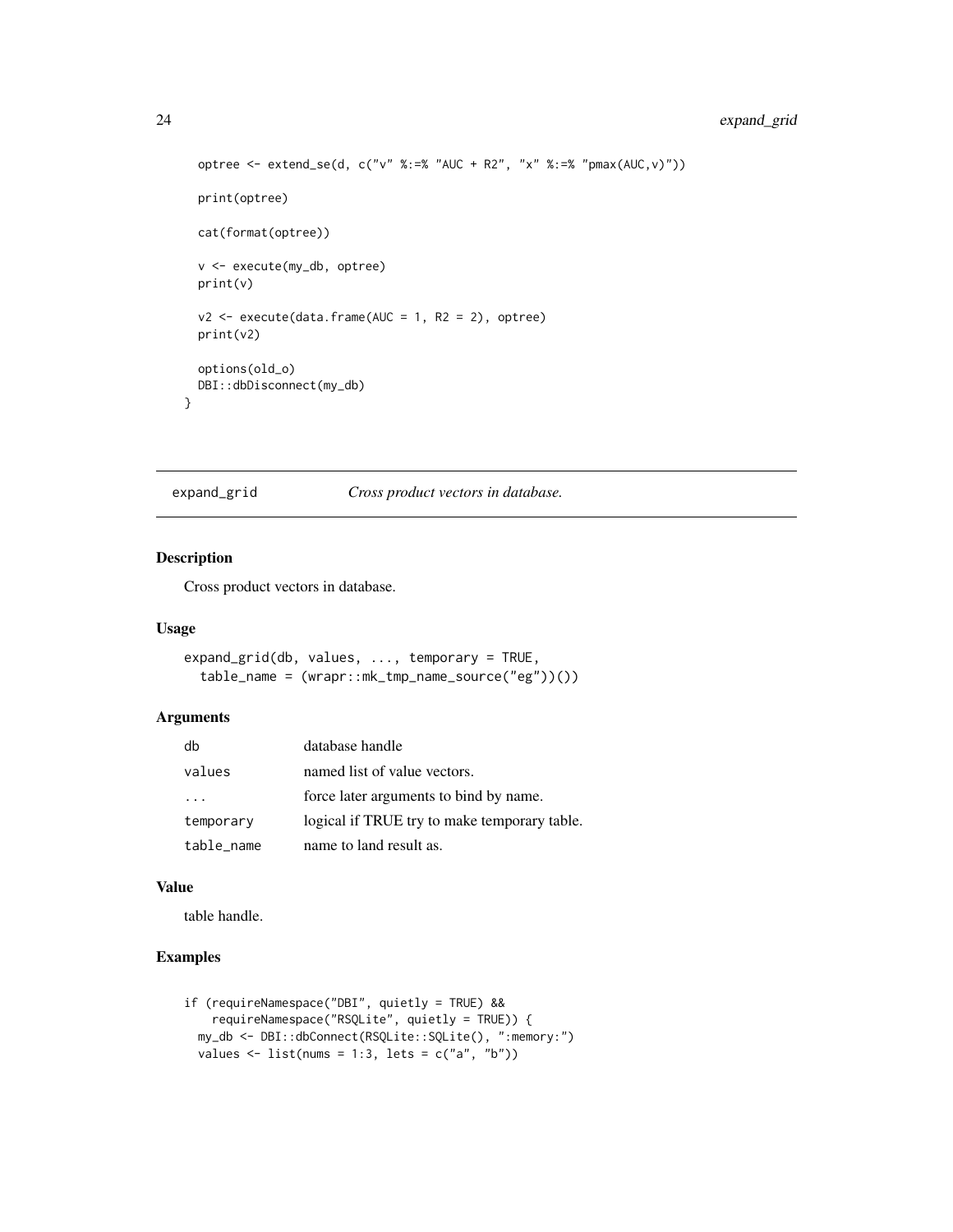```
  optree <- extend_se(d, c("v" %:=% "AUC + R2", "x" %:=% "pmax(AUC,v)"))

  print(optree)

  cat(format(optree))

  v <- execute(my_db, optree)
  print(v)

  v2 <- execute(data.frame(AUC = 1, R2 = 2), optree)
  print(v2)

  options(old_o)
  DBI::dbDisconnect(my_db)
}
```

## expand_grid *Cross product vectors in database.*

### Description

Cross product vectors in database.

### Usage

```
expand_grid(db, values, ..., temporary = TRUE,
  table_name = (wrapr::mk_tmp_name_source("eg"))())
```

### Arguments

| | |
|---|---|
| db | database handle |
| values | named list of value vectors. |
| ... | force later arguments to bind by name. |
| temporary | logical if TRUE try to make temporary table. |
| table_name | name to land result as. |

### Value

table handle.

### Examples

```
if (requireNamespace("DBI", quietly = TRUE) &&
    requireNamespace("RSQLite", quietly = TRUE)) {
  my_db <- DBI::dbConnect(RSQLite::SQLite(), ":memory:")
  values <- list(nums = 1:3, lets = c("a", "b"))
```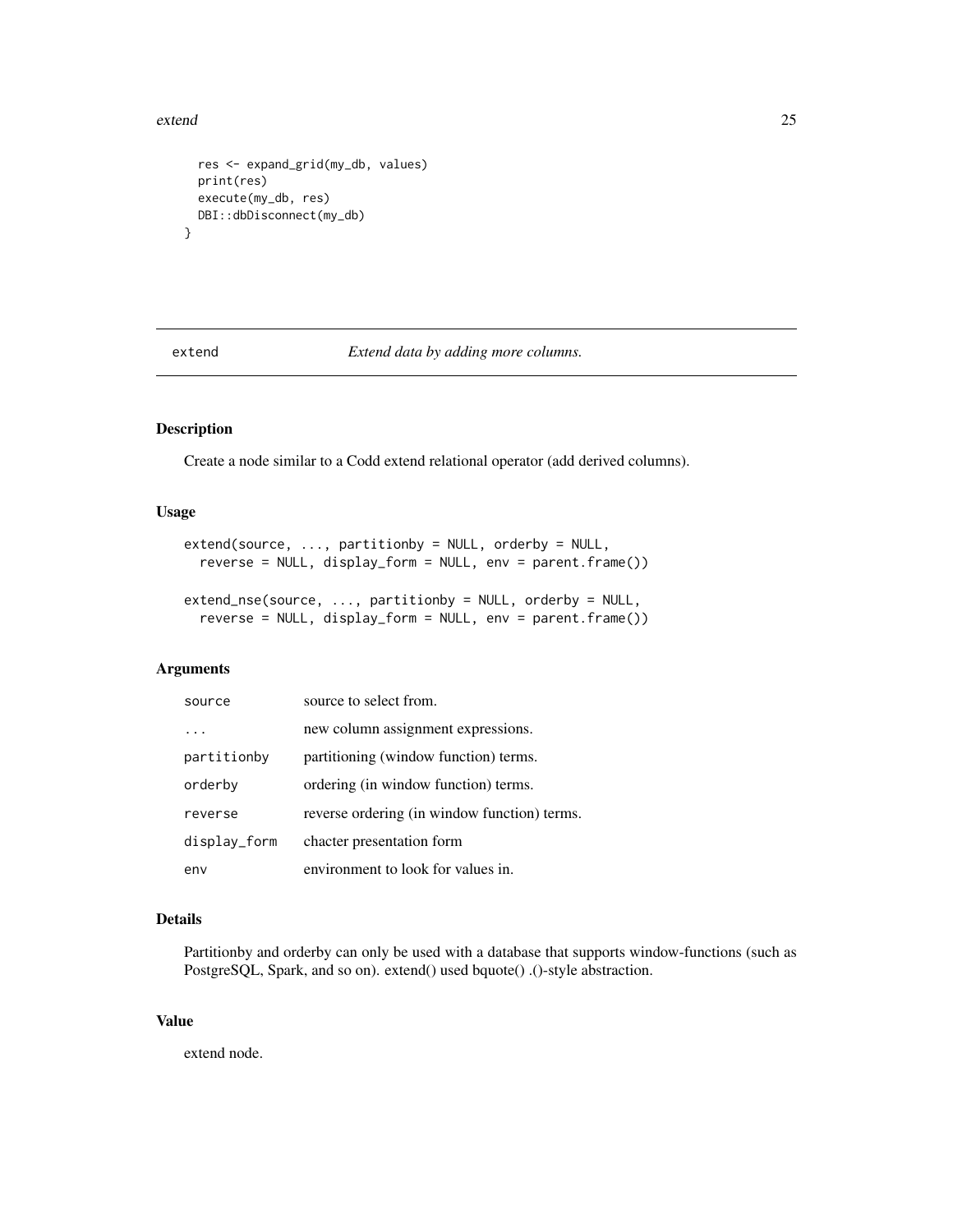```
  res <- expand_grid(my_db, values)
  print(res)
  execute(my_db, res)
  DBI::dbDisconnect(my_db)
}
```

---

## extend — *Extend data by adding more columns.*

### Description

Create a node similar to a Codd extend relational operator (add derived columns).

### Usage

```
extend(source, ..., partitionby = NULL, orderby = NULL,
  reverse = NULL, display_form = NULL, env = parent.frame())

extend_nse(source, ..., partitionby = NULL, orderby = NULL,
  reverse = NULL, display_form = NULL, env = parent.frame())
```

### Arguments

| | |
|---|---|
| `source` | source to select from. |
| `...` | new column assignment expressions. |
| `partitionby` | partitioning (window function) terms. |
| `orderby` | ordering (in window function) terms. |
| `reverse` | reverse ordering (in window function) terms. |
| `display_form` | chacter presentation form |
| `env` | environment to look for values in. |

### Details

Partitionby and orderby can only be used with a database that supports window-functions (such as PostgreSQL, Spark, and so on). extend() used bquote() .()-style abstraction.

### Value

extend node.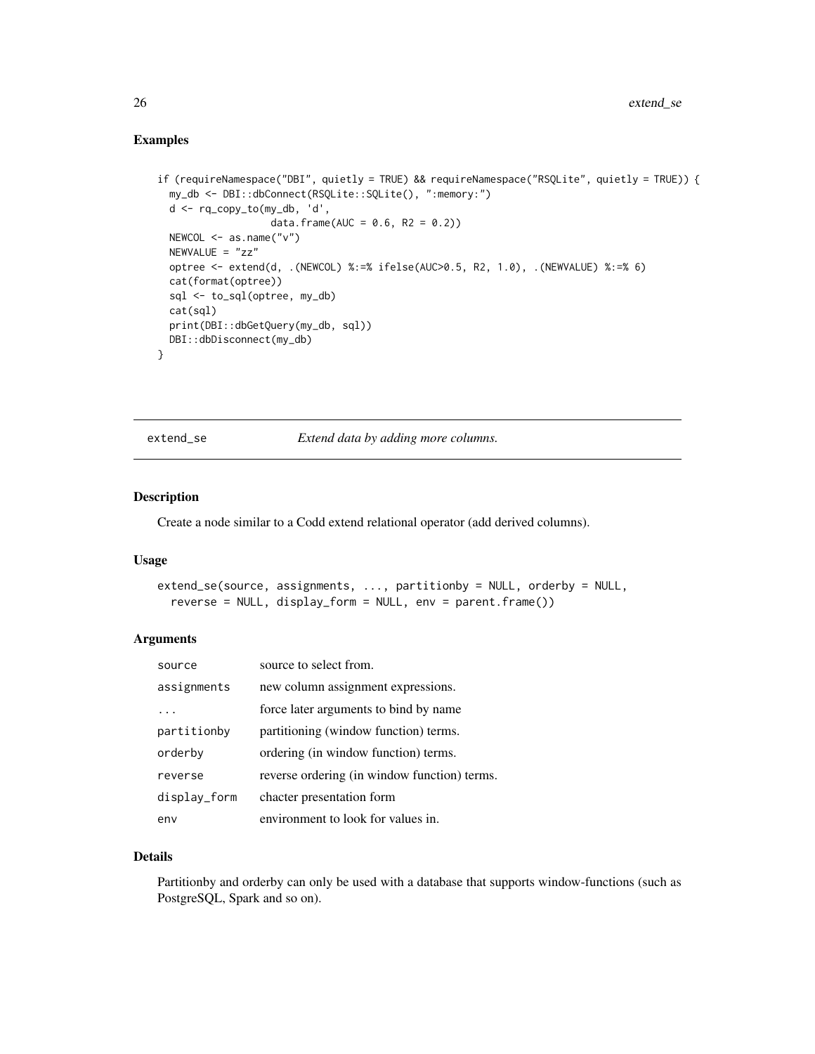## Examples

```
if (requireNamespace("DBI", quietly = TRUE) && requireNamespace("RSQLite", quietly = TRUE)) {
  my_db <- DBI::dbConnect(RSQLite::SQLite(), ":memory:")
  d <- rq_copy_to(my_db, 'd',
                  data.frame(AUC = 0.6, R2 = 0.2))
  NEWCOL <- as.name("v")
  NEWVALUE = "zz"
  optree <- extend(d, .(NEWCOL) %:=% ifelse(AUC>0.5, R2, 1.0), .(NEWVALUE) %:=% 6)
  cat(format(optree))
  sql <- to_sql(optree, my_db)
  cat(sql)
  print(DBI::dbGetQuery(my_db, sql))
  DBI::dbDisconnect(my_db)
}
```

---

# extend_se — *Extend data by adding more columns.*

## Description

Create a node similar to a Codd extend relational operator (add derived columns).

## Usage

```
extend_se(source, assignments, ..., partitionby = NULL, orderby = NULL,
  reverse = NULL, display_form = NULL, env = parent.frame())
```

## Arguments

| | |
|---|---|
| `source` | source to select from. |
| `assignments` | new column assignment expressions. |
| `...` | force later arguments to bind by name |
| `partitionby` | partitioning (window function) terms. |
| `orderby` | ordering (in window function) terms. |
| `reverse` | reverse ordering (in window function) terms. |
| `display_form` | chacter presentation form |
| `env` | environment to look for values in. |

## Details

Partitionby and orderby can only be used with a database that supports window-functions (such as PostgreSQL, Spark and so on).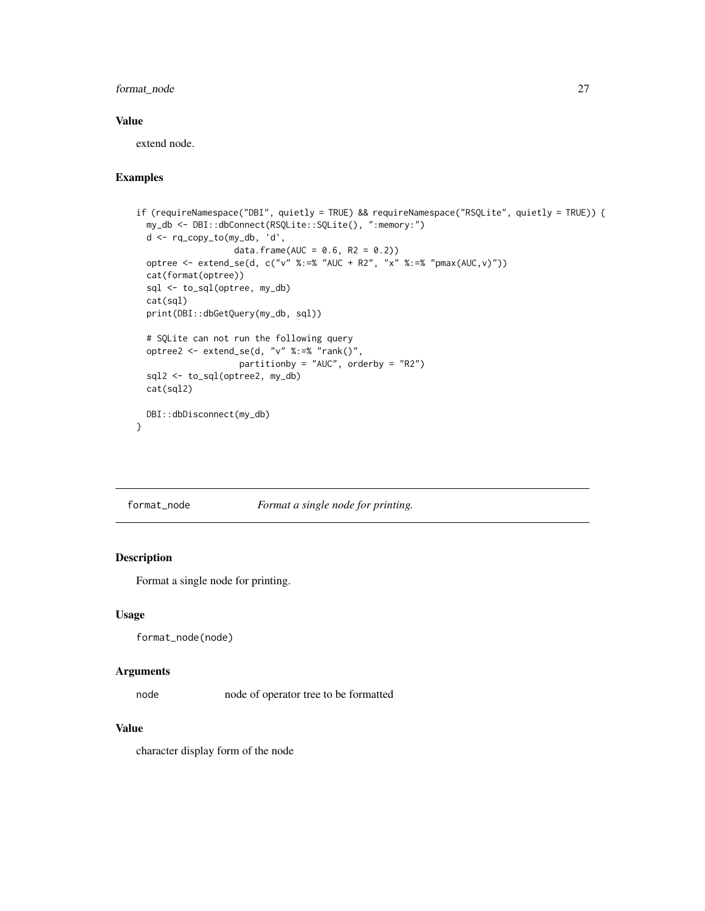### Value

extend node.

### Examples

```
if (requireNamespace("DBI", quietly = TRUE) && requireNamespace("RSQLite", quietly = TRUE)) {
  my_db <- DBI::dbConnect(RSQLite::SQLite(), ":memory:")
  d <- rq_copy_to(my_db, 'd',
                  data.frame(AUC = 0.6, R2 = 0.2))
  optree <- extend_se(d, c("v" %:=% "AUC + R2", "x" %:=% "pmax(AUC,v)"))
  cat(format(optree))
  sql <- to_sql(optree, my_db)
  cat(sql)
  print(DBI::dbGetQuery(my_db, sql))

  # SQLite can not run the following query
  optree2 <- extend_se(d, "v" %:=% "rank()",
                    partitionby = "AUC", orderby = "R2")
  sql2 <- to_sql(optree2, my_db)
  cat(sql2)

  DBI::dbDisconnect(my_db)
}
```

---

## format_node — *Format a single node for printing.*

### Description

Format a single node for printing.

### Usage

```
format_node(node)
```

### Arguments

| | |
|---|---|
| node | node of operator tree to be formatted |

### Value

character display form of the node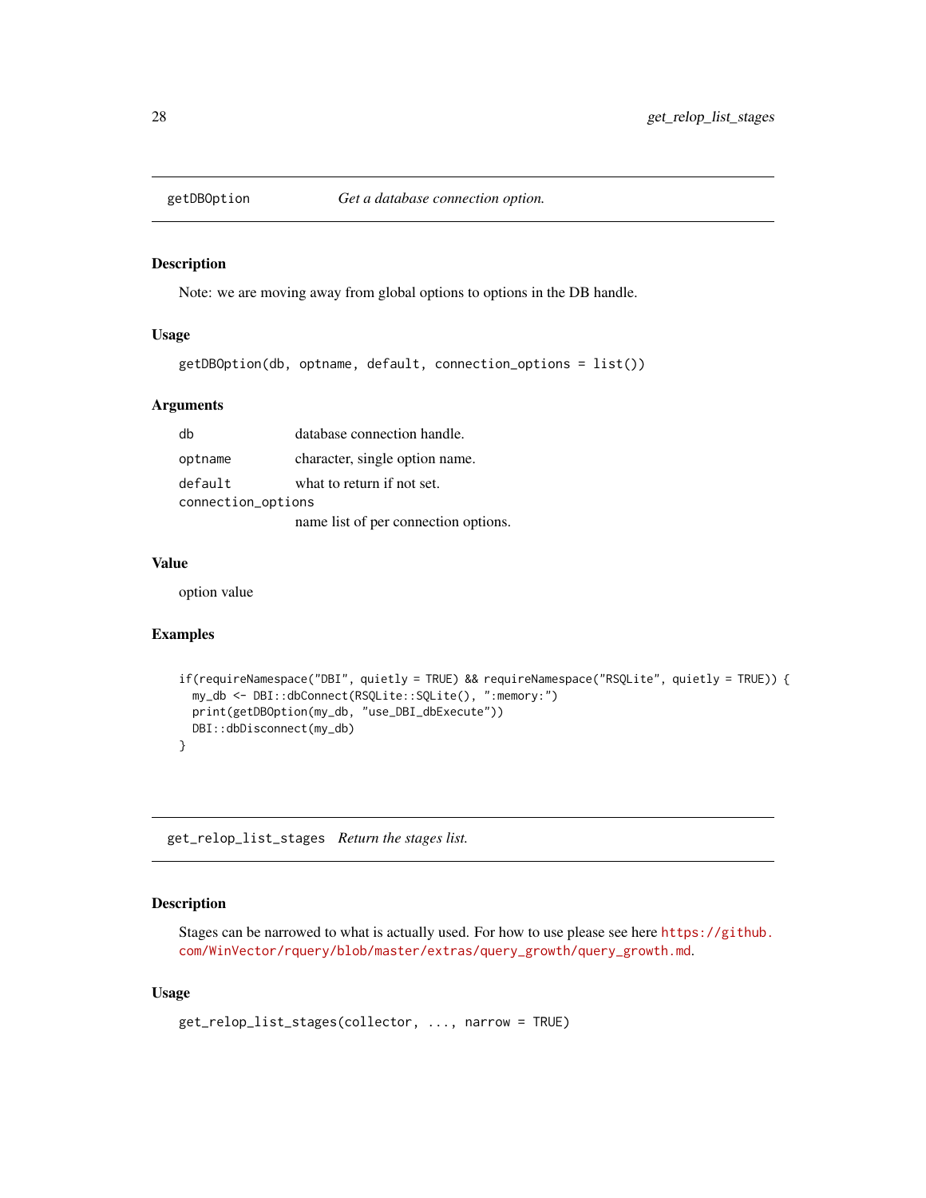## getDBOption    *Get a database connection option.*

### Description

Note: we are moving away from global options to options in the DB handle.

### Usage

```
getDBOption(db, optname, default, connection_options = list())
```

### Arguments

| | |
|---|---|
| db | database connection handle. |
| optname | character, single option name. |
| default | what to return if not set. |
| connection_options | name list of per connection options. |

### Value

option value

### Examples

```
if(requireNamespace("DBI", quietly = TRUE) && requireNamespace("RSQLite", quietly = TRUE)) {
  my_db <- DBI::dbConnect(RSQLite::SQLite(), ":memory:")
  print(getDBOption(my_db, "use_DBI_dbExecute"))
  DBI::dbDisconnect(my_db)
}
```

## get_relop_list_stages    *Return the stages list.*

### Description

Stages can be narrowed to what is actually used. For how to use please see here https://github.com/WinVector/rquery/blob/master/extras/query_growth/query_growth.md.

### Usage

```
get_relop_list_stages(collector, ..., narrow = TRUE)
```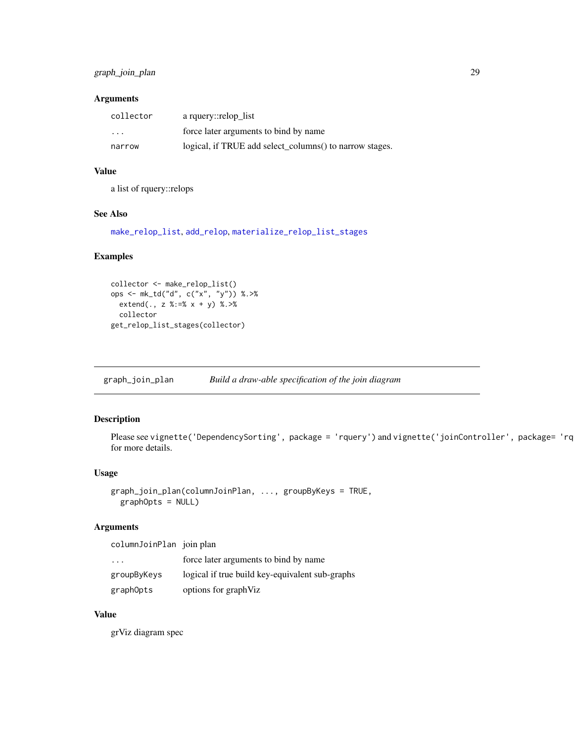### Arguments

| | |
|---|---|
| `collector` | a rquery::relop_list |
| `...` | force later arguments to bind by name |
| `narrow` | logical, if TRUE add select_columns() to narrow stages. |

### Value

a list of rquery::relops

### See Also

make_relop_list, add_relop, materialize_relop_list_stages

### Examples

```
collector <- make_relop_list()
ops <- mk_td("d", c("x", "y")) %.>%
  extend(., z %:=% x + y) %.>%
  collector
get_relop_list_stages(collector)
```

---

## graph_join_plan    *Build a draw-able specification of the join diagram*

### Description

Please see `vignette('DependencySorting', package = 'rquery')` and `vignette('joinController', package= 'rq` for more details.

### Usage

```
graph_join_plan(columnJoinPlan, ..., groupByKeys = TRUE,
  graphOpts = NULL)
```

### Arguments

| | |
|---|---|
| `columnJoinPlan` | join plan |
| `...` | force later arguments to bind by name |
| `groupByKeys` | logical if true build key-equivalent sub-graphs |
| `graphOpts` | options for graphViz |

### Value

grViz diagram spec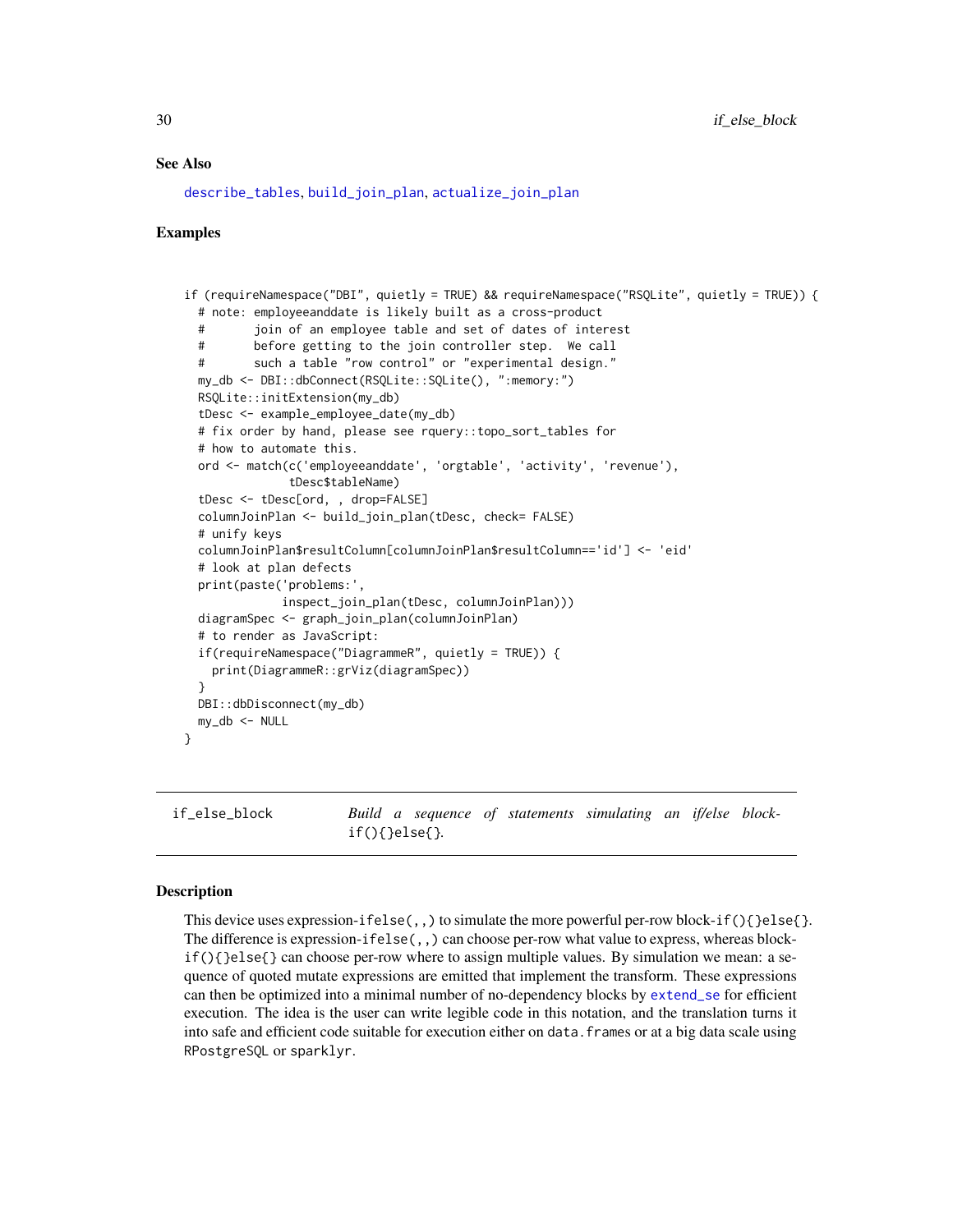### See Also

describe_tables, build_join_plan, actualize_join_plan

### Examples

```
if (requireNamespace("DBI", quietly = TRUE) && requireNamespace("RSQLite", quietly = TRUE)) {
  # note: employeeanddate is likely built as a cross-product
  #       join of an employee table and set of dates of interest
  #       before getting to the join controller step.  We call
  #       such a table "row control" or "experimental design."
  my_db <- DBI::dbConnect(RSQLite::SQLite(), ":memory:")
  RSQLite::initExtension(my_db)
  tDesc <- example_employee_date(my_db)
  # fix order by hand, please see rquery::topo_sort_tables for
  # how to automate this.
  ord <- match(c('employeeanddate', 'orgtable', 'activity', 'revenue'),
               tDesc$tableName)
  tDesc <- tDesc[ord, , drop=FALSE]
  columnJoinPlan <- build_join_plan(tDesc, check= FALSE)
  # unify keys
  columnJoinPlan$resultColumn[columnJoinPlan$resultColumn=='id'] <- 'eid'
  # look at plan defects
  print(paste('problems:',
              inspect_join_plan(tDesc, columnJoinPlan)))
  diagramSpec <- graph_join_plan(columnJoinPlan)
  # to render as JavaScript:
  if(requireNamespace("DiagrammeR", quietly = TRUE)) {
    print(DiagrammeR::grViz(diagramSpec))
  }
  DBI::dbDisconnect(my_db)
  my_db <- NULL
}
```

## if_else_block — *Build a sequence of statements simulating an if/else block-* `if(){}else{}`.

### Description

This device uses expression-`ifelse(,,)` to simulate the more powerful per-row block-`if(){}else{}`. The difference is expression-`ifelse(,,)` can choose per-row what value to express, whereas block-`if(){}else{}` can choose per-row where to assign multiple values. By simulation we mean: a sequence of quoted mutate expressions are emitted that implement the transform. These expressions can then be optimized into a minimal number of no-dependency blocks by extend_se for efficient execution. The idea is the user can write legible code in this notation, and the translation turns it into safe and efficient code suitable for execution either on `data.frame`s or at a big data scale using `RPostgreSQL` or `sparklyr`.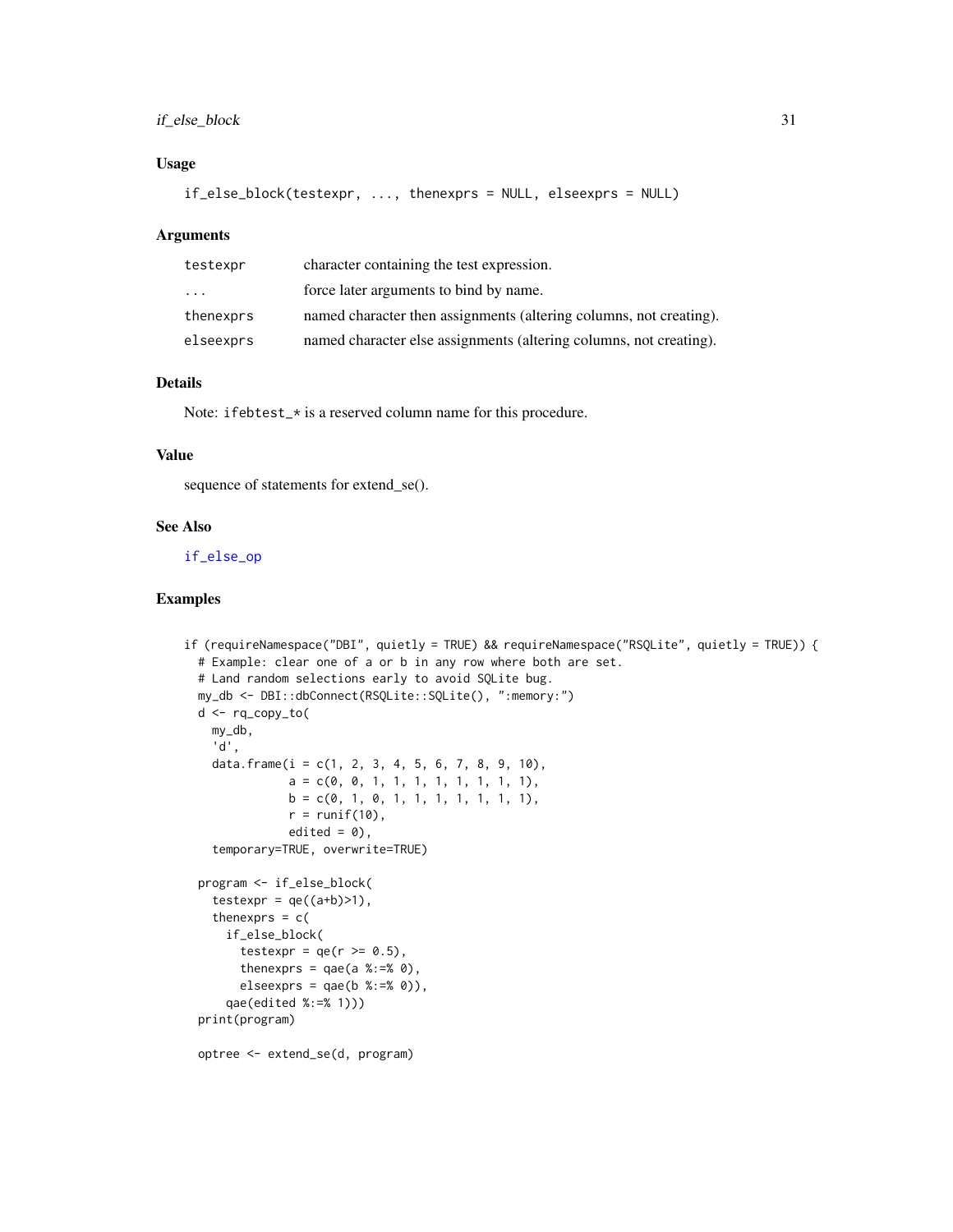## Usage

```
if_else_block(testexpr, ..., thenexprs = NULL, elseexprs = NULL)
```

## Arguments

| | |
|---|---|
| testexpr | character containing the test expression. |
| ... | force later arguments to bind by name. |
| thenexprs | named character then assignments (altering columns, not creating). |
| elseexprs | named character else assignments (altering columns, not creating). |

## Details

Note: `ifebtest_*` is a reserved column name for this procedure.

## Value

sequence of statements for extend_se().

## See Also

if_else_op

## Examples

```
if (requireNamespace("DBI", quietly = TRUE) && requireNamespace("RSQLite", quietly = TRUE)) {
  # Example: clear one of a or b in any row where both are set.
  # Land random selections early to avoid SQLite bug.
  my_db <- DBI::dbConnect(RSQLite::SQLite(), ":memory:")
  d <- rq_copy_to(
    my_db,
    'd',
    data.frame(i = c(1, 2, 3, 4, 5, 6, 7, 8, 9, 10),
               a = c(0, 0, 1, 1, 1, 1, 1, 1, 1, 1),
               b = c(0, 1, 0, 1, 1, 1, 1, 1, 1, 1),
               r = runif(10),
               edited = 0),
    temporary=TRUE, overwrite=TRUE)

  program <- if_else_block(
    testexpr = qe((a+b)>1),
    thenexprs = c(
      if_else_block(
        testexpr = qe(r >= 0.5),
        thenexprs = qae(a %:=% 0),
        elseexprs = qae(b %:=% 0)),
      qae(edited %:=% 1)))
  print(program)

  optree <- extend_se(d, program)
```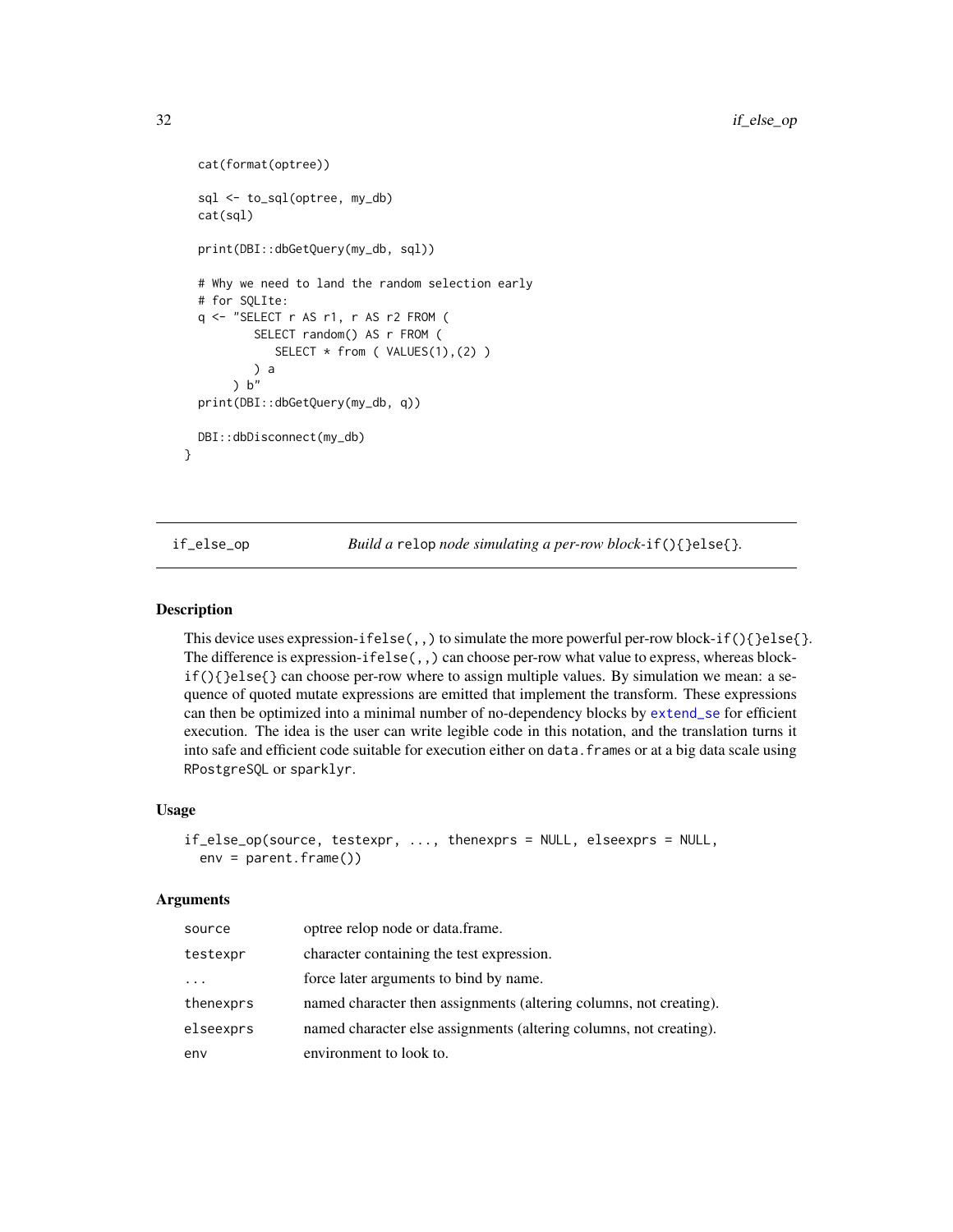```
  cat(format(optree))

  sql <- to_sql(optree, my_db)
  cat(sql)

  print(DBI::dbGetQuery(my_db, sql))

  # Why we need to land the random selection early
  # for SQLIte:
  q <- "SELECT r AS r1, r AS r2 FROM (
          SELECT random() AS r FROM (
             SELECT * from ( VALUES(1),(2) )
          ) a
       ) b"
  print(DBI::dbGetQuery(my_db, q))

  DBI::dbDisconnect(my_db)
}
```

---

## if_else_op — *Build a* `relop` *node simulating a per-row block-*`if(){}else{}`*.*

### Description

This device uses expression-`ifelse(,,)` to simulate the more powerful per-row block-`if(){}else{}`. The difference is expression-`ifelse(,,)` can choose per-row what value to express, whereas block-`if(){}else{}` can choose per-row where to assign multiple values. By simulation we mean: a sequence of quoted mutate expressions are emitted that implement the transform. These expressions can then be optimized into a minimal number of no-dependency blocks by `extend_se` for efficient execution. The idea is the user can write legible code in this notation, and the translation turns it into safe and efficient code suitable for execution either on `data.frame`s or at a big data scale using `RPostgreSQL` or `sparklyr`.

### Usage

```
if_else_op(source, testexpr, ..., thenexprs = NULL, elseexprs = NULL,
  env = parent.frame())
```

### Arguments

| | |
|---|---|
| `source` | optree relop node or data.frame. |
| `testexpr` | character containing the test expression. |
| `...` | force later arguments to bind by name. |
| `thenexprs` | named character then assignments (altering columns, not creating). |
| `elseexprs` | named character else assignments (altering columns, not creating). |
| `env` | environment to look to. |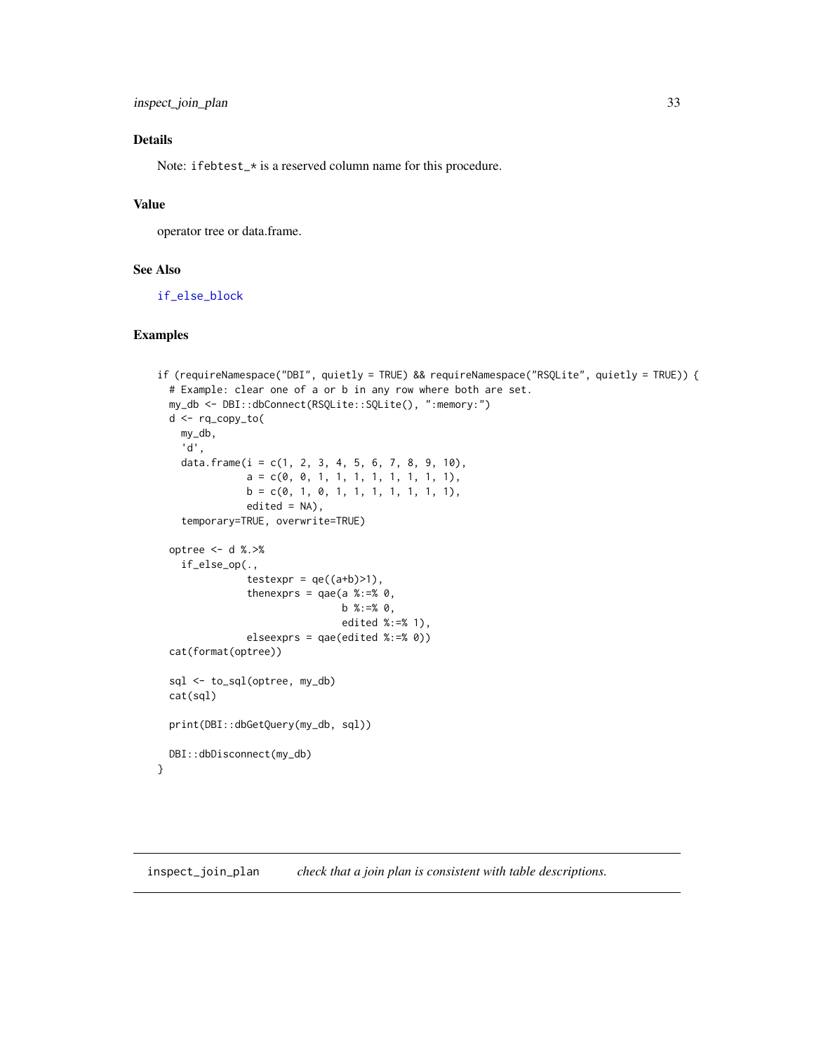## Details

Note: ifebtest_* is a reserved column name for this procedure.

## Value

operator tree or data.frame.

## See Also

if_else_block

## Examples

```
if (requireNamespace("DBI", quietly = TRUE) && requireNamespace("RSQLite", quietly = TRUE)) {
  # Example: clear one of a or b in any row where both are set.
  my_db <- DBI::dbConnect(RSQLite::SQLite(), ":memory:")
  d <- rq_copy_to(
    my_db,
    'd',
    data.frame(i = c(1, 2, 3, 4, 5, 6, 7, 8, 9, 10),
               a = c(0, 0, 1, 1, 1, 1, 1, 1, 1, 1),
               b = c(0, 1, 0, 1, 1, 1, 1, 1, 1, 1),
               edited = NA),
    temporary=TRUE, overwrite=TRUE)

  optree <- d %.>%
    if_else_op(.,
               testexpr = qe((a+b)>1),
               thenexprs = qae(a %:=% 0,
                               b %:=% 0,
                               edited %:=% 1),
               elseexprs = qae(edited %:=% 0))
  cat(format(optree))

  sql <- to_sql(optree, my_db)
  cat(sql)

  print(DBI::dbGetQuery(my_db, sql))

  DBI::dbDisconnect(my_db)
}
```

---

# inspect_join_plan *check that a join plan is consistent with table descriptions.*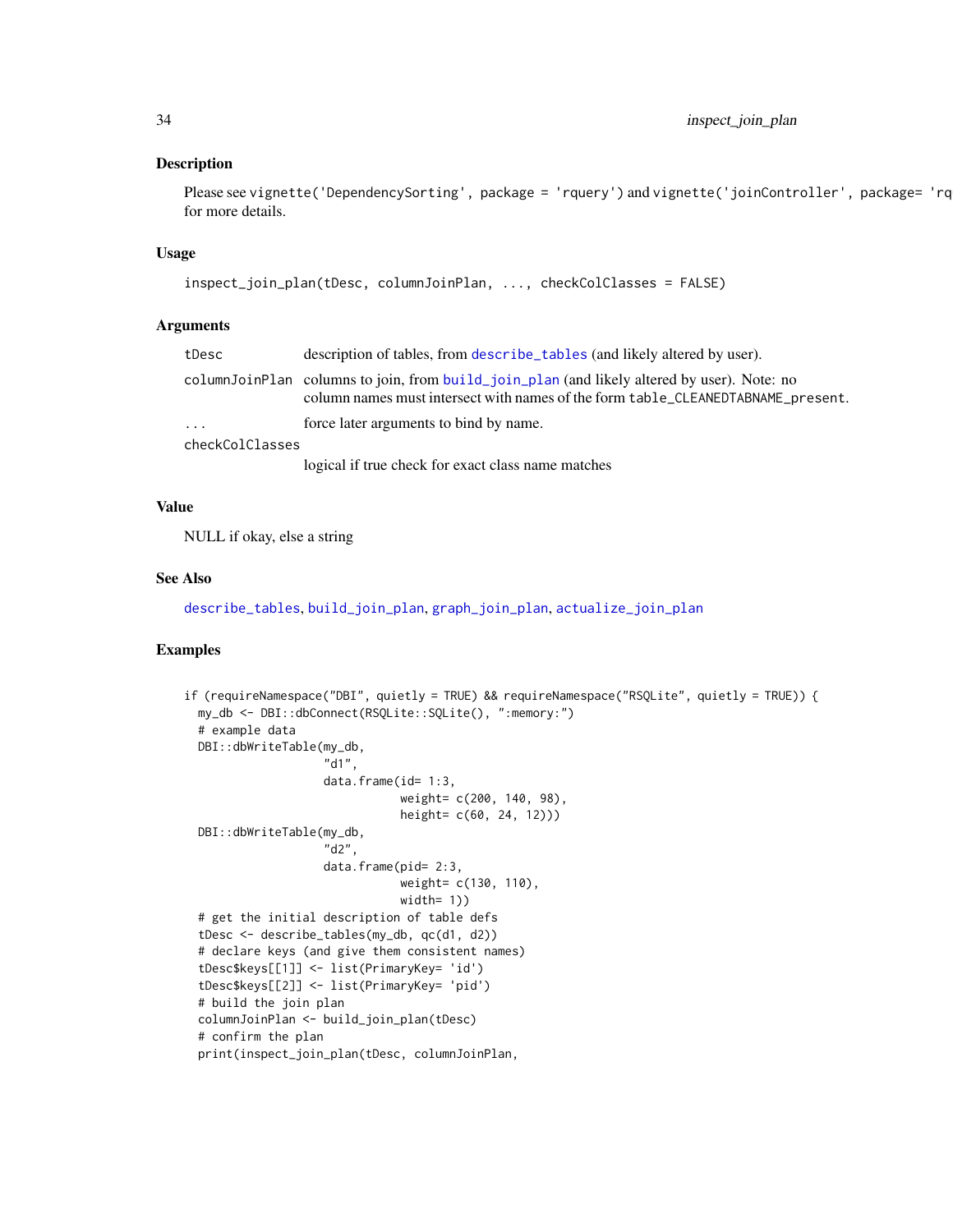### Description

Please see vignette('DependencySorting', package = 'rquery') and vignette('joinController', package= 'rq
for more details.

### Usage

```
inspect_join_plan(tDesc, columnJoinPlan, ..., checkColClasses = FALSE)
```

### Arguments

| | |
|---|---|
| tDesc | description of tables, from describe_tables (and likely altered by user). |
| columnJoinPlan | columns to join, from build_join_plan (and likely altered by user). Note: no column names must intersect with names of the form table_CLEANEDTABNAME_present. |
| ... | force later arguments to bind by name. |
| checkColClasses | logical if true check for exact class name matches |

### Value

NULL if okay, else a string

### See Also

describe_tables, build_join_plan, graph_join_plan, actualize_join_plan

### Examples

```
if (requireNamespace("DBI", quietly = TRUE) && requireNamespace("RSQLite", quietly = TRUE)) {
  my_db <- DBI::dbConnect(RSQLite::SQLite(), ":memory:")
  # example data
  DBI::dbWriteTable(my_db,
                    "d1",
                    data.frame(id= 1:3,
                               weight= c(200, 140, 98),
                               height= c(60, 24, 12)))
  DBI::dbWriteTable(my_db,
                    "d2",
                    data.frame(pid= 2:3,
                               weight= c(130, 110),
                               width= 1))
  # get the initial description of table defs
  tDesc <- describe_tables(my_db, qc(d1, d2))
  # declare keys (and give them consistent names)
  tDesc$keys[[1]] <- list(PrimaryKey= 'id')
  tDesc$keys[[2]] <- list(PrimaryKey= 'pid')
  # build the join plan
  columnJoinPlan <- build_join_plan(tDesc)
  # confirm the plan
  print(inspect_join_plan(tDesc, columnJoinPlan,
```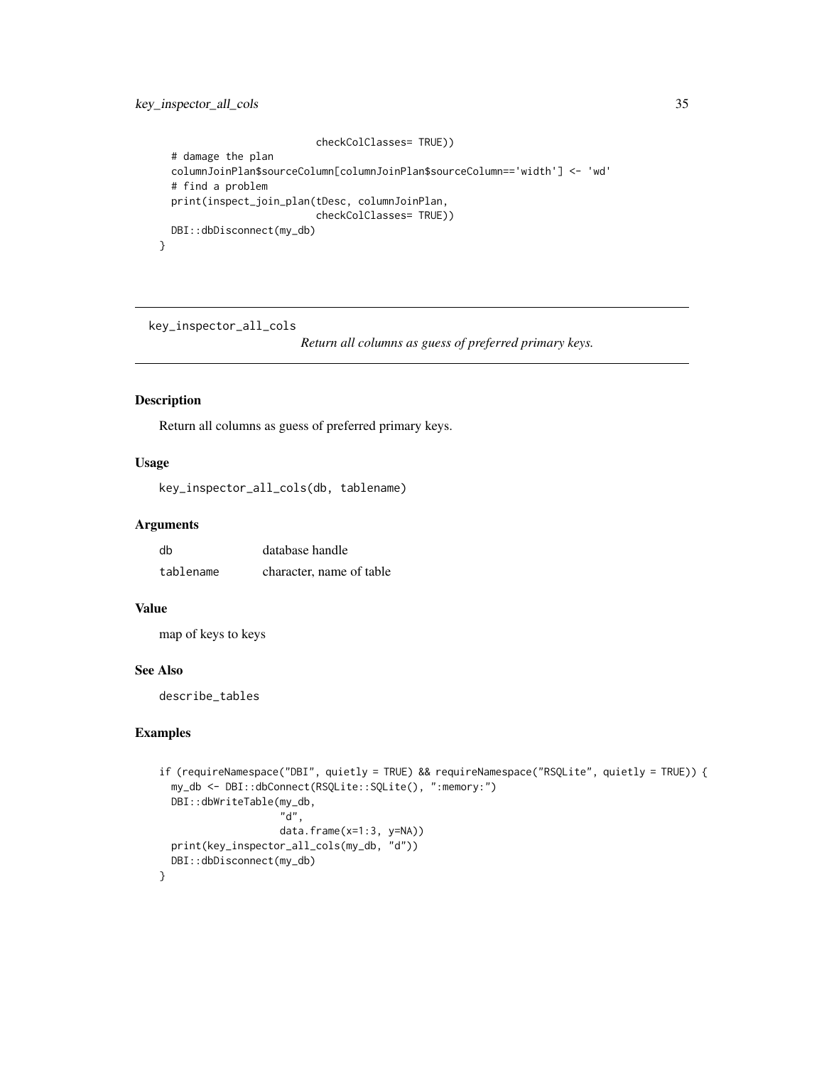```
                        checkColClasses= TRUE))
  # damage the plan
  columnJoinPlan$sourceColumn[columnJoinPlan$sourceColumn=='width'] <- 'wd'
  # find a problem
  print(inspect_join_plan(tDesc, columnJoinPlan,
                        checkColClasses= TRUE))
  DBI::dbDisconnect(my_db)
}
```

---

## key_inspector_all_cols

*Return all columns as guess of preferred primary keys.*

---

### Description

Return all columns as guess of preferred primary keys.

### Usage

```
key_inspector_all_cols(db, tablename)
```

### Arguments

| | |
|---|---|
| `db` | database handle |
| `tablename` | character, name of table |

### Value

map of keys to keys

### See Also

`describe_tables`

### Examples

```
if (requireNamespace("DBI", quietly = TRUE) && requireNamespace("RSQLite", quietly = TRUE)) {
  my_db <- DBI::dbConnect(RSQLite::SQLite(), ":memory:")
  DBI::dbWriteTable(my_db,
                    "d",
                    data.frame(x=1:3, y=NA))
  print(key_inspector_all_cols(my_db, "d"))
  DBI::dbDisconnect(my_db)
}
```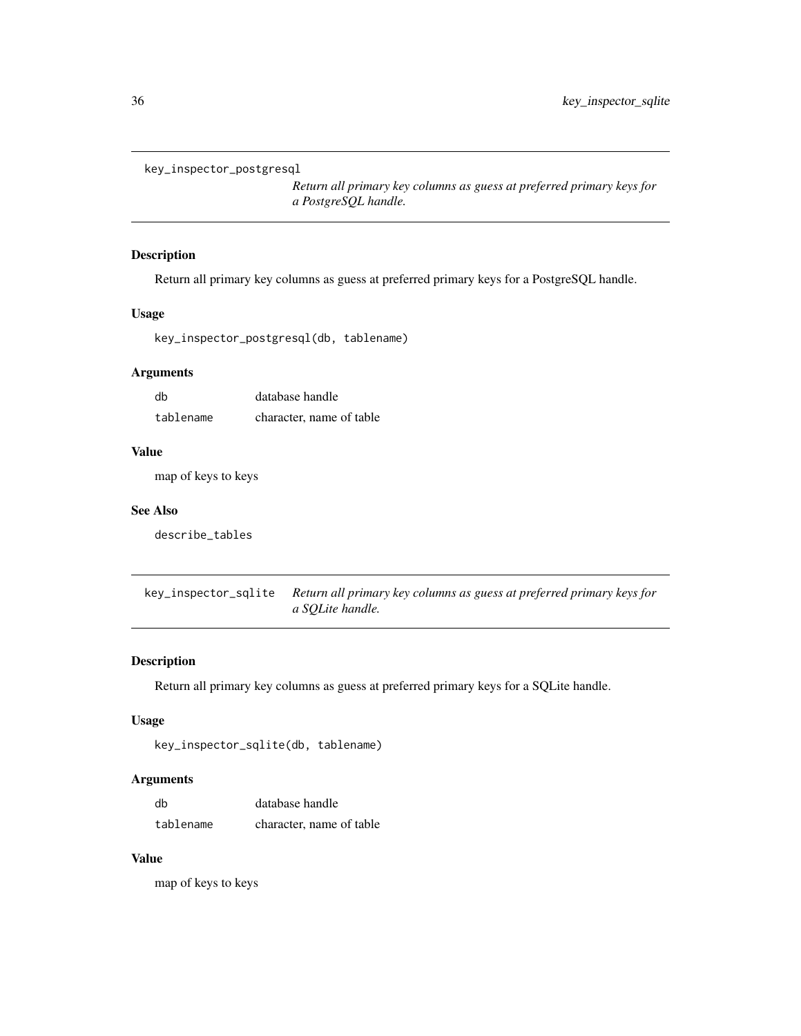## key_inspector_postgresql

*Return all primary key columns as guess at preferred primary keys for a PostgreSQL handle.*

### Description

Return all primary key columns as guess at preferred primary keys for a PostgreSQL handle.

### Usage

```
key_inspector_postgresql(db, tablename)
```

### Arguments

| | |
|---|---|
| db | database handle |
| tablename | character, name of table |

### Value

map of keys to keys

### See Also

describe_tables

## key_inspector_sqlite

*Return all primary key columns as guess at preferred primary keys for a SQLite handle.*

### Description

Return all primary key columns as guess at preferred primary keys for a SQLite handle.

### Usage

```
key_inspector_sqlite(db, tablename)
```

### Arguments

| | |
|---|---|
| db | database handle |
| tablename | character, name of table |

### Value

map of keys to keys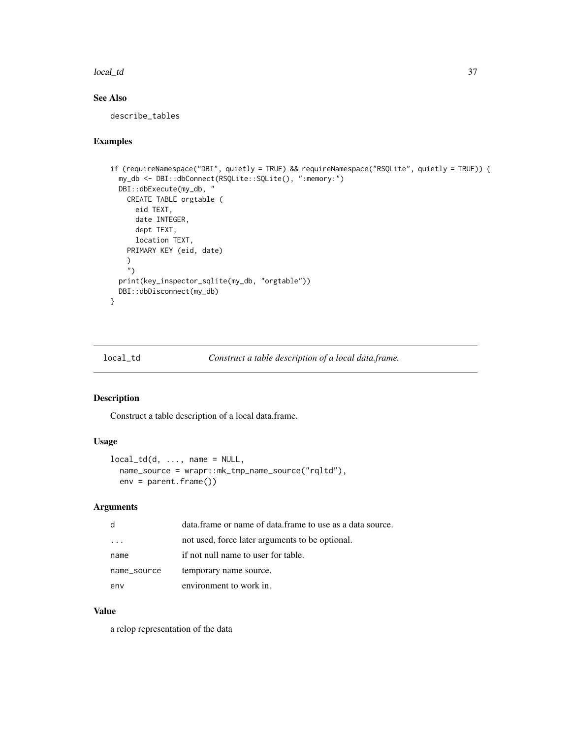## See Also

describe_tables

## Examples

```
if (requireNamespace("DBI", quietly = TRUE) && requireNamespace("RSQLite", quietly = TRUE)) {
  my_db <- DBI::dbConnect(RSQLite::SQLite(), ":memory:")
  DBI::dbExecute(my_db, "
    CREATE TABLE orgtable (
      eid TEXT,
      date INTEGER,
      dept TEXT,
      location TEXT,
    PRIMARY KEY (eid, date)
    )
    ")
  print(key_inspector_sqlite(my_db, "orgtable"))
  DBI::dbDisconnect(my_db)
}
```

---

# local_td — *Construct a table description of a local data.frame.*

## Description

Construct a table description of a local data.frame.

## Usage

```
local_td(d, ..., name = NULL,
  name_source = wrapr::mk_tmp_name_source("rqltd"),
  env = parent.frame())
```

## Arguments

| | |
|---|---|
| d | data.frame or name of data.frame to use as a data source. |
| ... | not used, force later arguments to be optional. |
| name | if not null name to user for table. |
| name_source | temporary name source. |
| env | environment to work in. |

## Value

a relop representation of the data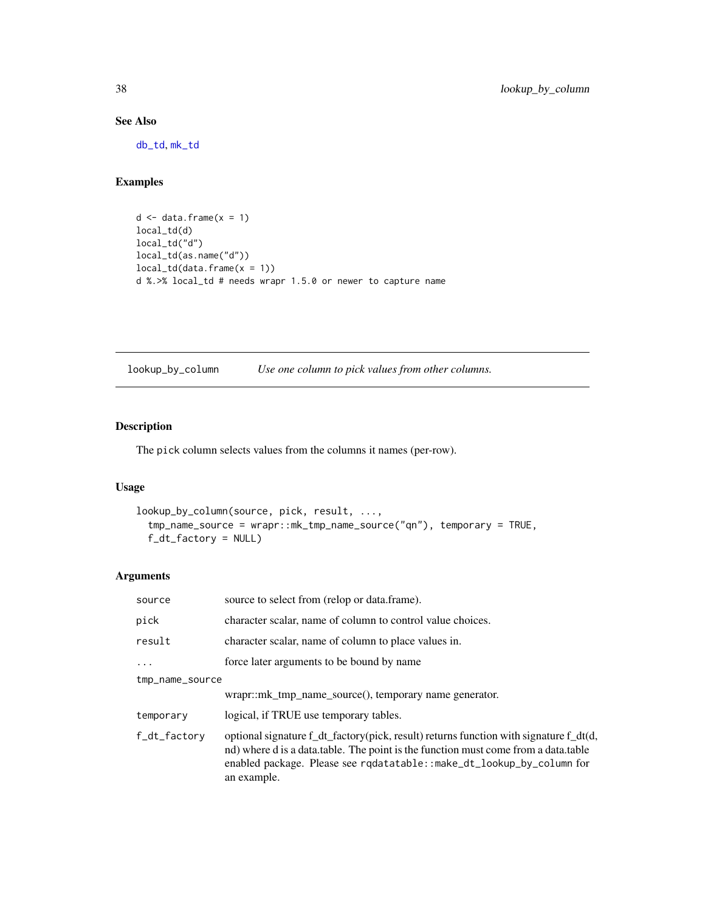## See Also

db_td, mk_td

## Examples

```
d <- data.frame(x = 1)
local_td(d)
local_td("d")
local_td(as.name("d"))
local_td(data.frame(x = 1))
d %.>% local_td # needs wrapr 1.5.0 or newer to capture name
```

---

# lookup_by_column    *Use one column to pick values from other columns.*

## Description

The pick column selects values from the columns it names (per-row).

## Usage

```
lookup_by_column(source, pick, result, ...,
  tmp_name_source = wrapr::mk_tmp_name_source("qn"), temporary = TRUE,
  f_dt_factory = NULL)
```

## Arguments

| Argument | Description |
|---|---|
| source | source to select from (relop or data.frame). |
| pick | character scalar, name of column to control value choices. |
| result | character scalar, name of column to place values in. |
| ... | force later arguments to be bound by name |
| tmp_name_source | wrapr::mk_tmp_name_source(), temporary name generator. |
| temporary | logical, if TRUE use temporary tables. |
| f_dt_factory | optional signature f_dt_factory(pick, result) returns function with signature f_dt(d, nd) where d is a data.table. The point is the function must come from a data.table enabled package. Please see rqdatatable::make_dt_lookup_by_column for an example. |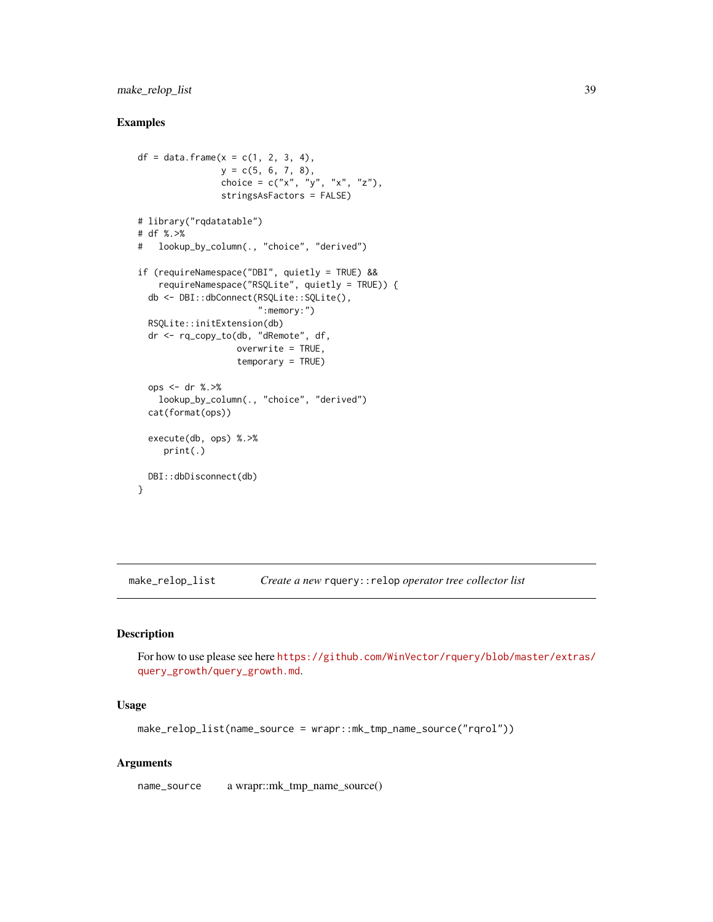## Examples

```
df = data.frame(x = c(1, 2, 3, 4),
                y = c(5, 6, 7, 8),
                choice = c("x", "y", "x", "z"),
                stringsAsFactors = FALSE)

# library("rqdatatable")
# df %.>%
#   lookup_by_column(., "choice", "derived")

if (requireNamespace("DBI", quietly = TRUE) &&
    requireNamespace("RSQLite", quietly = TRUE)) {
  db <- DBI::dbConnect(RSQLite::SQLite(),
                       ":memory:")
  RSQLite::initExtension(db)
  dr <- rq_copy_to(db, "dRemote", df,
                   overwrite = TRUE,
                   temporary = TRUE)

  ops <- dr %.>%
    lookup_by_column(., "choice", "derived")
  cat(format(ops))

  execute(db, ops) %.>%
     print(.)

  DBI::dbDisconnect(db)
}
```

---

# make_relop_list — *Create a new* `rquery::relop` *operator tree collector list*

## Description

For how to use please see here https://github.com/WinVector/rquery/blob/master/extras/query_growth/query_growth.md.

## Usage

```
make_relop_list(name_source = wrapr::mk_tmp_name_source("rqrol"))
```

## Arguments

| | |
|---|---|
| `name_source` | a wrapr::mk_tmp_name_source() |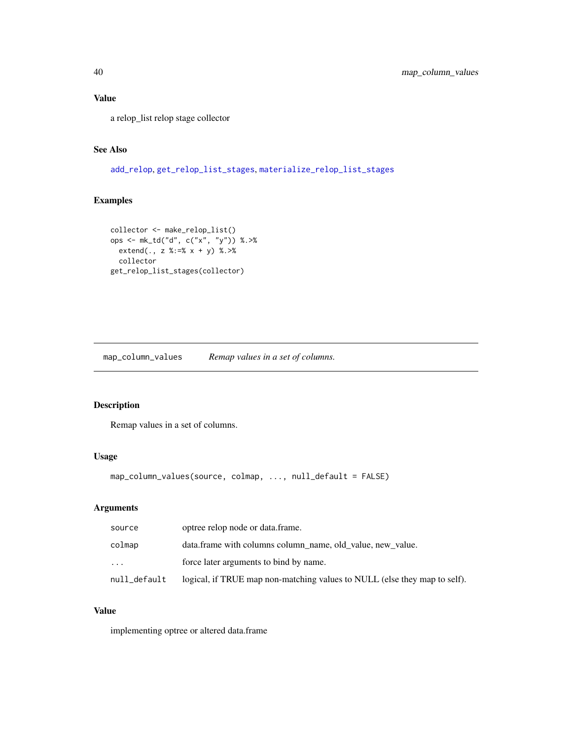### Value

a relop_list relop stage collector

### See Also

add_relop, get_relop_list_stages, materialize_relop_list_stages

### Examples

```
collector <- make_relop_list()
ops <- mk_td("d", c("x", "y")) %.>%
  extend(., z %:=% x + y) %.>%
  collector
get_relop_list_stages(collector)
```

---

## map_column_values — *Remap values in a set of columns.*

### Description

Remap values in a set of columns.

### Usage

```
map_column_values(source, colmap, ..., null_default = FALSE)
```

### Arguments

| | |
|---|---|
| source | optree relop node or data.frame. |
| colmap | data.frame with columns column_name, old_value, new_value. |
| ... | force later arguments to bind by name. |
| null_default | logical, if TRUE map non-matching values to NULL (else they map to self). |

### Value

implementing optree or altered data.frame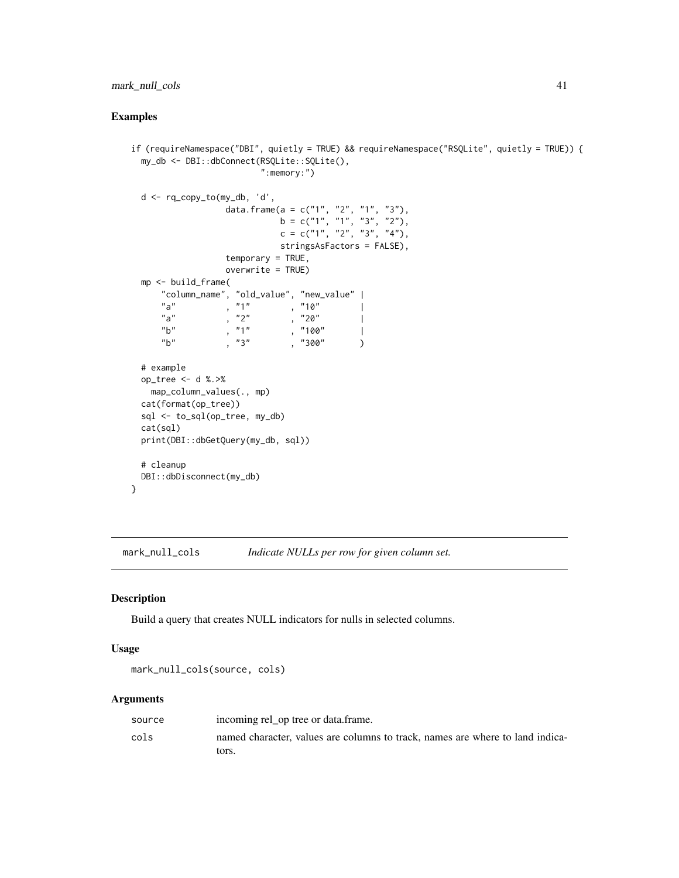## Examples

```
if (requireNamespace("DBI", quietly = TRUE) && requireNamespace("RSQLite", quietly = TRUE)) {
  my_db <- DBI::dbConnect(RSQLite::SQLite(),
                          ":memory:")

  d <- rq_copy_to(my_db, 'd',
                  data.frame(a = c("1", "2", "1", "3"),
                             b = c("1", "1", "3", "2"),
                             c = c("1", "2", "3", "4"),
                             stringsAsFactors = FALSE),
                  temporary = TRUE,
                  overwrite = TRUE)
  mp <- build_frame(
      "column_name", "old_value", "new_value" |
      "a"          , "1"        , "10"        |
      "a"          , "2"        , "20"        |
      "b"          , "1"        , "100"       |
      "b"          , "3"        , "300"       )

  # example
  op_tree <- d %.>%
    map_column_values(., mp)
  cat(format(op_tree))
  sql <- to_sql(op_tree, my_db)
  cat(sql)
  print(DBI::dbGetQuery(my_db, sql))

  # cleanup
  DBI::dbDisconnect(my_db)
}
```

---

# mark_null_cols    *Indicate NULLs per row for given column set.*

---

## Description

Build a query that creates NULL indicators for nulls in selected columns.

## Usage

```
mark_null_cols(source, cols)
```

## Arguments

| | |
|---|---|
| source | incoming rel_op tree or data.frame. |
| cols | named character, values are columns to track, names are where to land indicators. |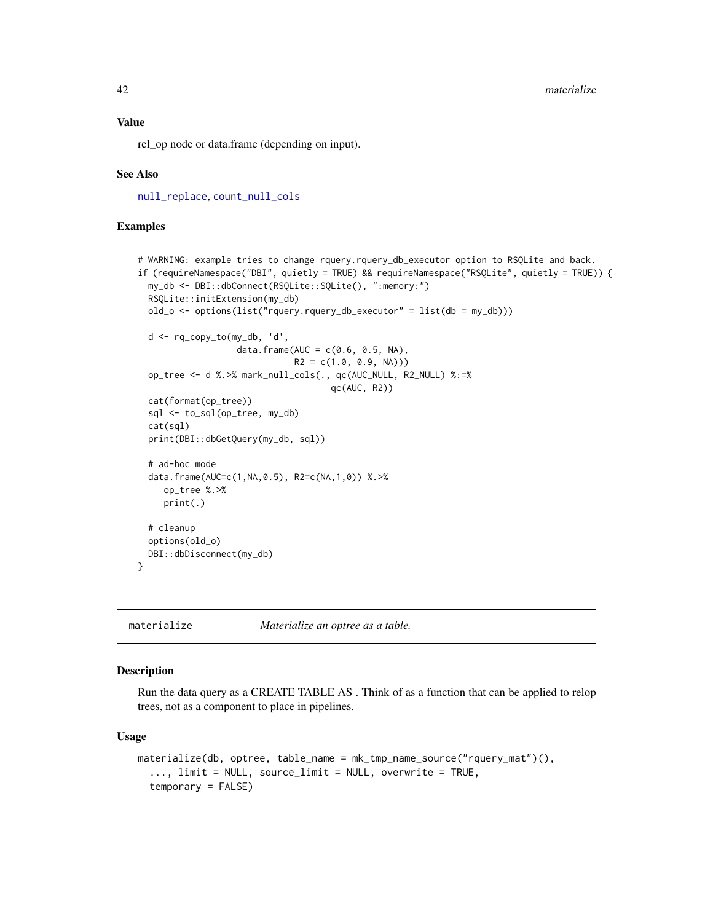### Value

rel_op node or data.frame (depending on input).

### See Also

null_replace, count_null_cols

### Examples

```
# WARNING: example tries to change rquery.rquery_db_executor option to RSQLite and back.
if (requireNamespace("DBI", quietly = TRUE) && requireNamespace("RSQLite", quietly = TRUE)) {
  my_db <- DBI::dbConnect(RSQLite::SQLite(), ":memory:")
  RSQLite::initExtension(my_db)
  old_o <- options(list("rquery.rquery_db_executor" = list(db = my_db)))

  d <- rq_copy_to(my_db, 'd',
                  data.frame(AUC = c(0.6, 0.5, NA),
                             R2 = c(1.0, 0.9, NA)))
  op_tree <- d %.>% mark_null_cols(., qc(AUC_NULL, R2_NULL) %:=%
                                    qc(AUC, R2))
  cat(format(op_tree))
  sql <- to_sql(op_tree, my_db)
  cat(sql)
  print(DBI::dbGetQuery(my_db, sql))

  # ad-hoc mode
  data.frame(AUC=c(1,NA,0.5), R2=c(NA,1,0)) %.>%
     op_tree %.>%
     print(.)

  # cleanup
  options(old_o)
  DBI::dbDisconnect(my_db)
}
```

---

## materialize — *Materialize an optree as a table.*

### Description

Run the data query as a CREATE TABLE AS . Think of as a function that can be applied to relop trees, not as a component to place in pipelines.

### Usage

```
materialize(db, optree, table_name = mk_tmp_name_source("rquery_mat")(),
  ..., limit = NULL, source_limit = NULL, overwrite = TRUE,
  temporary = FALSE)
```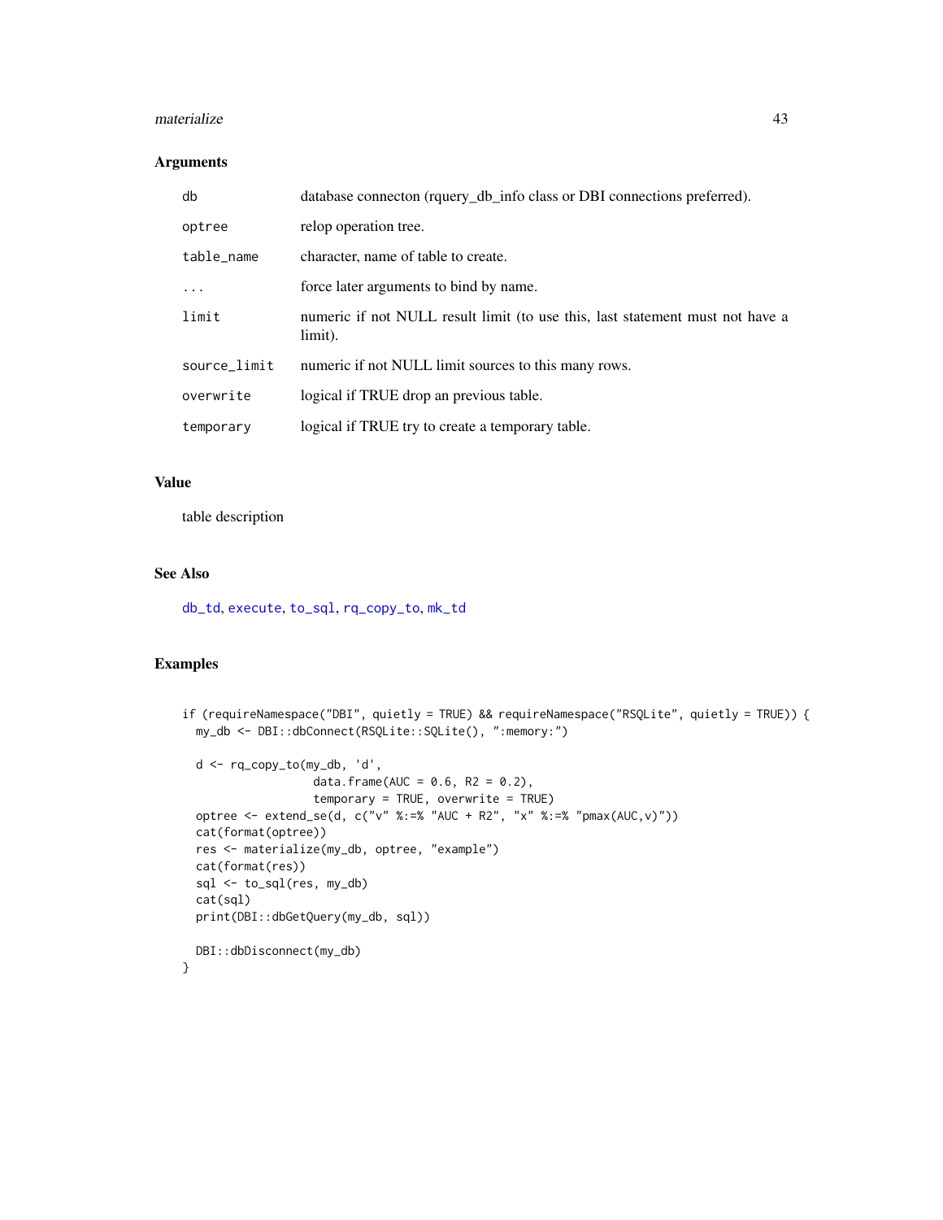### Arguments

| | |
|---|---|
| db | database connecton (rquery_db_info class or DBI connections preferred). |
| optree | relop operation tree. |
| table_name | character, name of table to create. |
| ... | force later arguments to bind by name. |
| limit | numeric if not NULL result limit (to use this, last statement must not have a limit). |
| source_limit | numeric if not NULL limit sources to this many rows. |
| overwrite | logical if TRUE drop an previous table. |
| temporary | logical if TRUE try to create a temporary table. |

### Value

table description

### See Also

db_td, execute, to_sql, rq_copy_to, mk_td

### Examples

```
if (requireNamespace("DBI", quietly = TRUE) && requireNamespace("RSQLite", quietly = TRUE)) {
  my_db <- DBI::dbConnect(RSQLite::SQLite(), ":memory:")

  d <- rq_copy_to(my_db, 'd',
                  data.frame(AUC = 0.6, R2 = 0.2),
                  temporary = TRUE, overwrite = TRUE)
  optree <- extend_se(d, c("v" %:=% "AUC + R2", "x" %:=% "pmax(AUC,v)"))
  cat(format(optree))
  res <- materialize(my_db, optree, "example")
  cat(format(res))
  sql <- to_sql(res, my_db)
  cat(sql)
  print(DBI::dbGetQuery(my_db, sql))

  DBI::dbDisconnect(my_db)
}
```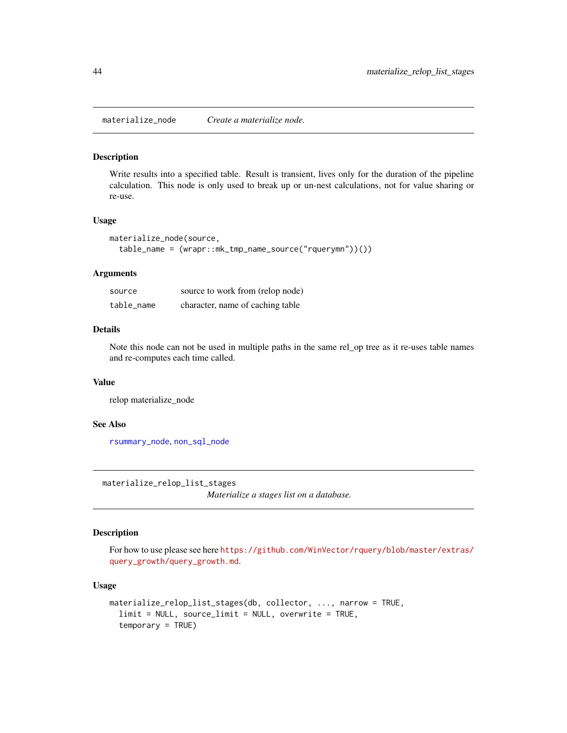## materialize_node — *Create a materialize node.*

### Description

Write results into a specified table. Result is transient, lives only for the duration of the pipeline calculation. This node is only used to break up or un-nest calculations, not for value sharing or re-use.

### Usage

```
materialize_node(source,
  table_name = (wrapr::mk_tmp_name_source("rquerymn"))())
```

### Arguments

| | |
|---|---|
| source | source to work from (relop node) |
| table_name | character, name of caching table |

### Details

Note this node can not be used in multiple paths in the same rel_op tree as it re-uses table names and re-computes each time called.

### Value

relop materialize_node

### See Also

rsummary_node, non_sql_node

## materialize_relop_list_stages — *Materialize a stages list on a database.*

### Description

For how to use please see here https://github.com/WinVector/rquery/blob/master/extras/query_growth/query_growth.md.

### Usage

```
materialize_relop_list_stages(db, collector, ..., narrow = TRUE,
  limit = NULL, source_limit = NULL, overwrite = TRUE,
  temporary = TRUE)
```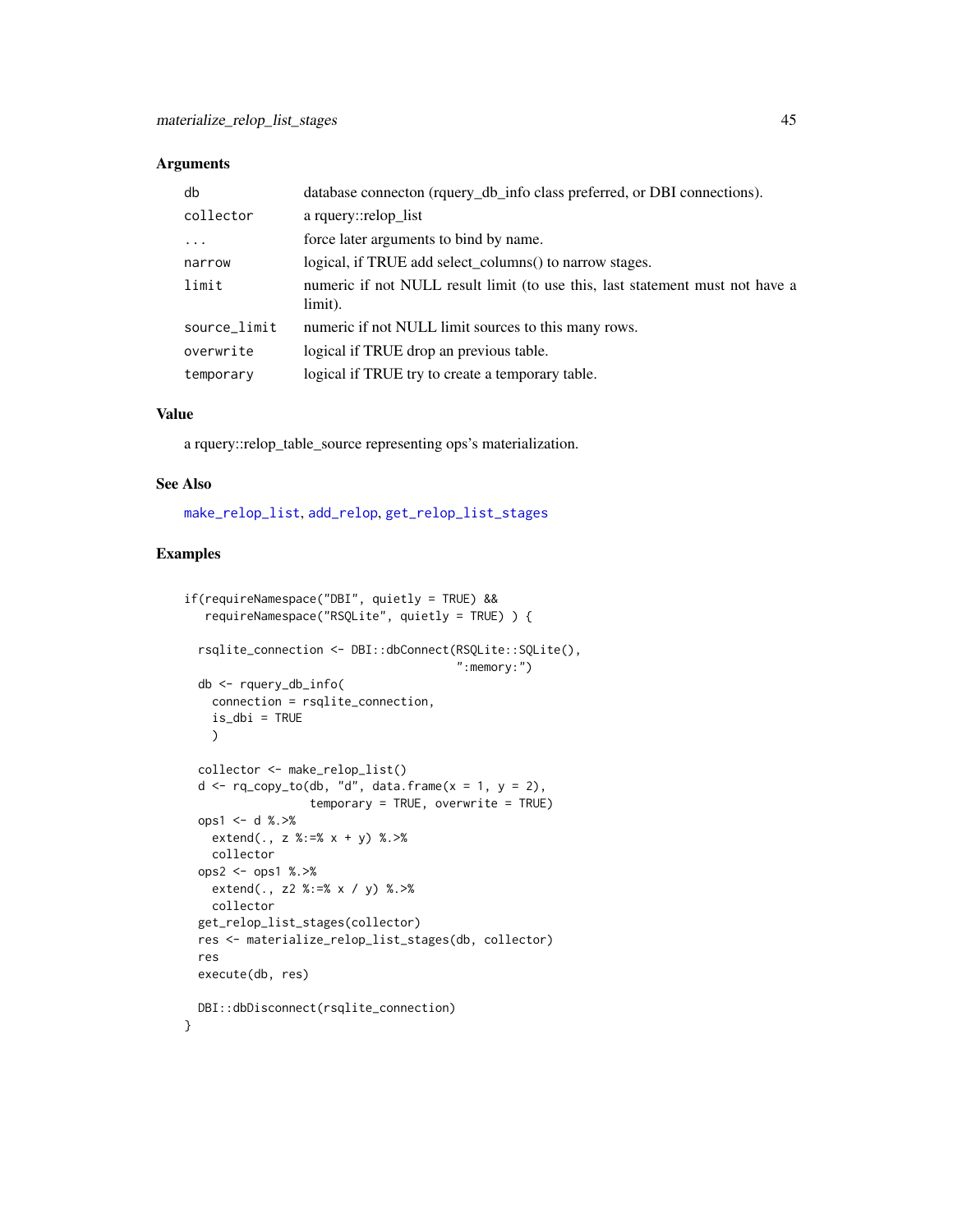## Arguments

| | |
|---|---|
| db | database connecton (rquery_db_info class preferred, or DBI connections). |
| collector | a rquery::relop_list |
| ... | force later arguments to bind by name. |
| narrow | logical, if TRUE add select_columns() to narrow stages. |
| limit | numeric if not NULL result limit (to use this, last statement must not have a limit). |
| source_limit | numeric if not NULL limit sources to this many rows. |
| overwrite | logical if TRUE drop an previous table. |
| temporary | logical if TRUE try to create a temporary table. |

## Value

a rquery::relop_table_source representing ops's materialization.

## See Also

make_relop_list, add_relop, get_relop_list_stages

## Examples

```
if(requireNamespace("DBI", quietly = TRUE) &&
   requireNamespace("RSQLite", quietly = TRUE) ) {

  rsqlite_connection <- DBI::dbConnect(RSQLite::SQLite(),
                                       ":memory:")
  db <- rquery_db_info(
    connection = rsqlite_connection,
    is_dbi = TRUE
    )

  collector <- make_relop_list()
  d <- rq_copy_to(db, "d", data.frame(x = 1, y = 2),
                  temporary = TRUE, overwrite = TRUE)
  ops1 <- d %.>%
    extend(., z %:=% x + y) %.>%
    collector
  ops2 <- ops1 %.>%
    extend(., z2 %:=% x / y) %.>%
    collector
  get_relop_list_stages(collector)
  res <- materialize_relop_list_stages(db, collector)
  res
  execute(db, res)

  DBI::dbDisconnect(rsqlite_connection)
}
```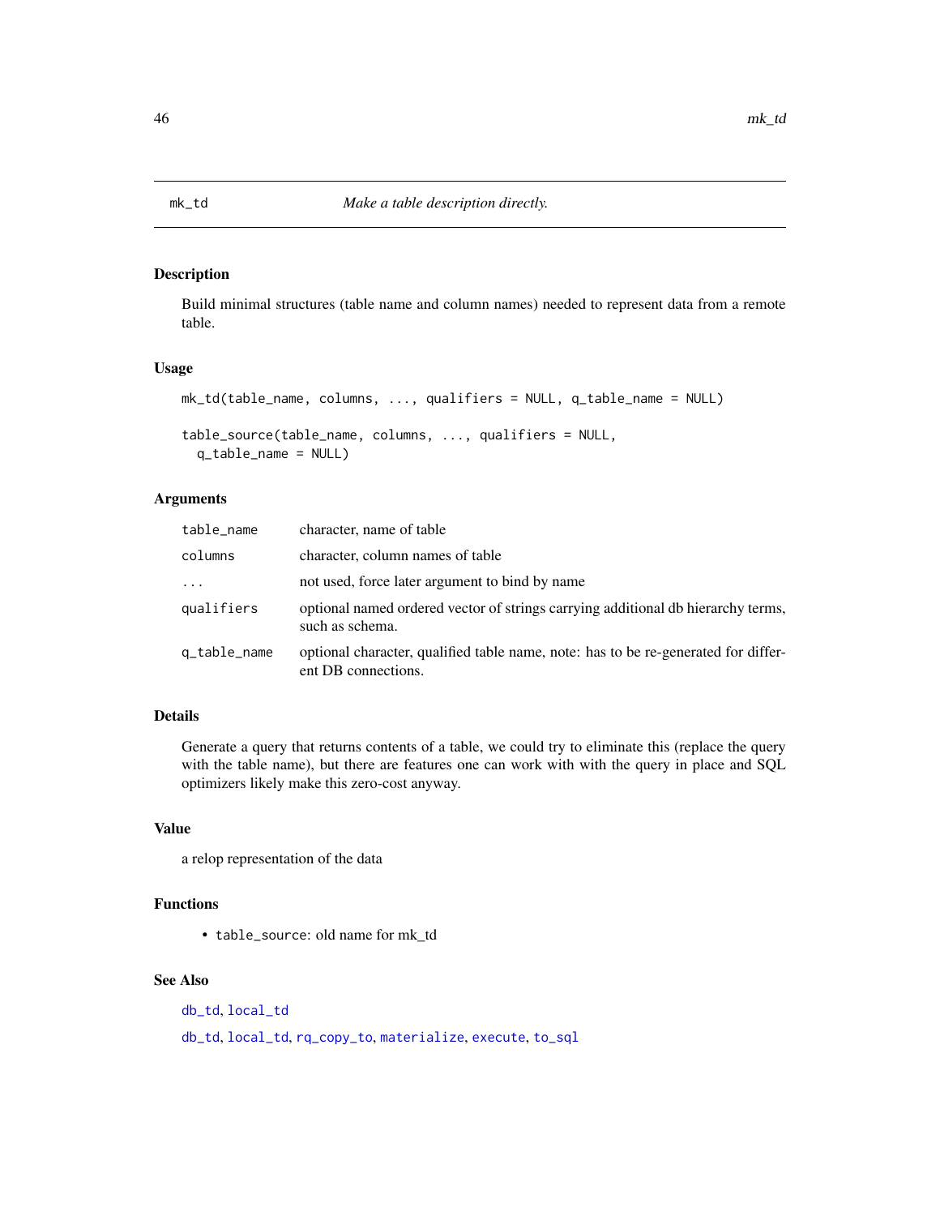## mk_td *Make a table description directly.*

### Description

Build minimal structures (table name and column names) needed to represent data from a remote table.

### Usage

```
mk_td(table_name, columns, ..., qualifiers = NULL, q_table_name = NULL)

table_source(table_name, columns, ..., qualifiers = NULL,
  q_table_name = NULL)
```

### Arguments

| | |
|---|---|
| table_name | character, name of table |
| columns | character, column names of table |
| ... | not used, force later argument to bind by name |
| qualifiers | optional named ordered vector of strings carrying additional db hierarchy terms, such as schema. |
| q_table_name | optional character, qualified table name, note: has to be re-generated for different DB connections. |

### Details

Generate a query that returns contents of a table, we could try to eliminate this (replace the query with the table name), but there are features one can work with with the query in place and SQL optimizers likely make this zero-cost anyway.

### Value

a relop representation of the data

### Functions

- `table_source`: old name for mk_td

### See Also

db_td, local_td

db_td, local_td, rq_copy_to, materialize, execute, to_sql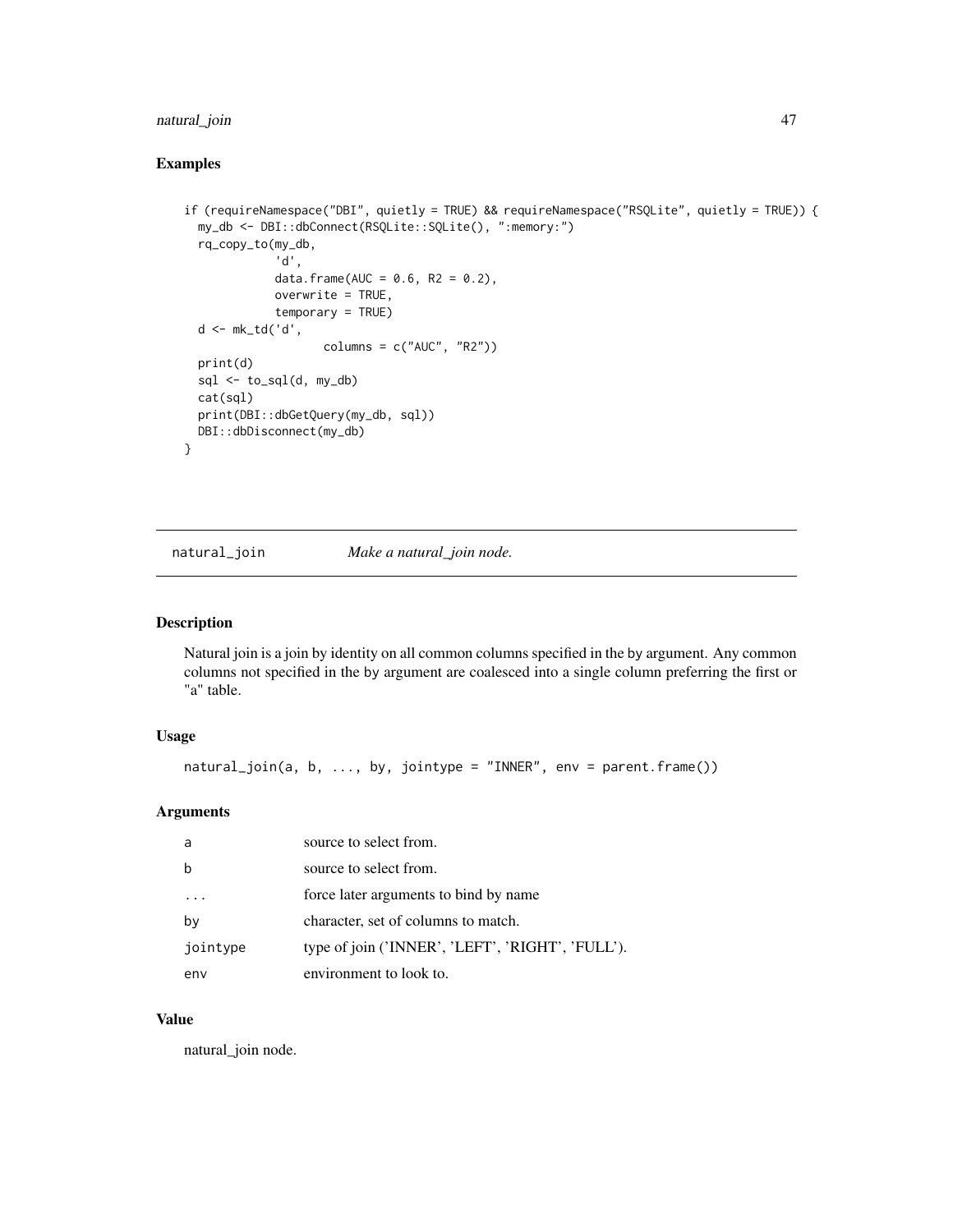## Examples

```
if (requireNamespace("DBI", quietly = TRUE) && requireNamespace("RSQLite", quietly = TRUE)) {
  my_db <- DBI::dbConnect(RSQLite::SQLite(), ":memory:")
  rq_copy_to(my_db,
             'd',
             data.frame(AUC = 0.6, R2 = 0.2),
             overwrite = TRUE,
             temporary = TRUE)
  d <- mk_td('d',
                    columns = c("AUC", "R2"))
  print(d)
  sql <- to_sql(d, my_db)
  cat(sql)
  print(DBI::dbGetQuery(my_db, sql))
  DBI::dbDisconnect(my_db)
}
```

---

# natural_join *Make a natural_join node.*

---

## Description

Natural join is a join by identity on all common columns specified in the by argument. Any common columns not specified in the by argument are coalesced into a single column preferring the first or "a" table.

## Usage

```
natural_join(a, b, ..., by, jointype = "INNER", env = parent.frame())
```

## Arguments

| | |
|---|---|
| a | source to select from. |
| b | source to select from. |
| ... | force later arguments to bind by name |
| by | character, set of columns to match. |
| jointype | type of join ('INNER', 'LEFT', 'RIGHT', 'FULL'). |
| env | environment to look to. |

## Value

natural_join node.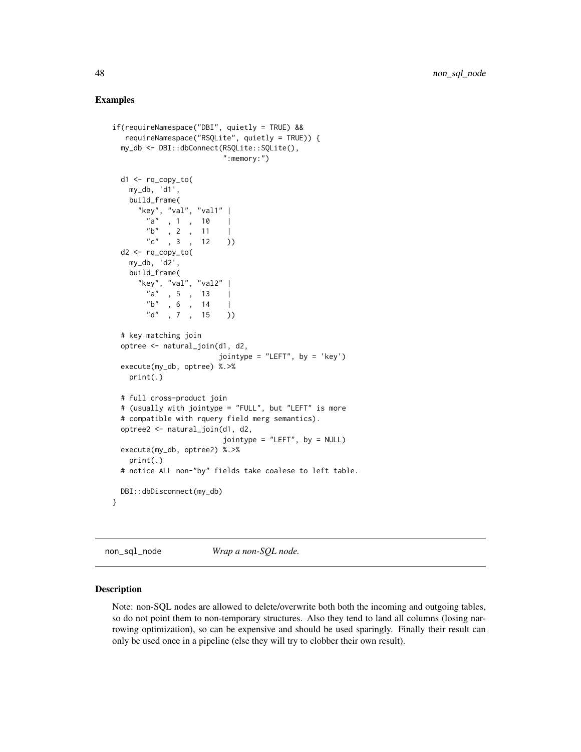## Examples

```
if(requireNamespace("DBI", quietly = TRUE) &&
   requireNamespace("RSQLite", quietly = TRUE)) {
  my_db <- DBI::dbConnect(RSQLite::SQLite(),
                          ":memory:")

  d1 <- rq_copy_to(
    my_db, 'd1',
    build_frame(
      "key", "val", "val1" |
        "a"  , 1  ,  10    |
        "b"  , 2  ,  11    |
        "c"  , 3  ,  12    ))
  d2 <- rq_copy_to(
    my_db, 'd2',
    build_frame(
      "key", "val", "val2" |
        "a"  , 5  ,  13    |
        "b"  , 6  ,  14    |
        "d"  , 7  ,  15    ))

  # key matching join
  optree <- natural_join(d1, d2,
                         jointype = "LEFT", by = 'key')
  execute(my_db, optree) %.>%
    print(.)

  # full cross-product join
  # (usually with jointype = "FULL", but "LEFT" is more
  # compatible with rquery field merg semantics).
  optree2 <- natural_join(d1, d2,
                          jointype = "LEFT", by = NULL)
  execute(my_db, optree2) %.>%
    print(.)
  # notice ALL non-"by" fields take coalese to left table.

  DBI::dbDisconnect(my_db)
}
```

---

non_sql_node        *Wrap a non-SQL node.*

---

## Description

Note: non-SQL nodes are allowed to delete/overwrite both both the incoming and outgoing tables, so do not point them to non-temporary structures. Also they tend to land all columns (losing narrowing optimization), so can be expensive and should be used sparingly. Finally their result can only be used once in a pipeline (else they will try to clobber their own result).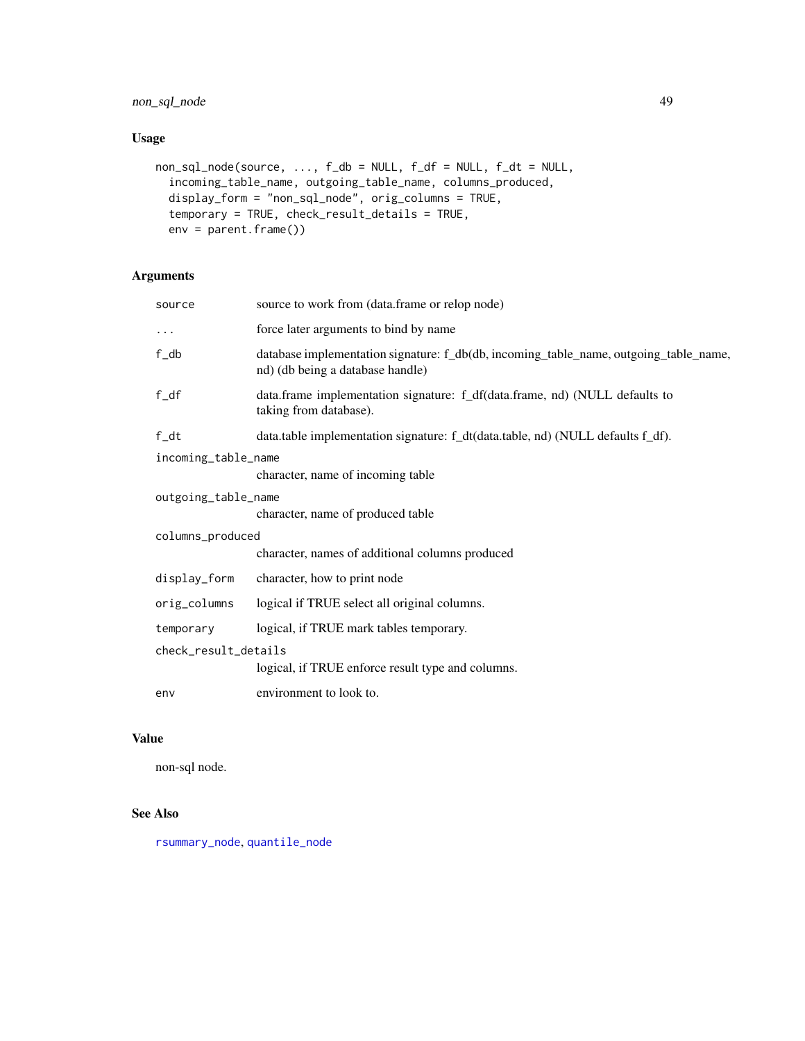## Usage

```
non_sql_node(source, ..., f_db = NULL, f_df = NULL, f_dt = NULL,
  incoming_table_name, outgoing_table_name, columns_produced,
  display_form = "non_sql_node", orig_columns = TRUE,
  temporary = TRUE, check_result_details = TRUE,
  env = parent.frame())
```

## Arguments

| Argument | Description |
|---|---|
| `source` | source to work from (data.frame or relop node) |
| `...` | force later arguments to bind by name |
| `f_db` | database implementation signature: f_db(db, incoming_table_name, outgoing_table_name, nd) (db being a database handle) |
| `f_df` | data.frame implementation signature: f_df(data.frame, nd) (NULL defaults to taking from database). |
| `f_dt` | data.table implementation signature: f_dt(data.table, nd) (NULL defaults f_df). |
| `incoming_table_name` | character, name of incoming table |
| `outgoing_table_name` | character, name of produced table |
| `columns_produced` | character, names of additional columns produced |
| `display_form` | character, how to print node |
| `orig_columns` | logical if TRUE select all original columns. |
| `temporary` | logical, if TRUE mark tables temporary. |
| `check_result_details` | logical, if TRUE enforce result type and columns. |
| `env` | environment to look to. |

## Value

non-sql node.

## See Also

`rsummary_node`, `quantile_node`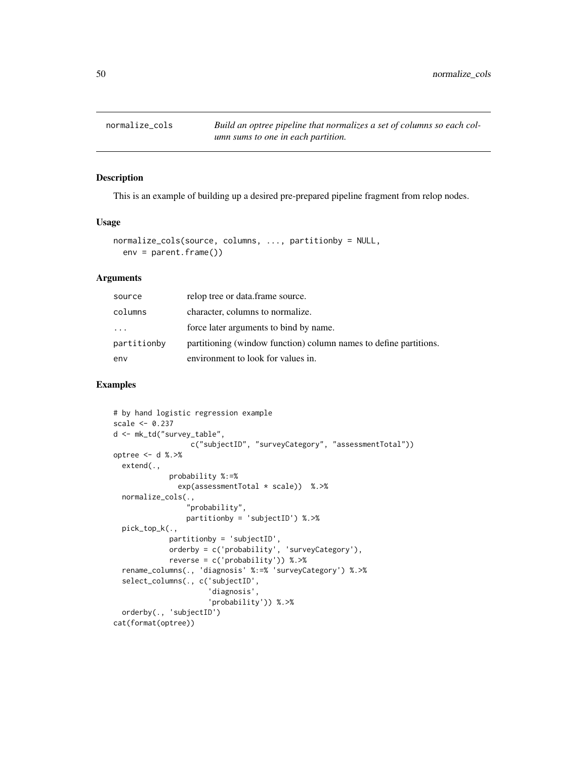## normalize_cols

*Build an optree pipeline that normalizes a set of columns so each column sums to one in each partition.*

### Description

This is an example of building up a desired pre-prepared pipeline fragment from relop nodes.

### Usage

```
normalize_cols(source, columns, ..., partitionby = NULL,
  env = parent.frame())
```

### Arguments

| | |
|---|---|
| source | relop tree or data.frame source. |
| columns | character, columns to normalize. |
| ... | force later arguments to bind by name. |
| partitionby | partitioning (window function) column names to define partitions. |
| env | environment to look for values in. |

### Examples

```
# by hand logistic regression example
scale <- 0.237
d <- mk_td("survey_table",
                  c("subjectID", "surveyCategory", "assessmentTotal"))
optree <- d %.>%
  extend(.,
             probability %:=%
               exp(assessmentTotal * scale))  %.>%
  normalize_cols(.,
                 "probability",
                 partitionby = 'subjectID') %.>%
  pick_top_k(.,
             partitionby = 'subjectID',
             orderby = c('probability', 'surveyCategory'),
             reverse = c('probability')) %.>%
  rename_columns(., 'diagnosis' %:=% 'surveyCategory') %.>%
  select_columns(., c('subjectID',
                      'diagnosis',
                      'probability')) %.>%
  orderby(., 'subjectID')
cat(format(optree))
```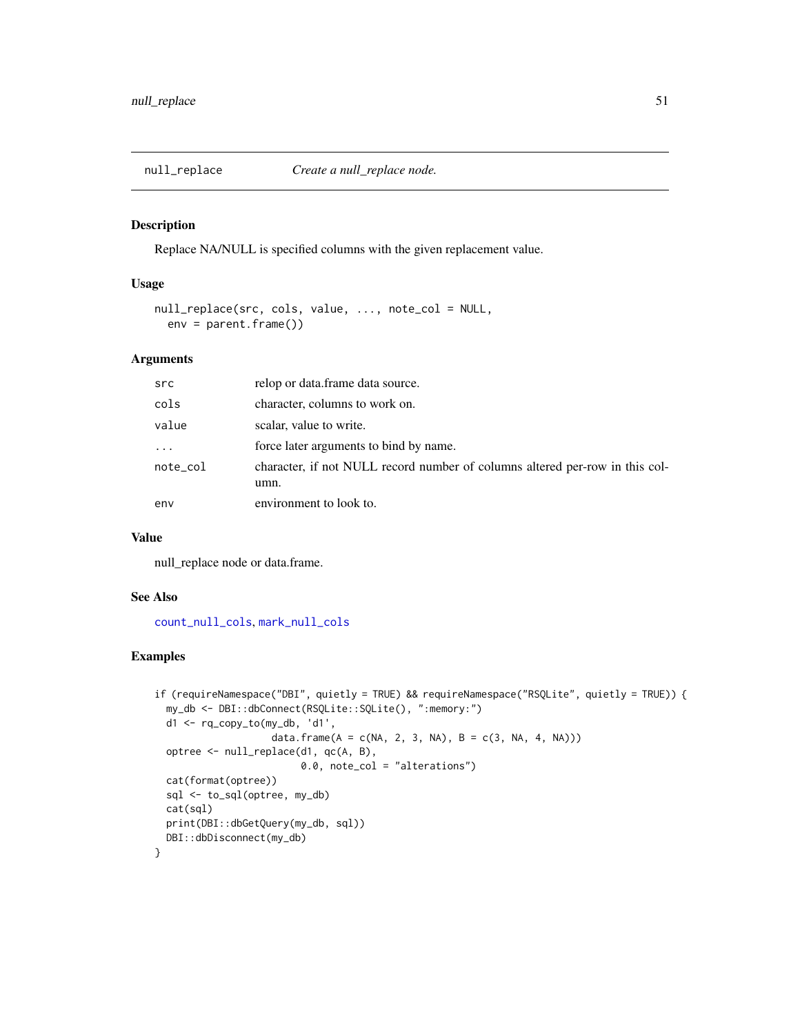## null_replace *Create a null_replace node.*

### Description

Replace NA/NULL is specified columns with the given replacement value.

### Usage

```
null_replace(src, cols, value, ..., note_col = NULL,
  env = parent.frame())
```

### Arguments

| | |
|---|---|
| src | relop or data.frame data source. |
| cols | character, columns to work on. |
| value | scalar, value to write. |
| ... | force later arguments to bind by name. |
| note_col | character, if not NULL record number of columns altered per-row in this column. |
| env | environment to look to. |

### Value

null_replace node or data.frame.

### See Also

count_null_cols, mark_null_cols

### Examples

```
if (requireNamespace("DBI", quietly = TRUE) && requireNamespace("RSQLite", quietly = TRUE)) {
  my_db <- DBI::dbConnect(RSQLite::SQLite(), ":memory:")
  d1 <- rq_copy_to(my_db, 'd1',
                   data.frame(A = c(NA, 2, 3, NA), B = c(3, NA, 4, NA)))
  optree <- null_replace(d1, qc(A, B),
                         0.0, note_col = "alterations")
  cat(format(optree))
  sql <- to_sql(optree, my_db)
  cat(sql)
  print(DBI::dbGetQuery(my_db, sql))
  DBI::dbDisconnect(my_db)
}
```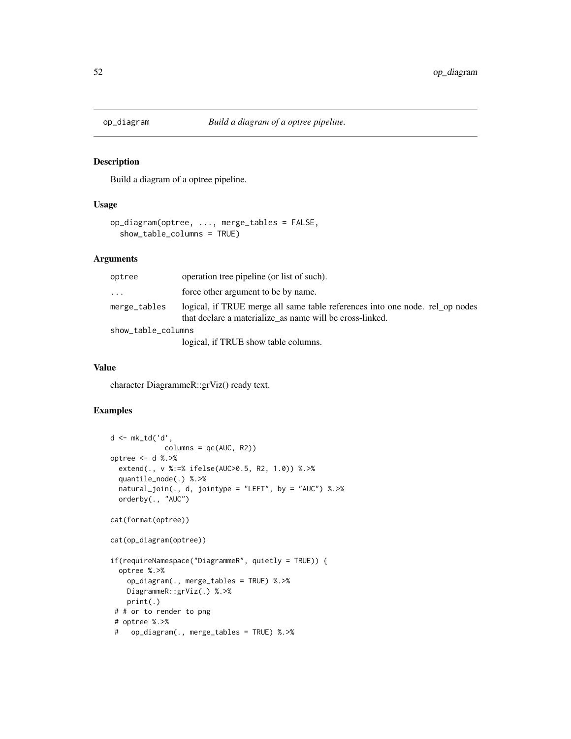# op_diagram — *Build a diagram of a optree pipeline.*

## Description

Build a diagram of a optree pipeline.

## Usage

```
op_diagram(optree, ..., merge_tables = FALSE,
  show_table_columns = TRUE)
```

## Arguments

| | |
|---|---|
| optree | operation tree pipeline (or list of such). |
| ... | force other argument to be by name. |
| merge_tables | logical, if TRUE merge all same table references into one node. rel_op nodes that declare a materialize_as name will be cross-linked. |
| show_table_columns | logical, if TRUE show table columns. |

## Value

character DiagrammeR::grViz() ready text.

## Examples

```
d <- mk_td('d',
           columns = qc(AUC, R2))
optree <- d %.>%
  extend(., v %:=% ifelse(AUC>0.5, R2, 1.0)) %.>%
  quantile_node(.) %.>%
  natural_join(., d, jointype = "LEFT", by = "AUC") %.>%
  orderby(., "AUC")

cat(format(optree))

cat(op_diagram(optree))

if(requireNamespace("DiagrammeR", quietly = TRUE)) {
  optree %.>%
    op_diagram(., merge_tables = TRUE) %.>%
    DiagrammeR::grViz(.) %.>%
    print(.)
 # # or to render to png
 # optree %.>%
 #   op_diagram(., merge_tables = TRUE) %.>%
```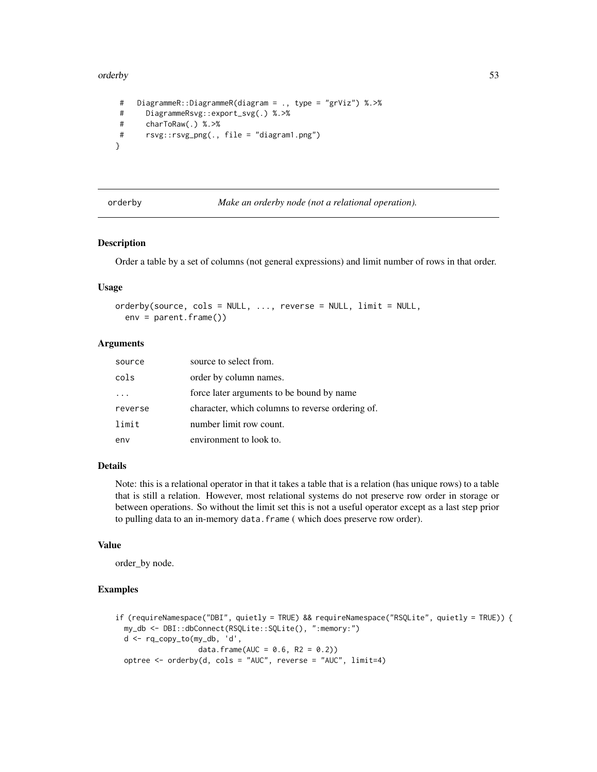```
#   DiagrammeR::DiagrammeR(diagram = ., type = "grViz") %.>%
#     DiagrammeRsvg::export_svg(.) %.>%
#     charToRaw(.) %.>%
#     rsvg::rsvg_png(., file = "diagram1.png")
}
```

---

## orderby — *Make an orderby node (not a relational operation).*

---

### Description

Order a table by a set of columns (not general expressions) and limit number of rows in that order.

### Usage

```
orderby(source, cols = NULL, ..., reverse = NULL, limit = NULL,
  env = parent.frame())
```

### Arguments

| | |
|---|---|
| `source` | source to select from. |
| `cols` | order by column names. |
| `...` | force later arguments to be bound by name |
| `reverse` | character, which columns to reverse ordering of. |
| `limit` | number limit row count. |
| `env` | environment to look to. |

### Details

Note: this is a relational operator in that it takes a table that is a relation (has unique rows) to a table that is still a relation. However, most relational systems do not preserve row order in storage or between operations. So without the limit set this is not a useful operator except as a last step prior to pulling data to an in-memory `data.frame` ( which does preserve row order).

### Value

order_by node.

### Examples

```
if (requireNamespace("DBI", quietly = TRUE) && requireNamespace("RSQLite", quietly = TRUE)) {
  my_db <- DBI::dbConnect(RSQLite::SQLite(), ":memory:")
  d <- rq_copy_to(my_db, 'd',
                  data.frame(AUC = 0.6, R2 = 0.2))
  optree <- orderby(d, cols = "AUC", reverse = "AUC", limit=4)
```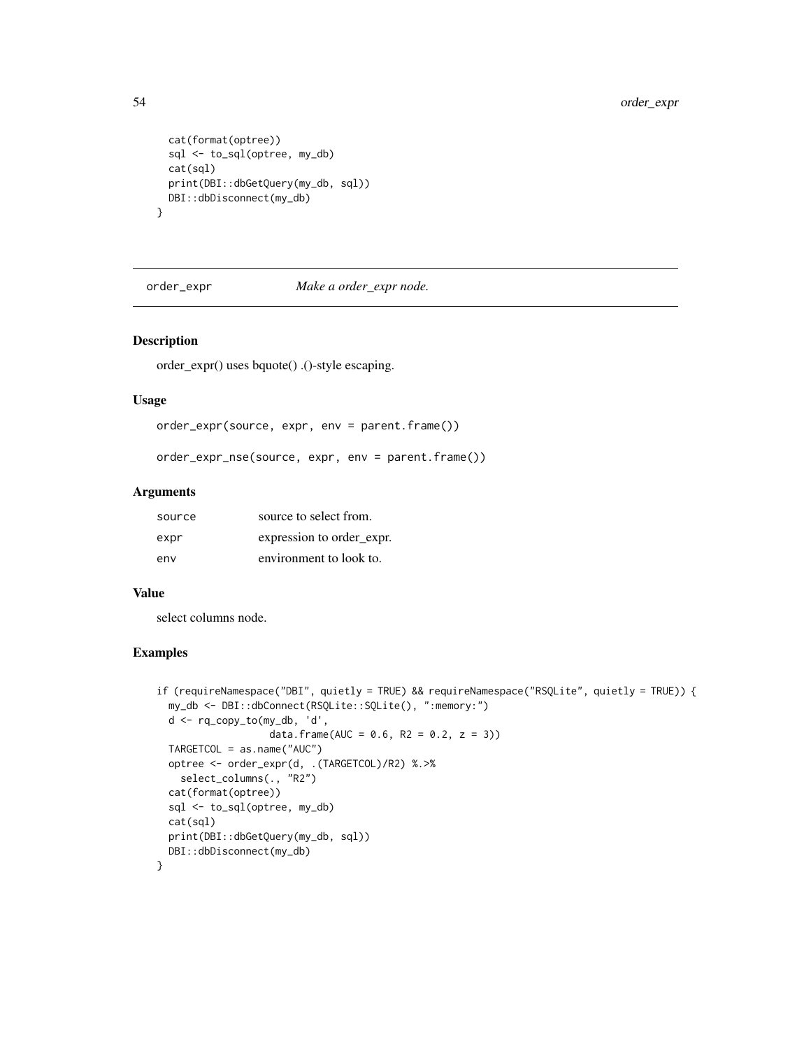```
  cat(format(optree))
  sql <- to_sql(optree, my_db)
  cat(sql)
  print(DBI::dbGetQuery(my_db, sql))
  DBI::dbDisconnect(my_db)
}
```

---

order_expr *Make a order_expr node.*

---

## Description

order_expr() uses bquote() .()-style escaping.

## Usage

```
order_expr(source, expr, env = parent.frame())

order_expr_nse(source, expr, env = parent.frame())
```

## Arguments

| | |
|---|---|
| source | source to select from. |
| expr | expression to order_expr. |
| env | environment to look to. |

## Value

select columns node.

## Examples

```
if (requireNamespace("DBI", quietly = TRUE) && requireNamespace("RSQLite", quietly = TRUE)) {
  my_db <- DBI::dbConnect(RSQLite::SQLite(), ":memory:")
  d <- rq_copy_to(my_db, 'd',
                  data.frame(AUC = 0.6, R2 = 0.2, z = 3))
  TARGETCOL = as.name("AUC")
  optree <- order_expr(d, .(TARGETCOL)/R2) %.>%
    select_columns(., "R2")
  cat(format(optree))
  sql <- to_sql(optree, my_db)
  cat(sql)
  print(DBI::dbGetQuery(my_db, sql))
  DBI::dbDisconnect(my_db)
}
```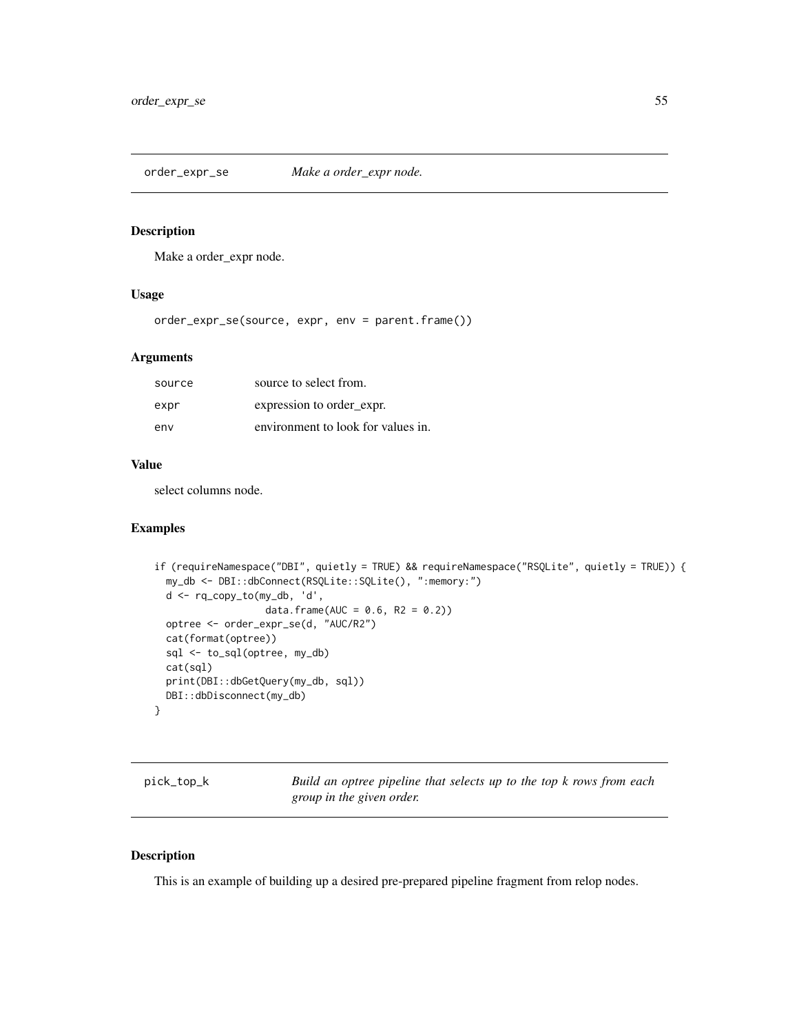## order_expr_se *Make a order_expr node.*

### Description

Make a order_expr node.

### Usage

```
order_expr_se(source, expr, env = parent.frame())
```

### Arguments

| | |
|---|---|
| source | source to select from. |
| expr | expression to order_expr. |
| env | environment to look for values in. |

### Value

select columns node.

### Examples

```
if (requireNamespace("DBI", quietly = TRUE) && requireNamespace("RSQLite", quietly = TRUE)) {
  my_db <- DBI::dbConnect(RSQLite::SQLite(), ":memory:")
  d <- rq_copy_to(my_db, 'd',
                  data.frame(AUC = 0.6, R2 = 0.2))
  optree <- order_expr_se(d, "AUC/R2")
  cat(format(optree))
  sql <- to_sql(optree, my_db)
  cat(sql)
  print(DBI::dbGetQuery(my_db, sql))
  DBI::dbDisconnect(my_db)
}
```

## pick_top_k *Build an optree pipeline that selects up to the top k rows from each group in the given order.*

### Description

This is an example of building up a desired pre-prepared pipeline fragment from relop nodes.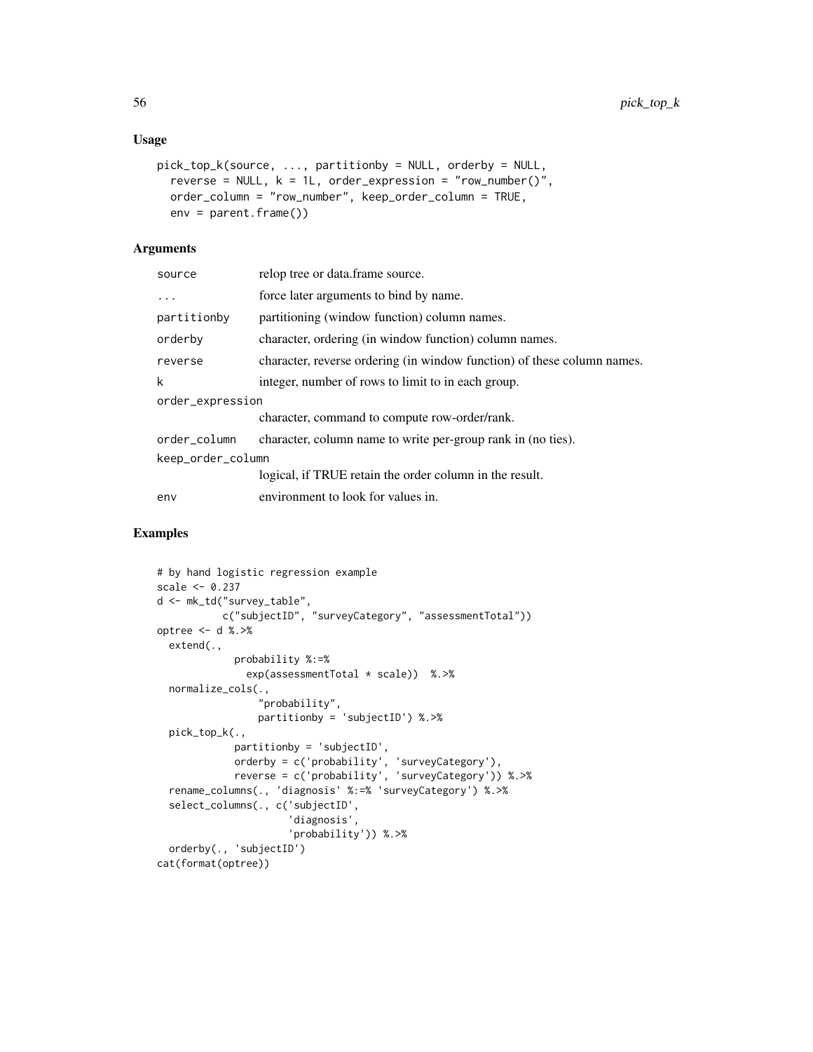### Usage

```
pick_top_k(source, ..., partitionby = NULL, orderby = NULL,
  reverse = NULL, k = 1L, order_expression = "row_number()",
  order_column = "row_number", keep_order_column = TRUE,
  env = parent.frame())
```

### Arguments

| | |
|---|---|
| source | relop tree or data.frame source. |
| ... | force later arguments to bind by name. |
| partitionby | partitioning (window function) column names. |
| orderby | character, ordering (in window function) column names. |
| reverse | character, reverse ordering (in window function) of these column names. |
| k | integer, number of rows to limit to in each group. |
| order_expression | character, command to compute row-order/rank. |
| order_column | character, column name to write per-group rank in (no ties). |
| keep_order_column | logical, if TRUE retain the order column in the result. |
| env | environment to look for values in. |

### Examples

```
# by hand logistic regression example
scale <- 0.237
d <- mk_td("survey_table",
           c("subjectID", "surveyCategory", "assessmentTotal"))
optree <- d %.>%
  extend(.,
             probability %:=%
               exp(assessmentTotal * scale))  %.>%
  normalize_cols(.,
                 "probability",
                 partitionby = 'subjectID') %.>%
  pick_top_k(.,
             partitionby = 'subjectID',
             orderby = c('probability', 'surveyCategory'),
             reverse = c('probability', 'surveyCategory')) %.>%
  rename_columns(., 'diagnosis' %:=% 'surveyCategory') %.>%
  select_columns(., c('subjectID',
                      'diagnosis',
                      'probability')) %.>%
  orderby(., 'subjectID')
cat(format(optree))
```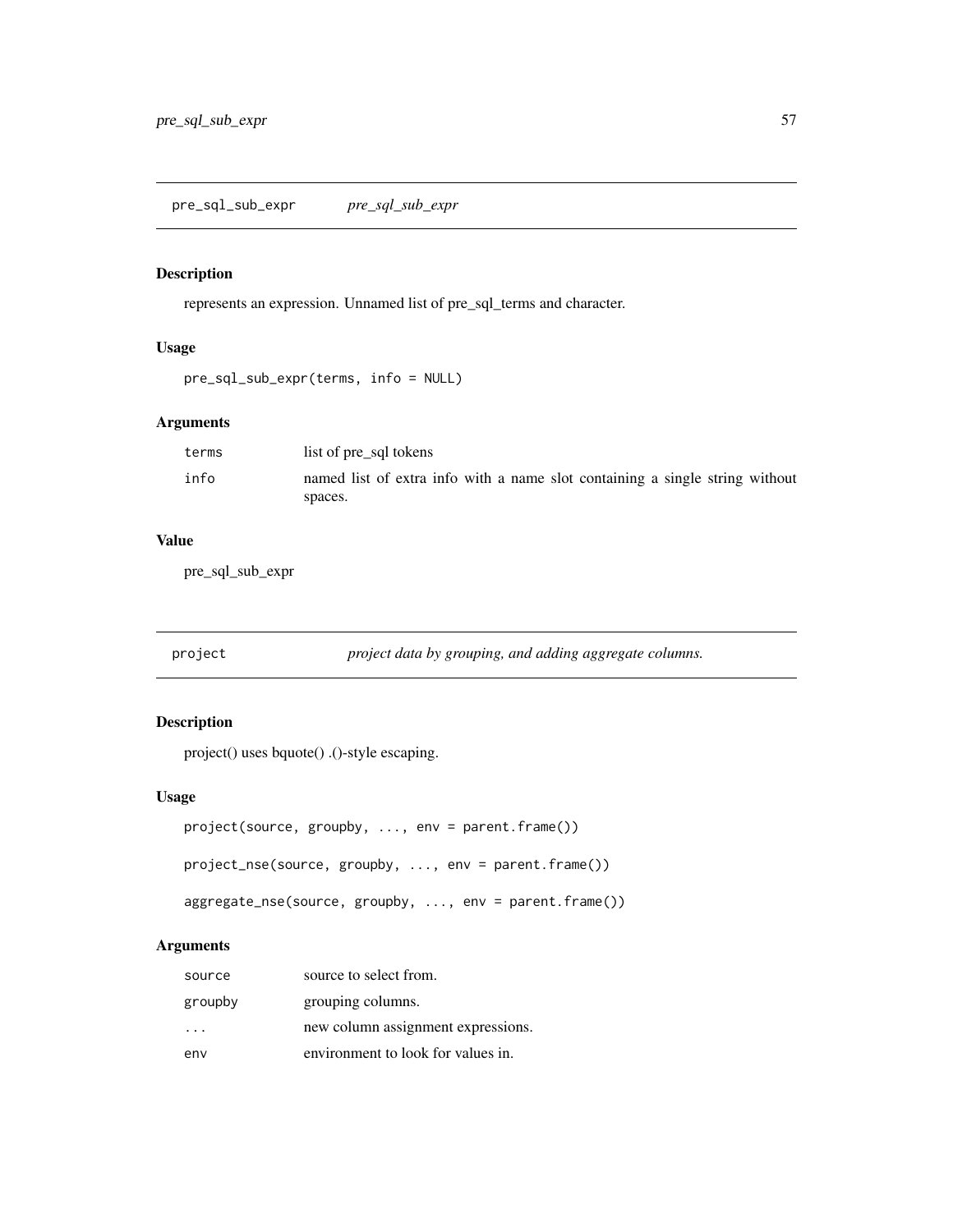## pre_sql_sub_expr *pre_sql_sub_expr*

### Description

represents an expression. Unnamed list of pre_sql_terms and character.

### Usage

```
pre_sql_sub_expr(terms, info = NULL)
```

### Arguments

| | |
|---|---|
| `terms` | list of pre_sql tokens |
| `info` | named list of extra info with a name slot containing a single string without spaces. |

### Value

pre_sql_sub_expr

## project *project data by grouping, and adding aggregate columns.*

### Description

project() uses bquote() .()-style escaping.

### Usage

```
project(source, groupby, ..., env = parent.frame())

project_nse(source, groupby, ..., env = parent.frame())

aggregate_nse(source, groupby, ..., env = parent.frame())
```

### Arguments

| | |
|---|---|
| `source` | source to select from. |
| `groupby` | grouping columns. |
| `...` | new column assignment expressions. |
| `env` | environment to look for values in. |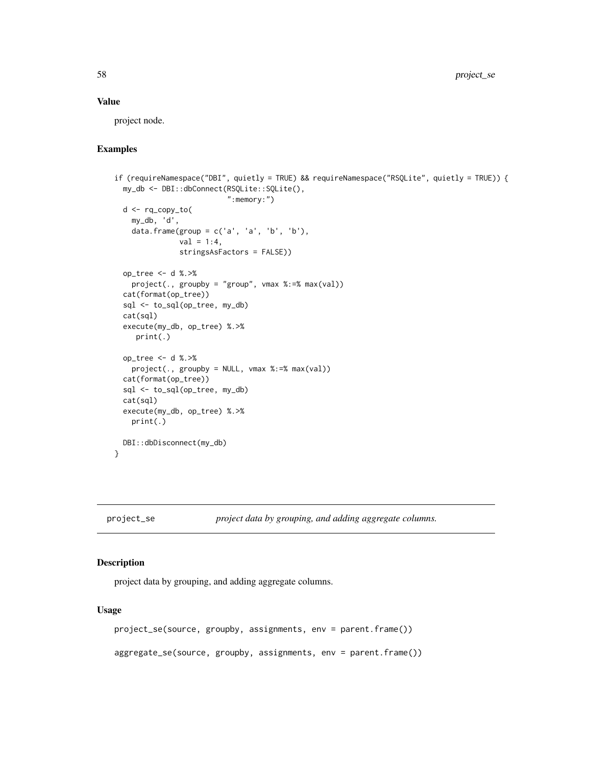## Value

project node.

## Examples

```
if (requireNamespace("DBI", quietly = TRUE) && requireNamespace("RSQLite", quietly = TRUE)) {
  my_db <- DBI::dbConnect(RSQLite::SQLite(),
                          ":memory:")
  d <- rq_copy_to(
    my_db, 'd',
    data.frame(group = c('a', 'a', 'b', 'b'),
               val = 1:4,
               stringsAsFactors = FALSE))

  op_tree <- d %.>%
    project(., groupby = "group", vmax %:=% max(val))
  cat(format(op_tree))
  sql <- to_sql(op_tree, my_db)
  cat(sql)
  execute(my_db, op_tree) %.>%
     print(.)

  op_tree <- d %.>%
    project(., groupby = NULL, vmax %:=% max(val))
  cat(format(op_tree))
  sql <- to_sql(op_tree, my_db)
  cat(sql)
  execute(my_db, op_tree) %.>%
    print(.)

  DBI::dbDisconnect(my_db)
}
```

---

# project_se    *project data by grouping, and adding aggregate columns.*

---

## Description

project data by grouping, and adding aggregate columns.

## Usage

```
project_se(source, groupby, assignments, env = parent.frame())

aggregate_se(source, groupby, assignments, env = parent.frame())
```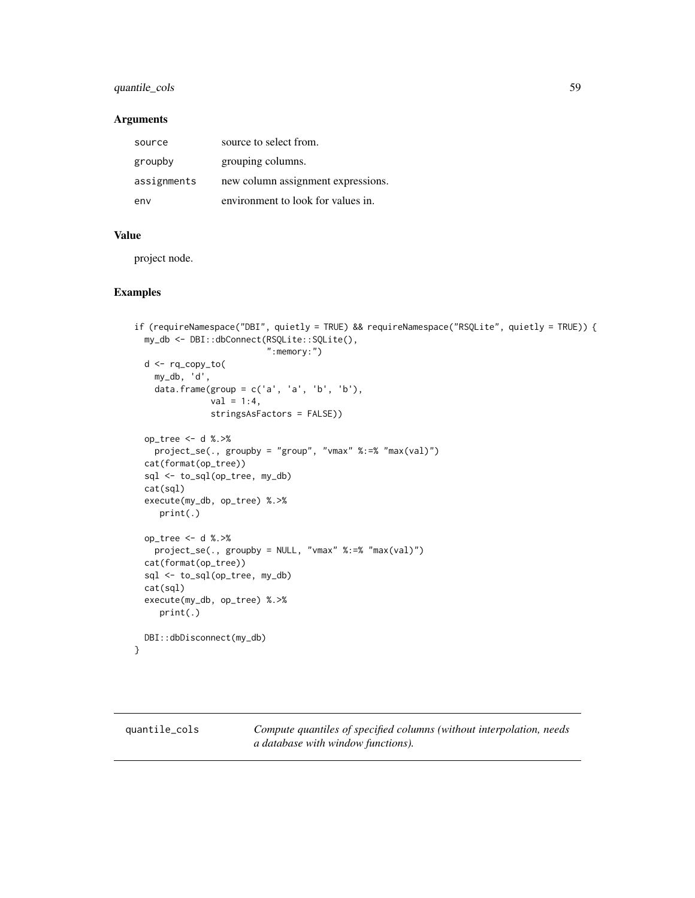### Arguments

| | |
|---|---|
| source | source to select from. |
| groupby | grouping columns. |
| assignments | new column assignment expressions. |
| env | environment to look for values in. |

### Value

project node.

### Examples

```
if (requireNamespace("DBI", quietly = TRUE) && requireNamespace("RSQLite", quietly = TRUE)) {
  my_db <- DBI::dbConnect(RSQLite::SQLite(),
                          ":memory:")
  d <- rq_copy_to(
    my_db, 'd',
    data.frame(group = c('a', 'a', 'b', 'b'),
               val = 1:4,
               stringsAsFactors = FALSE))

  op_tree <- d %.>%
    project_se(., groupby = "group", "vmax" %:=% "max(val)")
  cat(format(op_tree))
  sql <- to_sql(op_tree, my_db)
  cat(sql)
  execute(my_db, op_tree) %.>%
     print(.)

  op_tree <- d %.>%
    project_se(., groupby = NULL, "vmax" %:=% "max(val)")
  cat(format(op_tree))
  sql <- to_sql(op_tree, my_db)
  cat(sql)
  execute(my_db, op_tree) %.>%
     print(.)

  DBI::dbDisconnect(my_db)
}
```

---

## quantile_cols

*Compute quantiles of specified columns (without interpolation, needs a database with window functions).*

---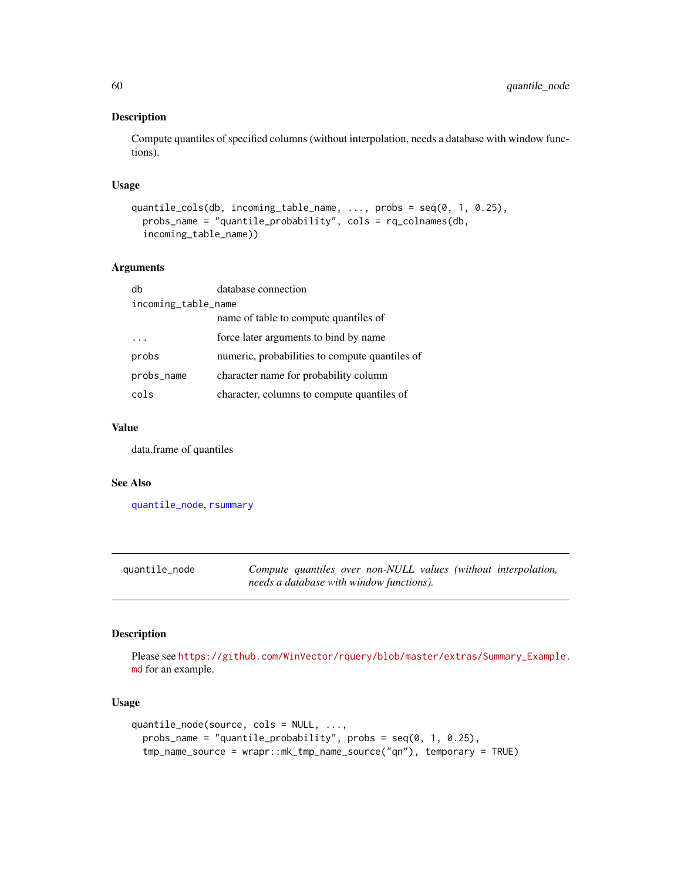## Description

Compute quantiles of specified columns (without interpolation, needs a database with window functions).

## Usage

```
quantile_cols(db, incoming_table_name, ..., probs = seq(0, 1, 0.25),
  probs_name = "quantile_probability", cols = rq_colnames(db,
  incoming_table_name))
```

## Arguments

| | |
|---|---|
| db | database connection |
| incoming_table_name | name of table to compute quantiles of |
| ... | force later arguments to bind by name |
| probs | numeric, probabilities to compute quantiles of |
| probs_name | character name for probability column |
| cols | character, columns to compute quantiles of |

## Value

data.frame of quantiles

## See Also

quantile_node, rsummary

---

# quantile_node

*Compute quantiles over non-NULL values (without interpolation, needs a database with window functions).*

## Description

Please see https://github.com/WinVector/rquery/blob/master/extras/Summary_Example.md for an example.

## Usage

```
quantile_node(source, cols = NULL, ...,
  probs_name = "quantile_probability", probs = seq(0, 1, 0.25),
  tmp_name_source = wrapr::mk_tmp_name_source("qn"), temporary = TRUE)
```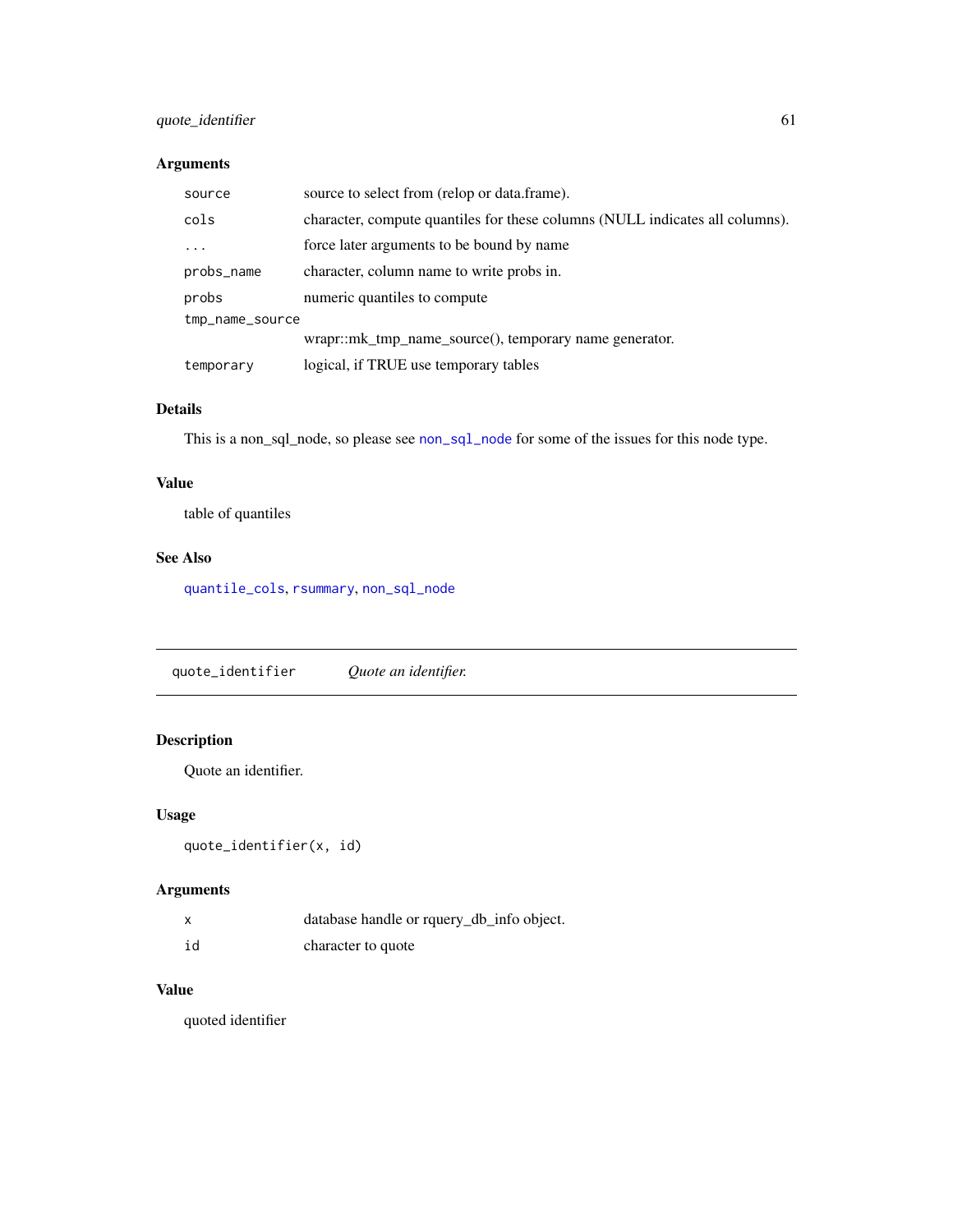### Arguments

| | |
|---|---|
| source | source to select from (relop or data.frame). |
| cols | character, compute quantiles for these columns (NULL indicates all columns). |
| ... | force later arguments to be bound by name |
| probs_name | character, column name to write probs in. |
| probs | numeric quantiles to compute |
| tmp_name_source | wrapr::mk_tmp_name_source(), temporary name generator. |
| temporary | logical, if TRUE use temporary tables |

### Details

This is a non_sql_node, so please see non_sql_node for some of the issues for this node type.

### Value

table of quantiles

### See Also

quantile_cols, rsummary, non_sql_node

---

## quote_identifier    *Quote an identifier.*

---

### Description

Quote an identifier.

### Usage

```
quote_identifier(x, id)
```

### Arguments

| | |
|---|---|
| x | database handle or rquery_db_info object. |
| id | character to quote |

### Value

quoted identifier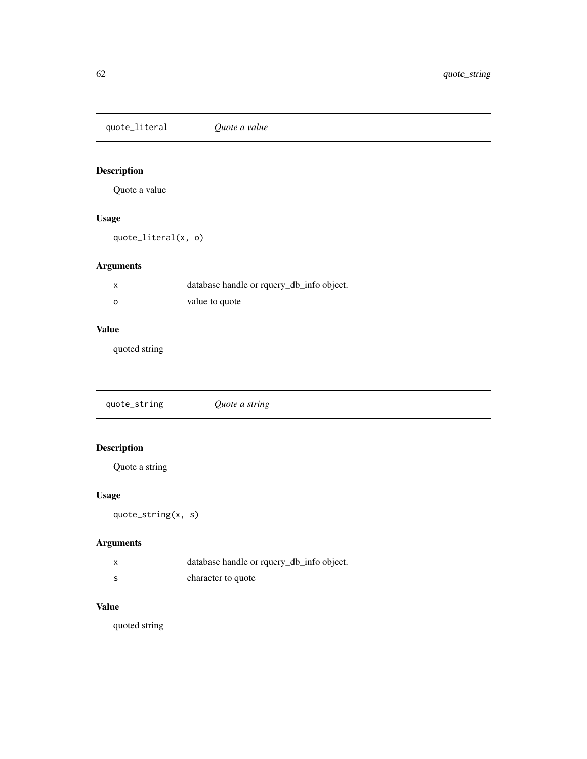## quote_literal    *Quote a value*

### Description

Quote a value

### Usage

```
quote_literal(x, o)
```

### Arguments

| | |
|---|---|
| x | database handle or rquery_db_info object. |
| o | value to quote |

### Value

quoted string

## quote_string    *Quote a string*

### Description

Quote a string

### Usage

```
quote_string(x, s)
```

### Arguments

| | |
|---|---|
| x | database handle or rquery_db_info object. |
| s | character to quote |

### Value

quoted string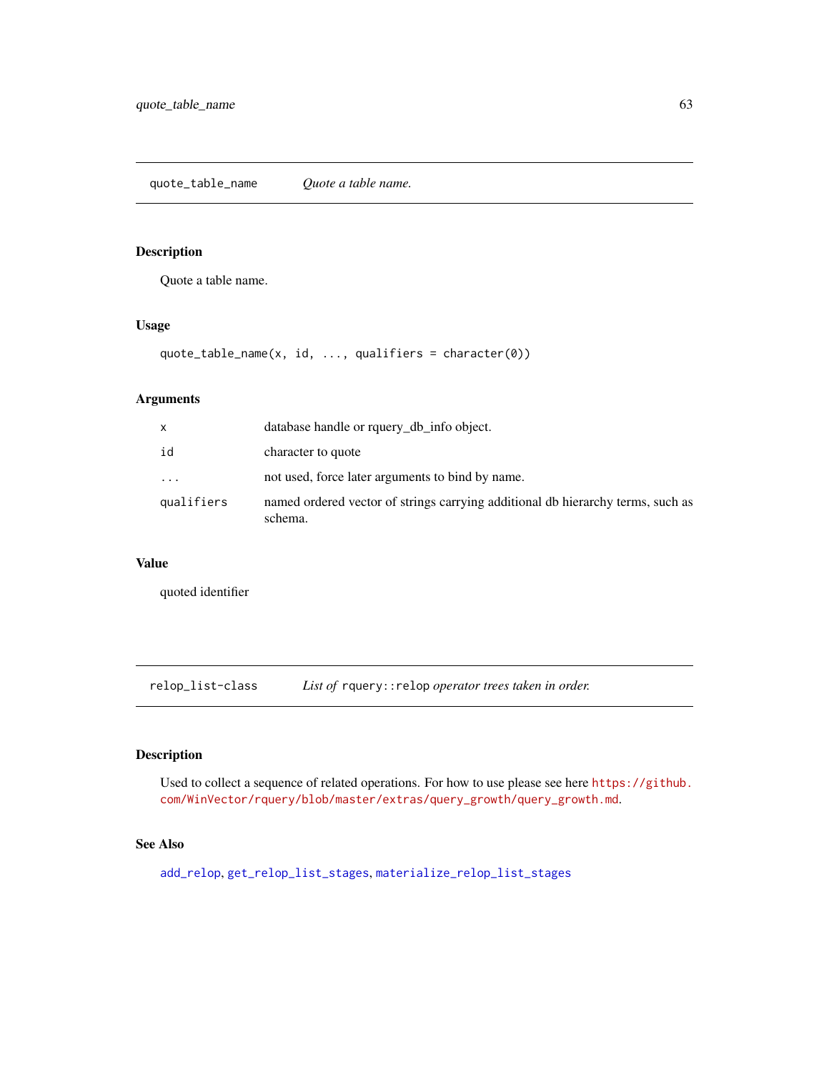## quote_table_name — *Quote a table name.*

### Description

Quote a table name.

### Usage

```
quote_table_name(x, id, ..., qualifiers = character(0))
```

### Arguments

| | |
|---|---|
| x | database handle or rquery_db_info object. |
| id | character to quote |
| ... | not used, force later arguments to bind by name. |
| qualifiers | named ordered vector of strings carrying additional db hierarchy terms, such as schema. |

### Value

quoted identifier

## relop_list-class — *List of* `rquery::relop` *operator trees taken in order.*

### Description

Used to collect a sequence of related operations. For how to use please see here https://github.com/WinVector/rquery/blob/master/extras/query_growth/query_growth.md.

### See Also

add_relop, get_relop_list_stages, materialize_relop_list_stages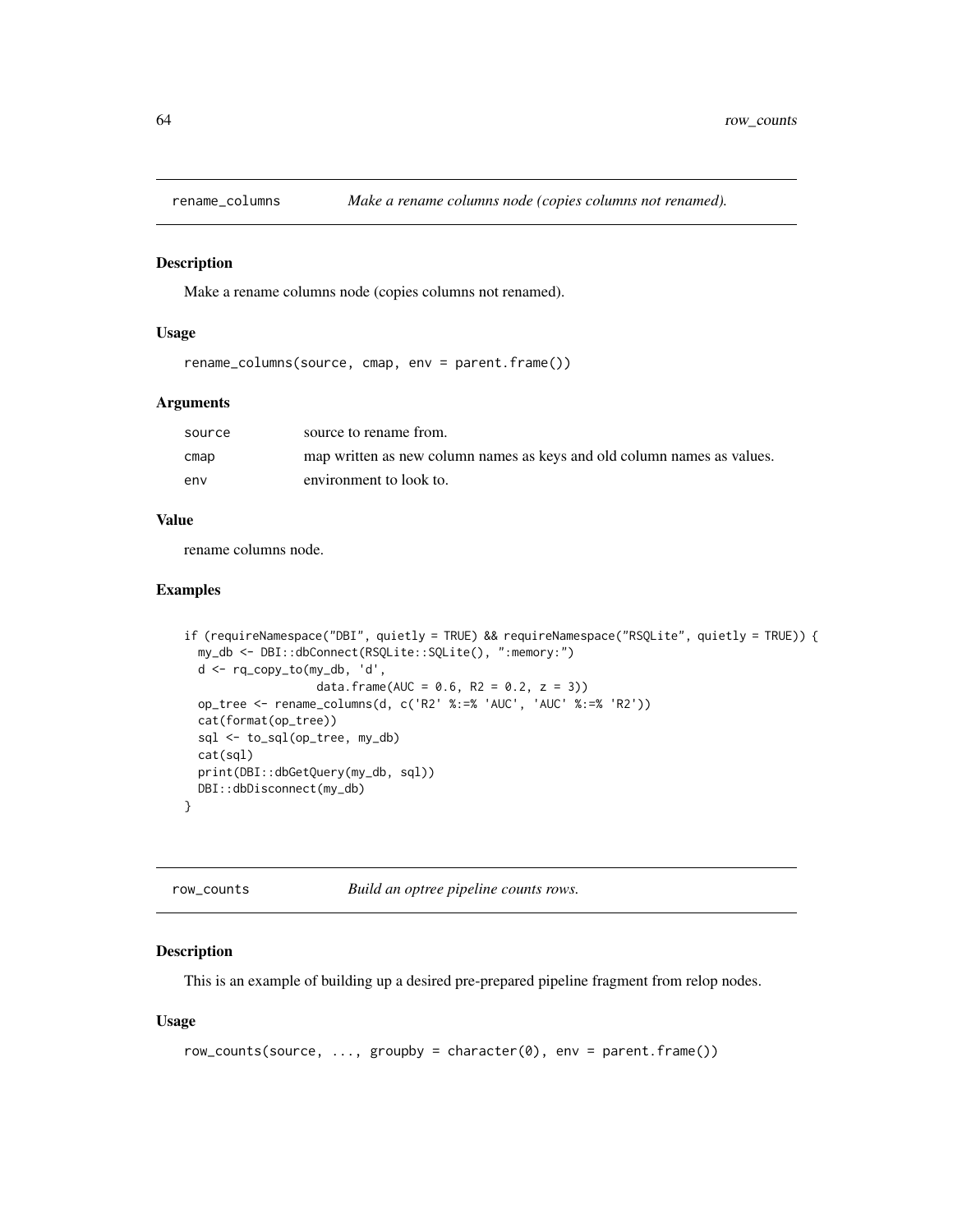## rename_columns — *Make a rename columns node (copies columns not renamed).*

### Description

Make a rename columns node (copies columns not renamed).

### Usage

```
rename_columns(source, cmap, env = parent.frame())
```

### Arguments

| | |
|---|---|
| source | source to rename from. |
| cmap | map written as new column names as keys and old column names as values. |
| env | environment to look to. |

### Value

rename columns node.

### Examples

```
if (requireNamespace("DBI", quietly = TRUE) && requireNamespace("RSQLite", quietly = TRUE)) {
  my_db <- DBI::dbConnect(RSQLite::SQLite(), ":memory:")
  d <- rq_copy_to(my_db, 'd',
                  data.frame(AUC = 0.6, R2 = 0.2, z = 3))
  op_tree <- rename_columns(d, c('R2' %:=% 'AUC', 'AUC' %:=% 'R2'))
  cat(format(op_tree))
  sql <- to_sql(op_tree, my_db)
  cat(sql)
  print(DBI::dbGetQuery(my_db, sql))
  DBI::dbDisconnect(my_db)
}
```

## row_counts — *Build an optree pipeline counts rows.*

### Description

This is an example of building up a desired pre-prepared pipeline fragment from relop nodes.

### Usage

```
row_counts(source, ..., groupby = character(0), env = parent.frame())
```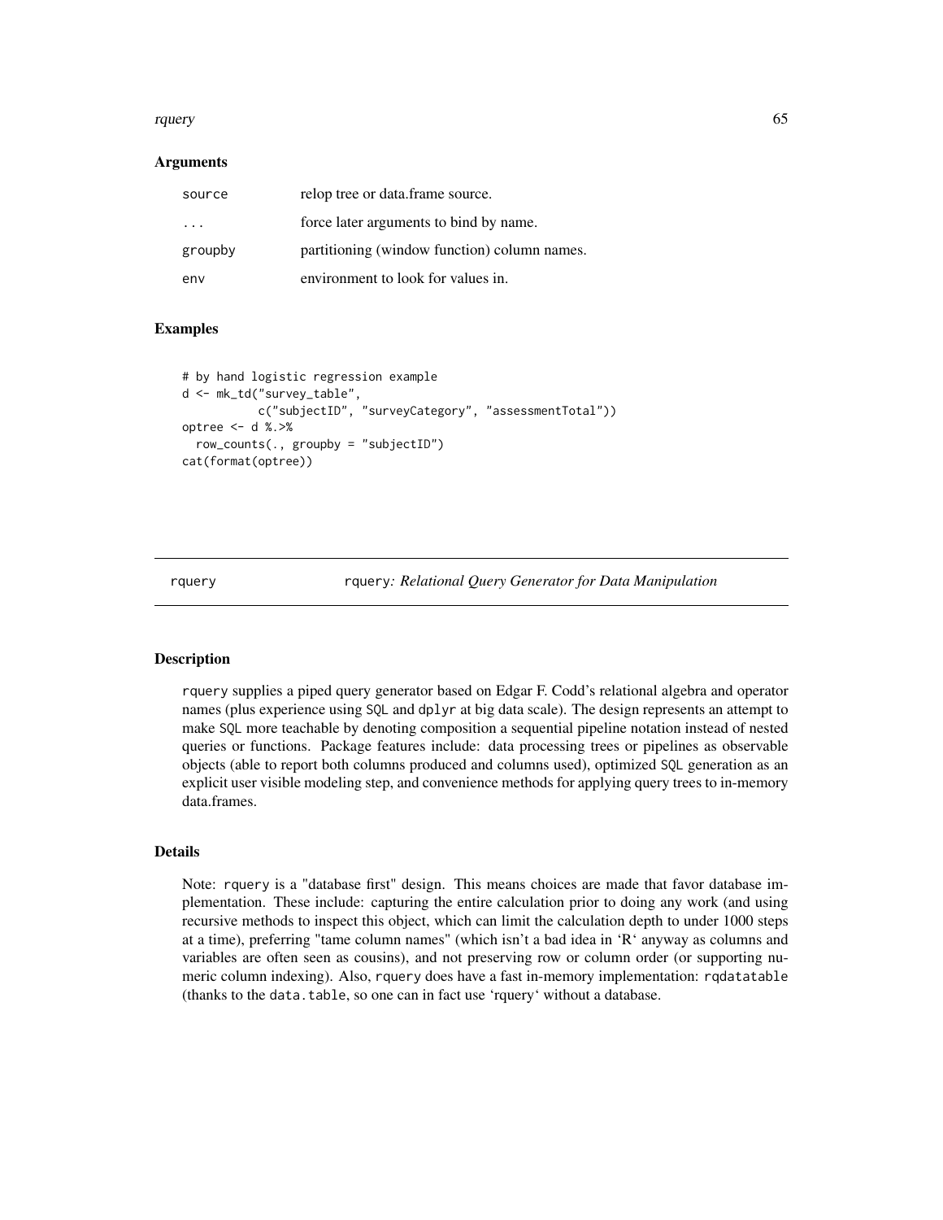## Arguments

| | |
|---|---|
| source | relop tree or data.frame source. |
| ... | force later arguments to bind by name. |
| groupby | partitioning (window function) column names. |
| env | environment to look for values in. |

## Examples

```
# by hand logistic regression example
d <- mk_td("survey_table",
           c("subjectID", "surveyCategory", "assessmentTotal"))
optree <- d %.>%
  row_counts(., groupby = "subjectID")
cat(format(optree))
```

---

# rquery — rquery: *Relational Query Generator for Data Manipulation*

## Description

rquery supplies a piped query generator based on Edgar F. Codd's relational algebra and operator names (plus experience using SQL and dplyr at big data scale). The design represents an attempt to make SQL more teachable by denoting composition a sequential pipeline notation instead of nested queries or functions. Package features include: data processing trees or pipelines as observable objects (able to report both columns produced and columns used), optimized SQL generation as an explicit user visible modeling step, and convenience methods for applying query trees to in-memory data.frames.

## Details

Note: rquery is a "database first" design. This means choices are made that favor database implementation. These include: capturing the entire calculation prior to doing any work (and using recursive methods to inspect this object, which can limit the calculation depth to under 1000 steps at a time), preferring "tame column names" (which isn't a bad idea in 'R' anyway as columns and variables are often seen as cousins), and not preserving row or column order (or supporting numeric column indexing). Also, rquery does have a fast in-memory implementation: rqdatatable (thanks to the data.table, so one can in fact use 'rquery' without a database.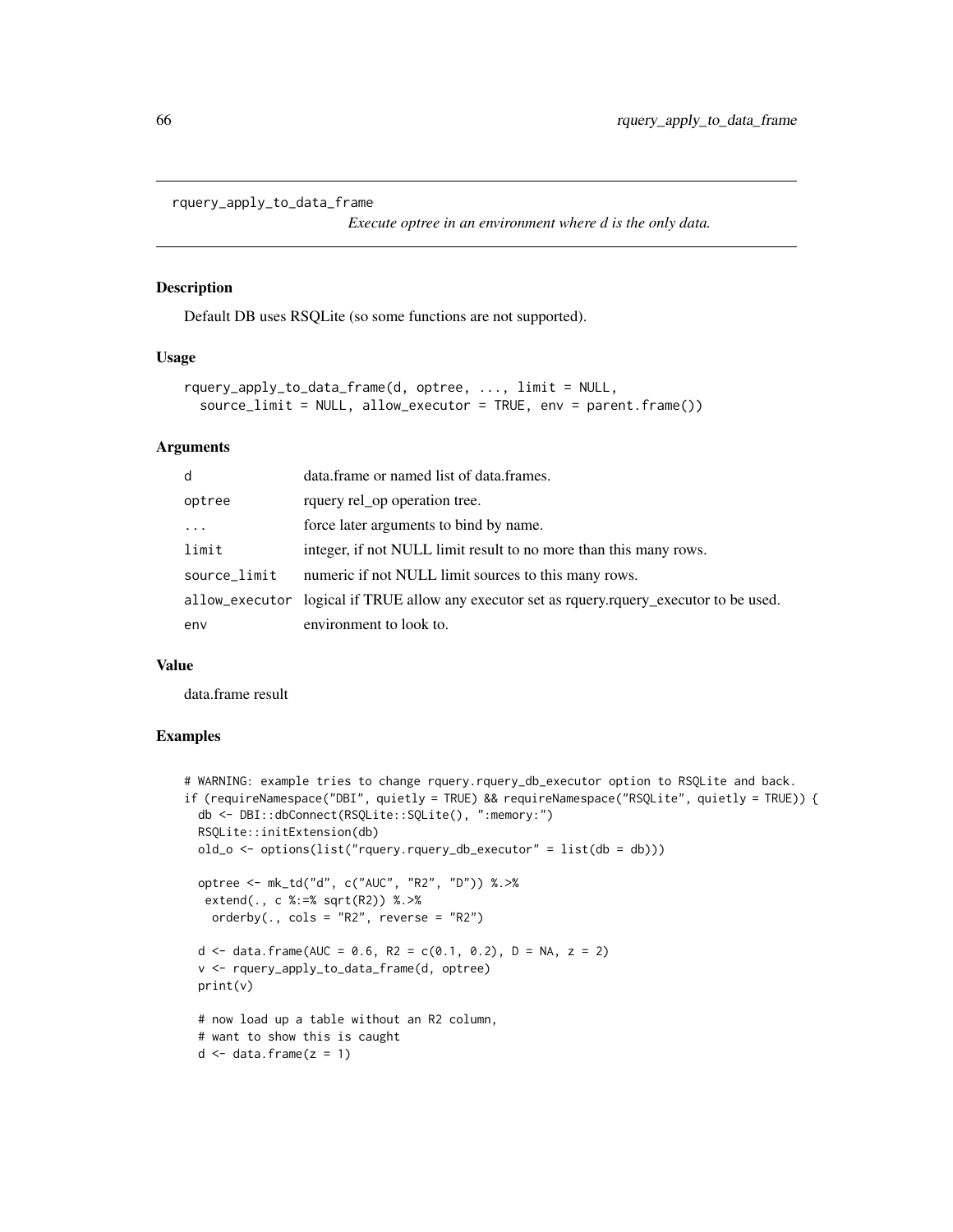```
rquery_apply_to_data_frame
```

*Execute optree in an environment where d is the only data.*

### Description

Default DB uses RSQLite (so some functions are not supported).

### Usage

```
rquery_apply_to_data_frame(d, optree, ..., limit = NULL,
  source_limit = NULL, allow_executor = TRUE, env = parent.frame())
```

### Arguments

| | |
|---|---|
| d | data.frame or named list of data.frames. |
| optree | rquery rel_op operation tree. |
| ... | force later arguments to bind by name. |
| limit | integer, if not NULL limit result to no more than this many rows. |
| source_limit | numeric if not NULL limit sources to this many rows. |
| allow_executor | logical if TRUE allow any executor set as rquery.rquery_executor to be used. |
| env | environment to look to. |

### Value

data.frame result

### Examples

```
# WARNING: example tries to change rquery.rquery_db_executor option to RSQLite and back.
if (requireNamespace("DBI", quietly = TRUE) && requireNamespace("RSQLite", quietly = TRUE)) {
  db <- DBI::dbConnect(RSQLite::SQLite(), ":memory:")
  RSQLite::initExtension(db)
  old_o <- options(list("rquery.rquery_db_executor" = list(db = db)))

  optree <- mk_td("d", c("AUC", "R2", "D")) %.>%
   extend(., c %:=% sqrt(R2)) %.>%
    orderby(., cols = "R2", reverse = "R2")

  d <- data.frame(AUC = 0.6, R2 = c(0.1, 0.2), D = NA, z = 2)
  v <- rquery_apply_to_data_frame(d, optree)
  print(v)

  # now load up a table without an R2 column,
  # want to show this is caught
  d <- data.frame(z = 1)
```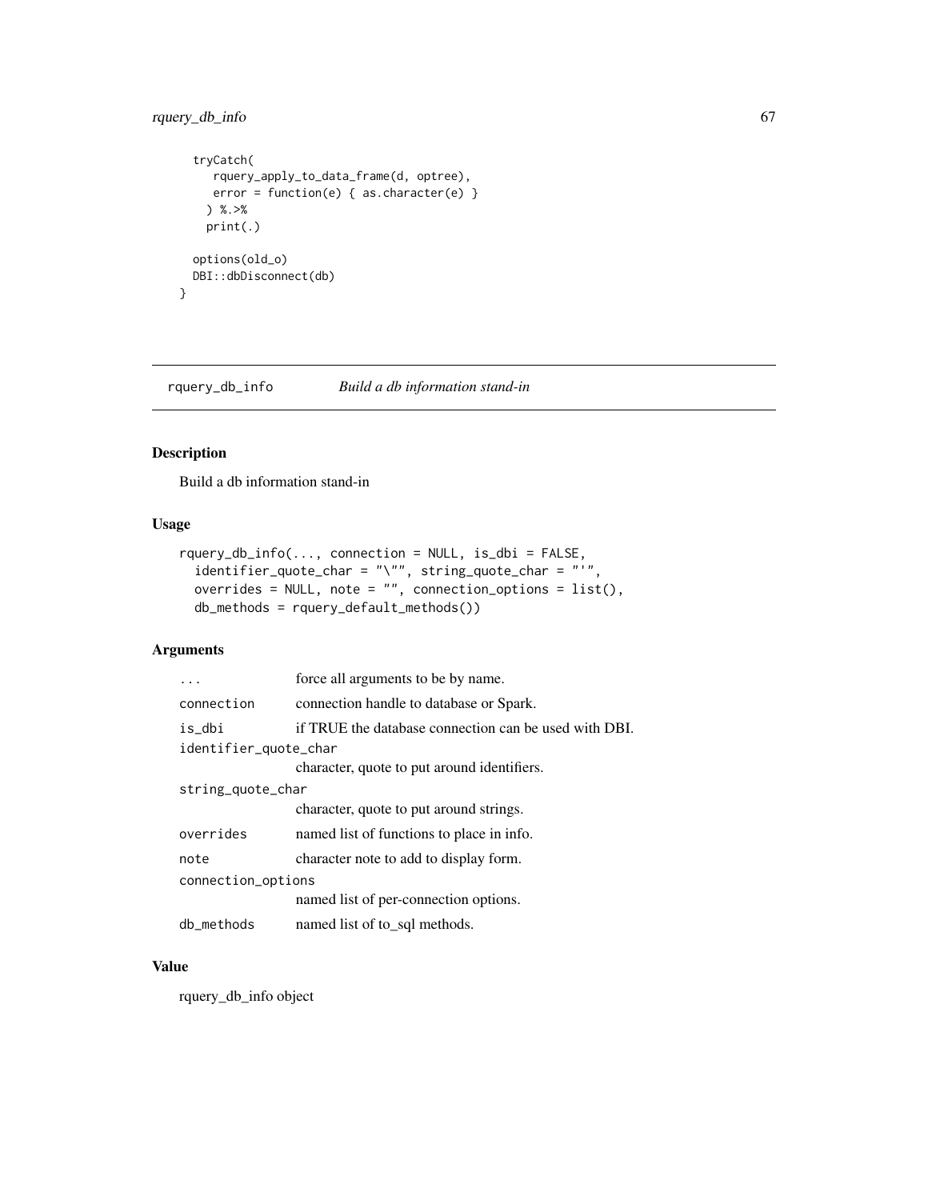```
  tryCatch(
     rquery_apply_to_data_frame(d, optree),
     error = function(e) { as.character(e) }
    ) %.>%
    print(.)

  options(old_o)
  DBI::dbDisconnect(db)
}
```

## rquery_db_info *Build a db information stand-in*

### Description

Build a db information stand-in

### Usage

```
rquery_db_info(..., connection = NULL, is_dbi = FALSE,
  identifier_quote_char = "\"", string_quote_char = "'",
  overrides = NULL, note = "", connection_options = list(),
  db_methods = rquery_default_methods())
```

### Arguments

| | |
|---|---|
| ... | force all arguments to be by name. |
| connection | connection handle to database or Spark. |
| is_dbi | if TRUE the database connection can be used with DBI. |
| identifier_quote_char | character, quote to put around identifiers. |
| string_quote_char | character, quote to put around strings. |
| overrides | named list of functions to place in info. |
| note | character note to add to display form. |
| connection_options | named list of per-connection options. |
| db_methods | named list of to_sql methods. |

### Value

rquery_db_info object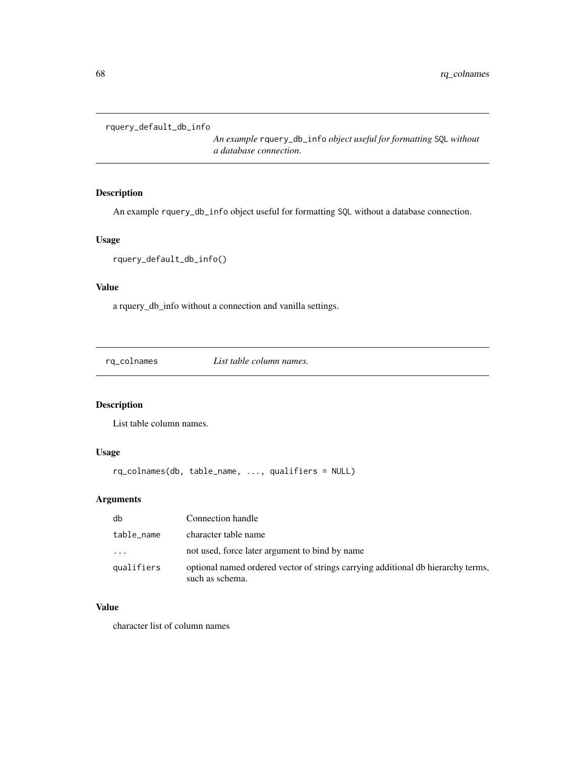## rquery_default_db_info

*An example* `rquery_db_info` *object useful for formatting* `SQL` *without a database connection.*

### Description

An example `rquery_db_info` object useful for formatting `SQL` without a database connection.

### Usage

```
rquery_default_db_info()
```

### Value

a rquery_db_info without a connection and vanilla settings.

## rq_colnames

*List table column names.*

### Description

List table column names.

### Usage

```
rq_colnames(db, table_name, ..., qualifiers = NULL)
```

### Arguments

| | |
|---|---|
| `db` | Connection handle |
| `table_name` | character table name |
| `...` | not used, force later argument to bind by name |
| `qualifiers` | optional named ordered vector of strings carrying additional db hierarchy terms, such as schema. |

### Value

character list of column names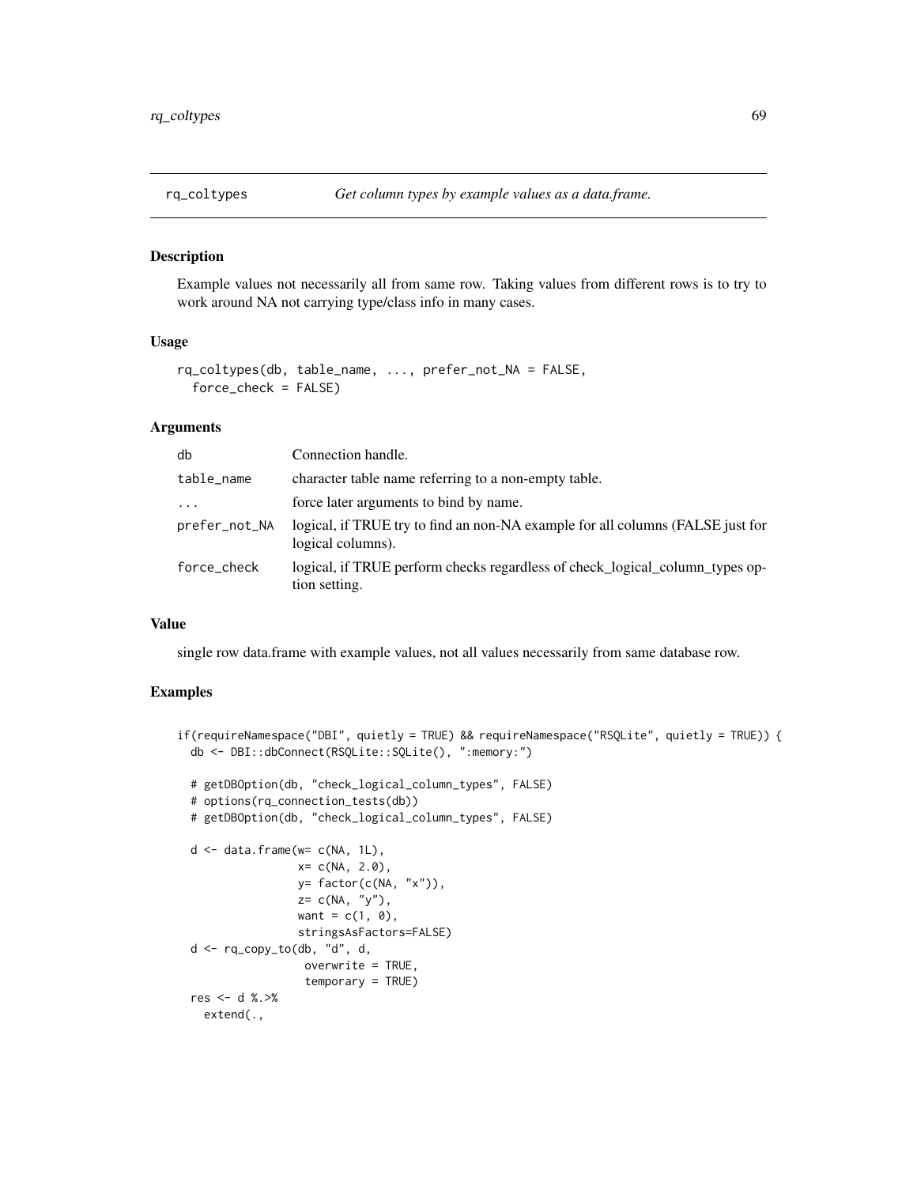## rq_coltypes *Get column types by example values as a data.frame.*

### Description

Example values not necessarily all from same row. Taking values from different rows is to try to work around NA not carrying type/class info in many cases.

### Usage

```
rq_coltypes(db, table_name, ..., prefer_not_NA = FALSE,
  force_check = FALSE)
```

### Arguments

| | |
|---|---|
| db | Connection handle. |
| table_name | character table name referring to a non-empty table. |
| ... | force later arguments to bind by name. |
| prefer_not_NA | logical, if TRUE try to find an non-NA example for all columns (FALSE just for logical columns). |
| force_check | logical, if TRUE perform checks regardless of check_logical_column_types option setting. |

### Value

single row data.frame with example values, not all values necessarily from same database row.

### Examples

```
if(requireNamespace("DBI", quietly = TRUE) && requireNamespace("RSQLite", quietly = TRUE)) {
  db <- DBI::dbConnect(RSQLite::SQLite(), ":memory:")

  # getDBOption(db, "check_logical_column_types", FALSE)
  # options(rq_connection_tests(db))
  # getDBOption(db, "check_logical_column_types", FALSE)

  d <- data.frame(w= c(NA, 1L),
                  x= c(NA, 2.0),
                  y= factor(c(NA, "x")),
                  z= c(NA, "y"),
                  want = c(1, 0),
                  stringsAsFactors=FALSE)
  d <- rq_copy_to(db, "d", d,
                   overwrite = TRUE,
                   temporary = TRUE)
  res <- d %.>%
    extend(.,
```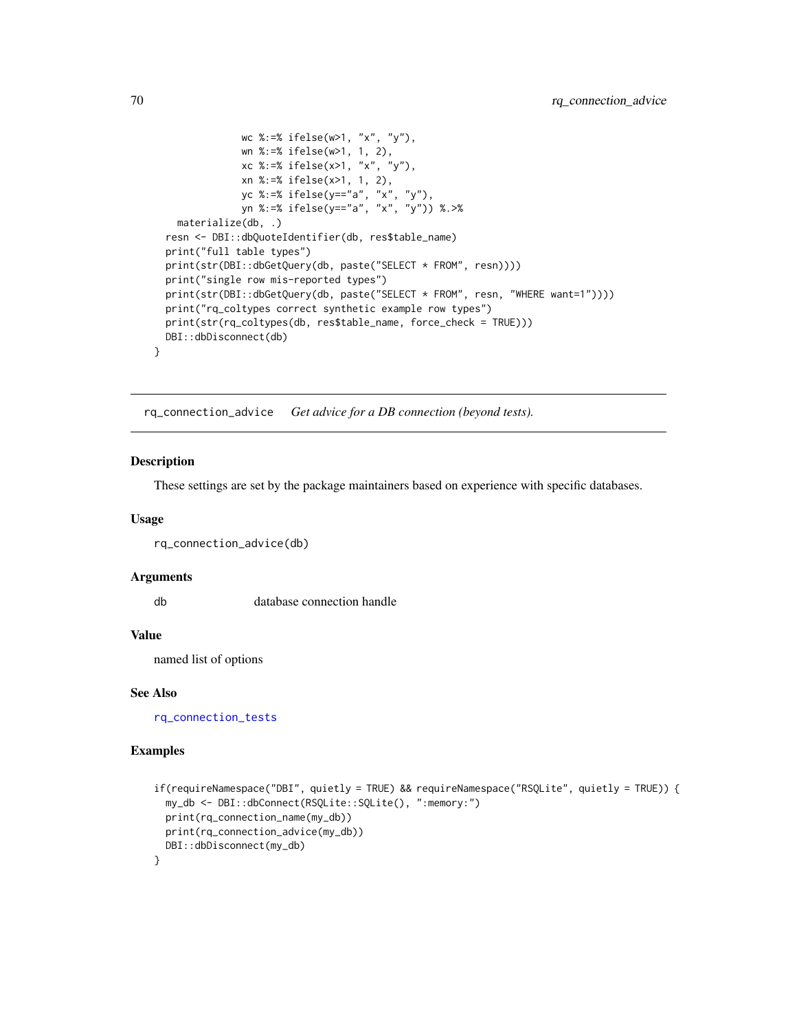```
              wc %:=% ifelse(w>1, "x", "y"),
              wn %:=% ifelse(w>1, 1, 2),
              xc %:=% ifelse(x>1, "x", "y"),
              xn %:=% ifelse(x>1, 1, 2),
              yc %:=% ifelse(y=="a", "x", "y"),
              yn %:=% ifelse(y=="a", "x", "y")) %.>%
    materialize(db, .)
  resn <- DBI::dbQuoteIdentifier(db, res$table_name)
  print("full table types")
  print(str(DBI::dbGetQuery(db, paste("SELECT * FROM", resn))))
  print("single row mis-reported types")
  print(str(DBI::dbGetQuery(db, paste("SELECT * FROM", resn, "WHERE want=1"))))
  print("rq_coltypes correct synthetic example row types")
  print(str(rq_coltypes(db, res$table_name, force_check = TRUE)))
  DBI::dbDisconnect(db)
}
```

## rq_connection_advice    *Get advice for a DB connection (beyond tests).*

### Description

These settings are set by the package maintainers based on experience with specific databases.

### Usage

```
rq_connection_advice(db)
```

### Arguments

| | |
|---|---|
| db | database connection handle |

### Value

named list of options

### See Also

rq_connection_tests

### Examples

```
if(requireNamespace("DBI", quietly = TRUE) && requireNamespace("RSQLite", quietly = TRUE)) {
  my_db <- DBI::dbConnect(RSQLite::SQLite(), ":memory:")
  print(rq_connection_name(my_db))
  print(rq_connection_advice(my_db))
  DBI::dbDisconnect(my_db)
}
```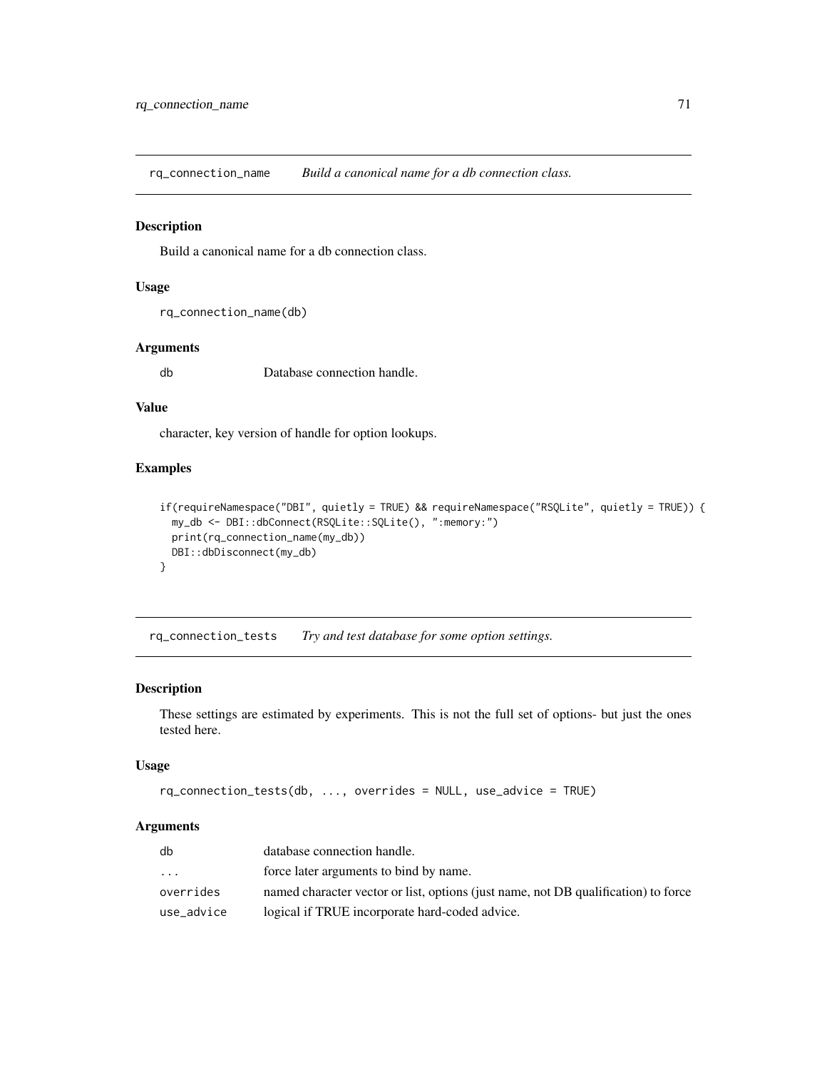## rq_connection_name — *Build a canonical name for a db connection class.*

### Description

Build a canonical name for a db connection class.

### Usage

```
rq_connection_name(db)
```

### Arguments

| | |
|---|---|
| db | Database connection handle. |

### Value

character, key version of handle for option lookups.

### Examples

```
if(requireNamespace("DBI", quietly = TRUE) && requireNamespace("RSQLite", quietly = TRUE)) {
  my_db <- DBI::dbConnect(RSQLite::SQLite(), ":memory:")
  print(rq_connection_name(my_db))
  DBI::dbDisconnect(my_db)
}
```

## rq_connection_tests — *Try and test database for some option settings.*

### Description

These settings are estimated by experiments. This is not the full set of options- but just the ones tested here.

### Usage

```
rq_connection_tests(db, ..., overrides = NULL, use_advice = TRUE)
```

### Arguments

| | |
|---|---|
| db | database connection handle. |
| ... | force later arguments to bind by name. |
| overrides | named character vector or list, options (just name, not DB qualification) to force |
| use_advice | logical if TRUE incorporate hard-coded advice. |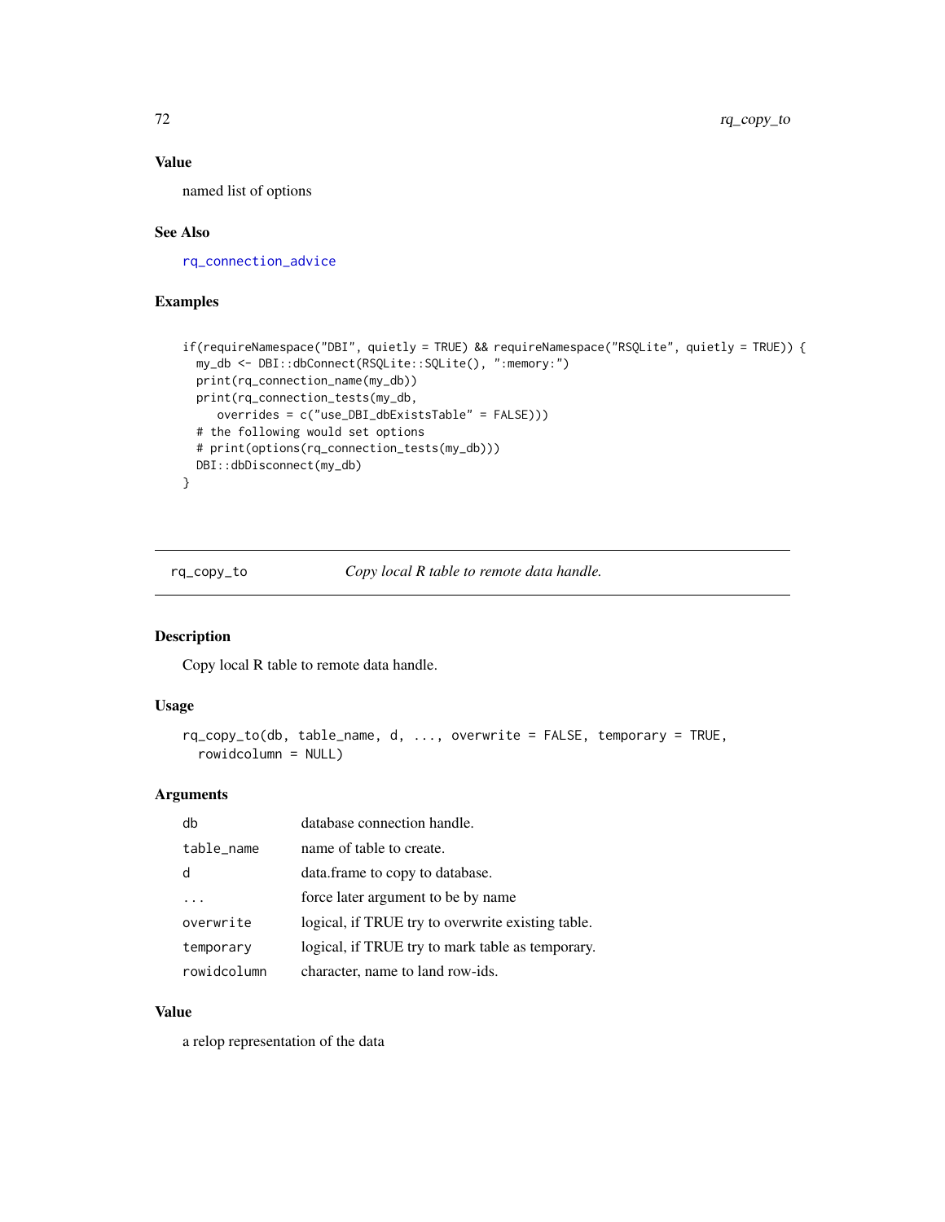### Value

named list of options

### See Also

rq_connection_advice

### Examples

```
if(requireNamespace("DBI", quietly = TRUE) && requireNamespace("RSQLite", quietly = TRUE)) {
  my_db <- DBI::dbConnect(RSQLite::SQLite(), ":memory:")
  print(rq_connection_name(my_db))
  print(rq_connection_tests(my_db,
     overrides = c("use_DBI_dbExistsTable" = FALSE)))
  # the following would set options
  # print(options(rq_connection_tests(my_db)))
  DBI::dbDisconnect(my_db)
}
```

---

## rq_copy_to — *Copy local R table to remote data handle.*

### Description

Copy local R table to remote data handle.

### Usage

```
rq_copy_to(db, table_name, d, ..., overwrite = FALSE, temporary = TRUE,
  rowidcolumn = NULL)
```

### Arguments

| | |
|---|---|
| db | database connection handle. |
| table_name | name of table to create. |
| d | data.frame to copy to database. |
| ... | force later argument to be by name |
| overwrite | logical, if TRUE try to overwrite existing table. |
| temporary | logical, if TRUE try to mark table as temporary. |
| rowidcolumn | character, name to land row-ids. |

### Value

a relop representation of the data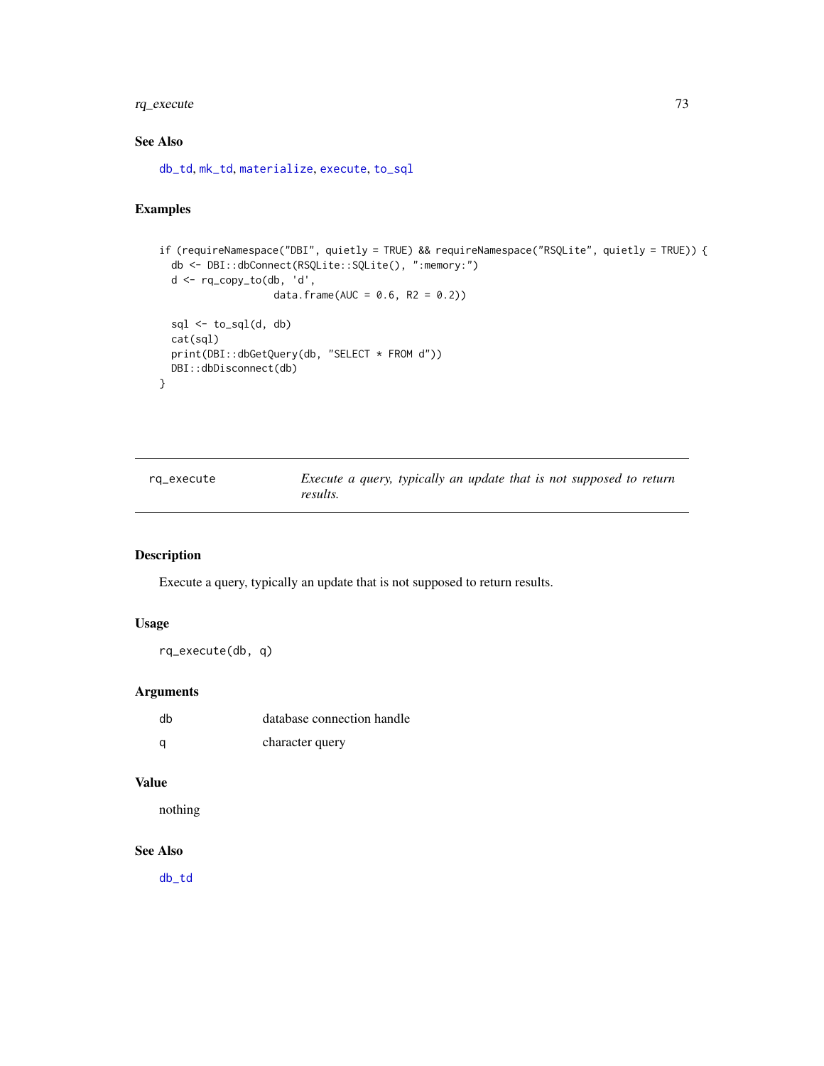## See Also

db_td, mk_td, materialize, execute, to_sql

## Examples

```
if (requireNamespace("DBI", quietly = TRUE) && requireNamespace("RSQLite", quietly = TRUE)) {
  db <- DBI::dbConnect(RSQLite::SQLite(), ":memory:")
  d <- rq_copy_to(db, 'd',
                  data.frame(AUC = 0.6, R2 = 0.2))

  sql <- to_sql(d, db)
  cat(sql)
  print(DBI::dbGetQuery(db, "SELECT * FROM d"))
  DBI::dbDisconnect(db)
}
```

---

# rq_execute — *Execute a query, typically an update that is not supposed to return results.*

---

## Description

Execute a query, typically an update that is not supposed to return results.

## Usage

```
rq_execute(db, q)
```

## Arguments

| | |
|---|---|
| db | database connection handle |
| q | character query |

## Value

nothing

## See Also

db_td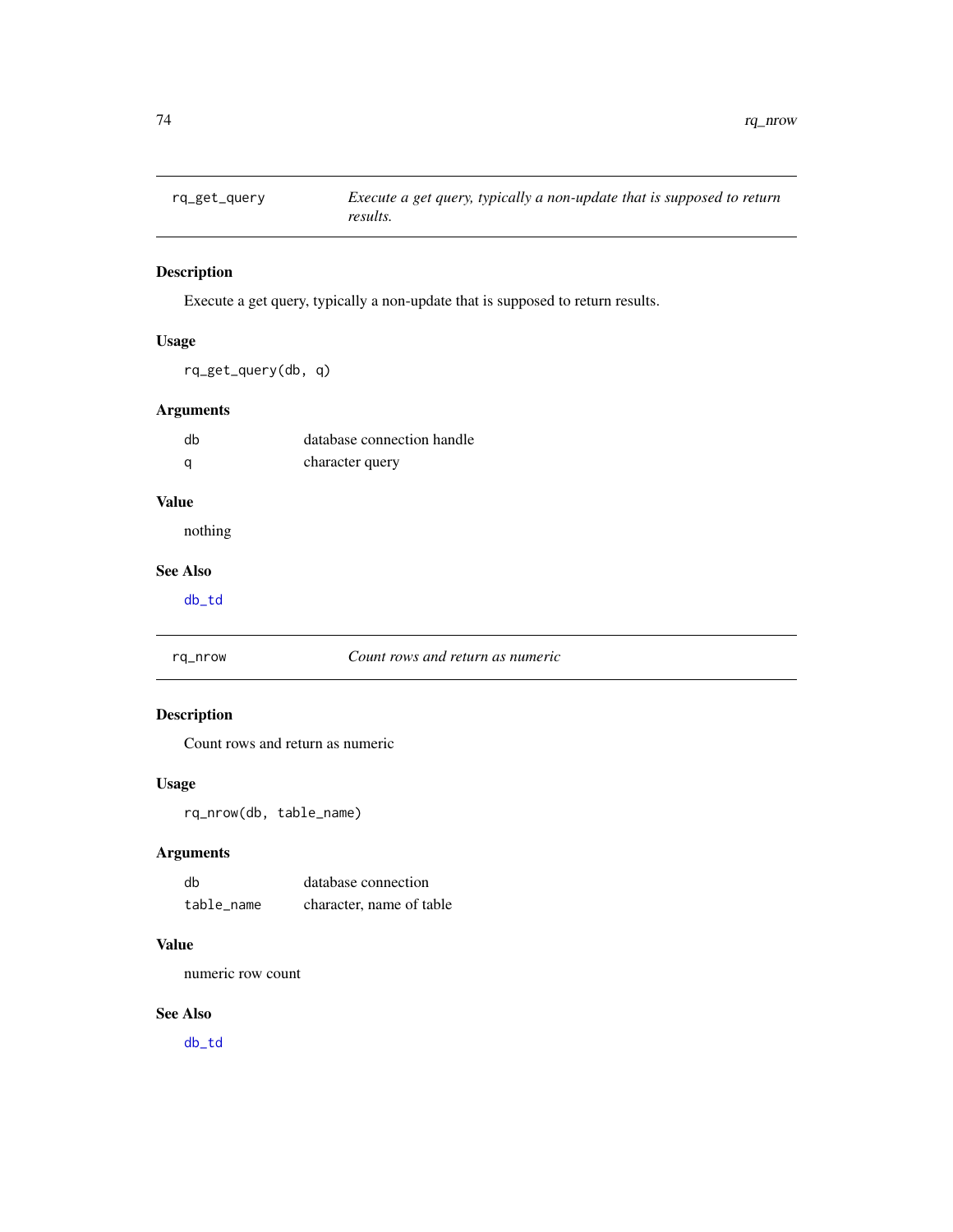## rq_get_query — *Execute a get query, typically a non-update that is supposed to return results.*

### Description

Execute a get query, typically a non-update that is supposed to return results.

### Usage

```
rq_get_query(db, q)
```

### Arguments

| | |
|---|---|
| db | database connection handle |
| q | character query |

### Value

nothing

### See Also

db_td

## rq_nrow — *Count rows and return as numeric*

### Description

Count rows and return as numeric

### Usage

```
rq_nrow(db, table_name)
```

### Arguments

| | |
|---|---|
| db | database connection |
| table_name | character, name of table |

### Value

numeric row count

### See Also

db_td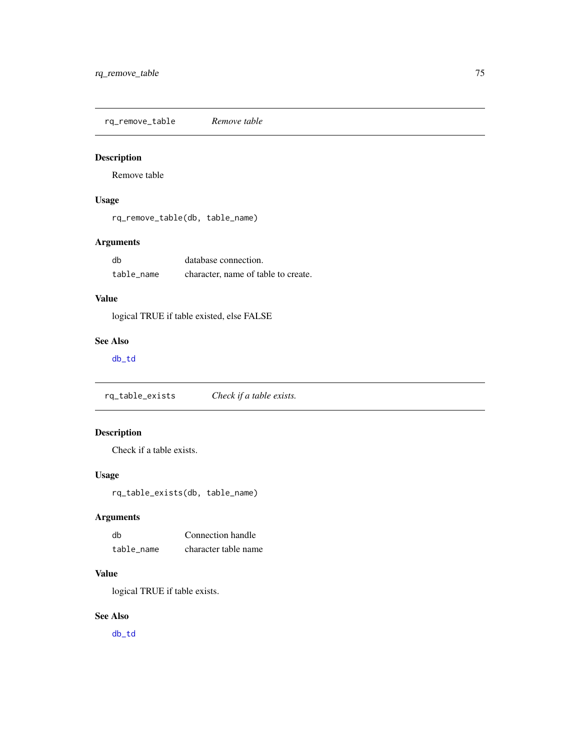## rq_remove_table — *Remove table*

### Description

Remove table

### Usage

```
rq_remove_table(db, table_name)
```

### Arguments

| | |
|---|---|
| db | database connection. |
| table_name | character, name of table to create. |

### Value

logical TRUE if table existed, else FALSE

### See Also

db_td

## rq_table_exists — *Check if a table exists.*

### Description

Check if a table exists.

### Usage

```
rq_table_exists(db, table_name)
```

### Arguments

| | |
|---|---|
| db | Connection handle |
| table_name | character table name |

### Value

logical TRUE if table exists.

### See Also

db_td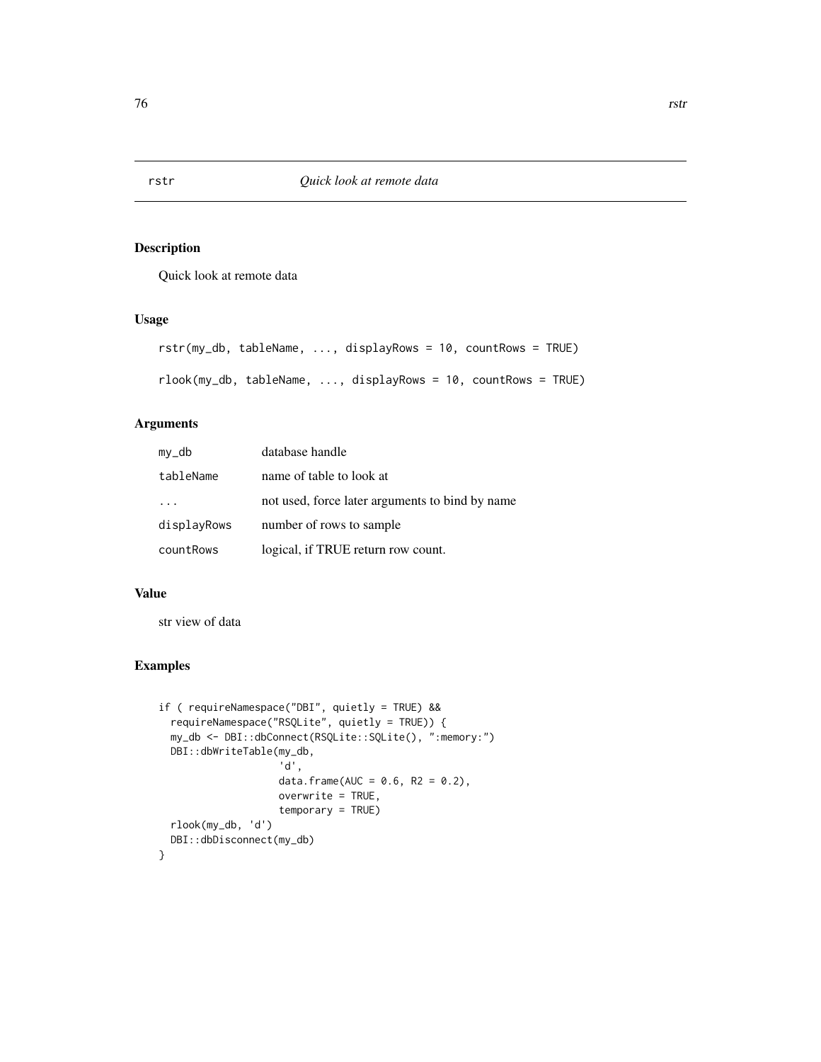# rstr — *Quick look at remote data*

## Description

Quick look at remote data

## Usage

```
rstr(my_db, tableName, ..., displayRows = 10, countRows = TRUE)

rlook(my_db, tableName, ..., displayRows = 10, countRows = TRUE)
```

## Arguments

| | |
|---|---|
| `my_db` | database handle |
| `tableName` | name of table to look at |
| `...` | not used, force later arguments to bind by name |
| `displayRows` | number of rows to sample |
| `countRows` | logical, if TRUE return row count. |

## Value

str view of data

## Examples

```
if ( requireNamespace("DBI", quietly = TRUE) &&
  requireNamespace("RSQLite", quietly = TRUE)) {
  my_db <- DBI::dbConnect(RSQLite::SQLite(), ":memory:")
  DBI::dbWriteTable(my_db,
                   'd',
                   data.frame(AUC = 0.6, R2 = 0.2),
                   overwrite = TRUE,
                   temporary = TRUE)
  rlook(my_db, 'd')
  DBI::dbDisconnect(my_db)
}
```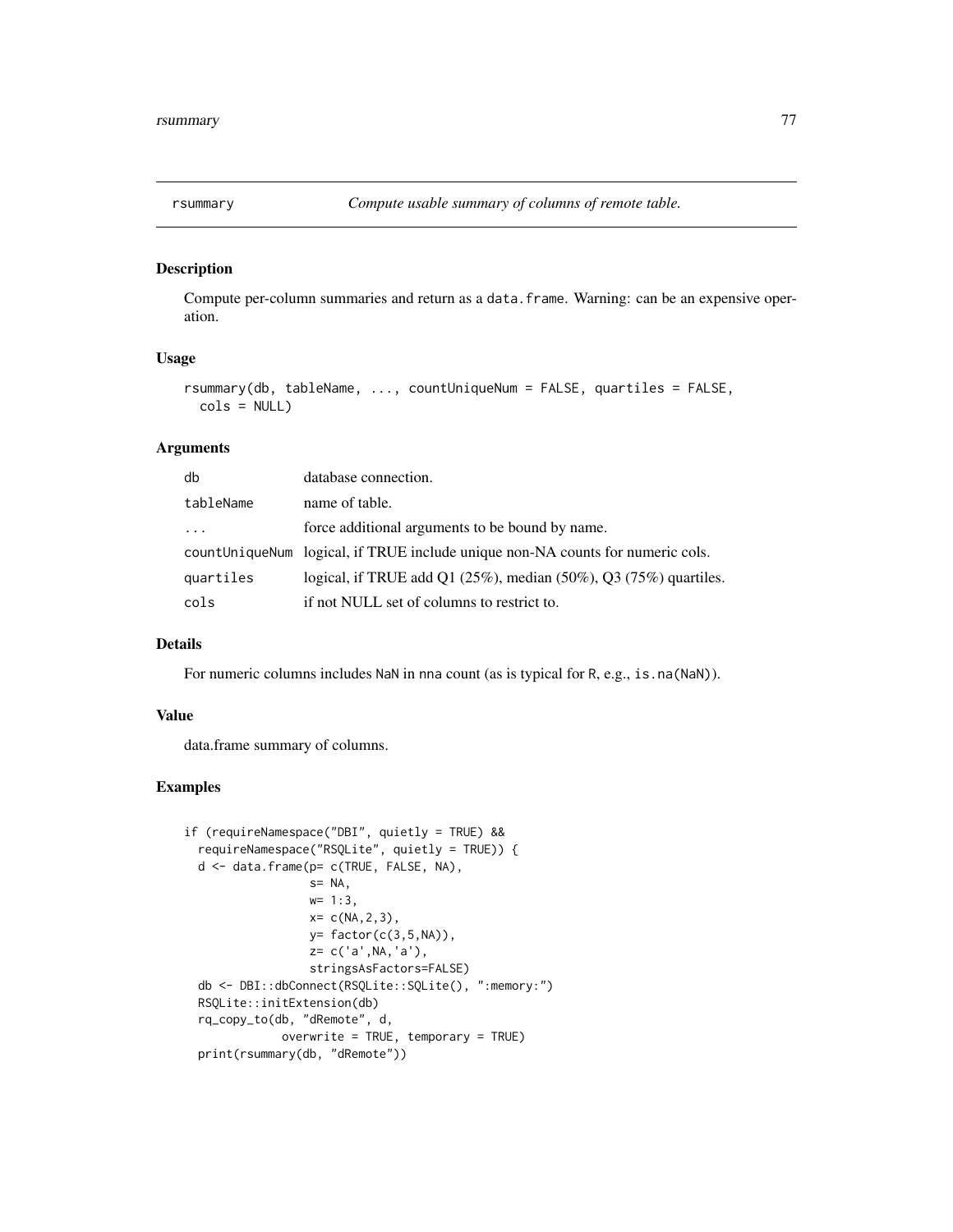## rsummary — *Compute usable summary of columns of remote table.*

### Description

Compute per-column summaries and return as a `data.frame`. Warning: can be an expensive operation.

### Usage

```
rsummary(db, tableName, ..., countUniqueNum = FALSE, quartiles = FALSE,
  cols = NULL)
```

### Arguments

| | |
|---|---|
| `db` | database connection. |
| `tableName` | name of table. |
| `...` | force additional arguments to be bound by name. |
| `countUniqueNum` | logical, if TRUE include unique non-NA counts for numeric cols. |
| `quartiles` | logical, if TRUE add Q1 (25%), median (50%), Q3 (75%) quartiles. |
| `cols` | if not NULL set of columns to restrict to. |

### Details

For numeric columns includes `NaN` in `nna` count (as is typical for `R`, e.g., `is.na(NaN)`).

### Value

data.frame summary of columns.

### Examples

```
if (requireNamespace("DBI", quietly = TRUE) &&
  requireNamespace("RSQLite", quietly = TRUE)) {
  d <- data.frame(p= c(TRUE, FALSE, NA),
                  s= NA,
                  w= 1:3,
                  x= c(NA,2,3),
                  y= factor(c(3,5,NA)),
                  z= c('a',NA,'a'),
                  stringsAsFactors=FALSE)
  db <- DBI::dbConnect(RSQLite::SQLite(), ":memory:")
  RSQLite::initExtension(db)
  rq_copy_to(db, "dRemote", d,
             overwrite = TRUE, temporary = TRUE)
  print(rsummary(db, "dRemote"))
```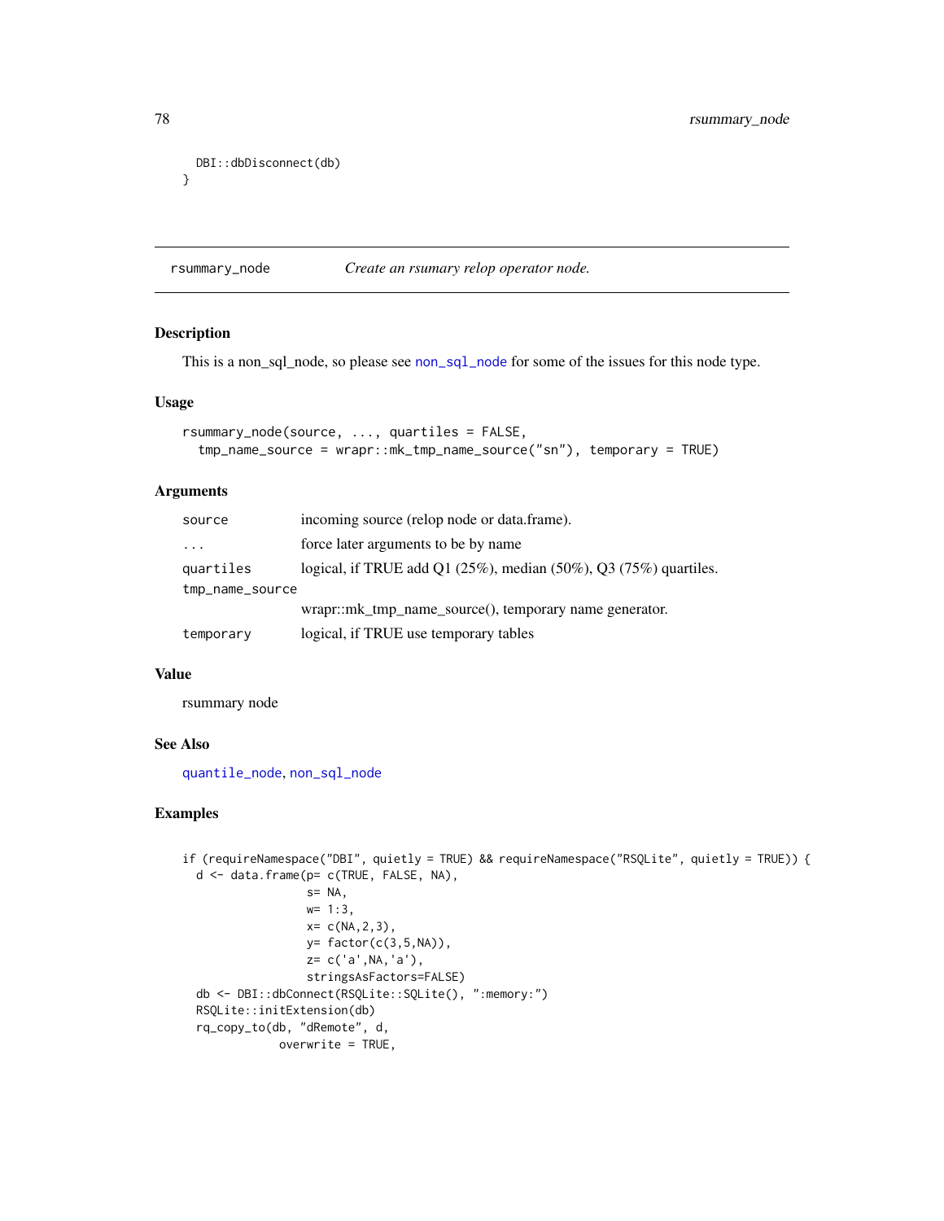```
  DBI::dbDisconnect(db)
}
```

## rsummary_node — *Create an rsumary relop operator node.*

### Description

This is a non_sql_node, so please see non_sql_node for some of the issues for this node type.

### Usage

```
rsummary_node(source, ..., quartiles = FALSE,
  tmp_name_source = wrapr::mk_tmp_name_source("sn"), temporary = TRUE)
```

### Arguments

| | |
|---|---|
| source | incoming source (relop node or data.frame). |
| ... | force later arguments to be by name |
| quartiles | logical, if TRUE add Q1 (25%), median (50%), Q3 (75%) quartiles. |
| tmp_name_source | wrapr::mk_tmp_name_source(), temporary name generator. |
| temporary | logical, if TRUE use temporary tables |

### Value

rsummary node

### See Also

quantile_node, non_sql_node

### Examples

```
if (requireNamespace("DBI", quietly = TRUE) && requireNamespace("RSQLite", quietly = TRUE)) {
  d <- data.frame(p= c(TRUE, FALSE, NA),
                  s= NA,
                  w= 1:3,
                  x= c(NA,2,3),
                  y= factor(c(3,5,NA)),
                  z= c('a',NA,'a'),
                  stringsAsFactors=FALSE)
  db <- DBI::dbConnect(RSQLite::SQLite(), ":memory:")
  RSQLite::initExtension(db)
  rq_copy_to(db, "dRemote", d,
             overwrite = TRUE,
```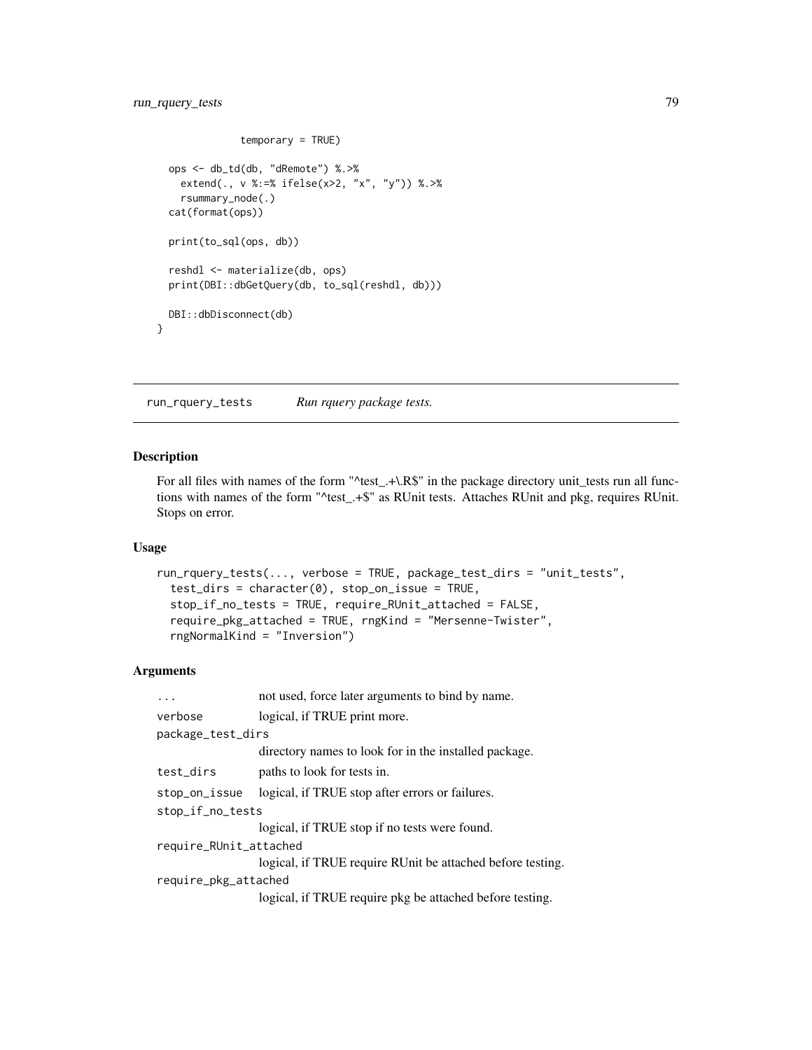```
             temporary = TRUE)

  ops <- db_td(db, "dRemote") %.>%
    extend(., v %:=% ifelse(x>2, "x", "y")) %.>%
    rsummary_node(.)
  cat(format(ops))

  print(to_sql(ops, db))

  reshdl <- materialize(db, ops)
  print(DBI::dbGetQuery(db, to_sql(reshdl, db)))

  DBI::dbDisconnect(db)
}
```

---

## run_rquery_tests — *Run rquery package tests.*

### Description

For all files with names of the form "^test_.+\.R$" in the package directory unit_tests run all functions with names of the form "^test_.+$" as RUnit tests. Attaches RUnit and pkg, requires RUnit. Stops on error.

### Usage

```
run_rquery_tests(..., verbose = TRUE, package_test_dirs = "unit_tests",
  test_dirs = character(0), stop_on_issue = TRUE,
  stop_if_no_tests = TRUE, require_RUnit_attached = FALSE,
  require_pkg_attached = TRUE, rngKind = "Mersenne-Twister",
  rngNormalKind = "Inversion")
```

### Arguments

| | |
|---|---|
| `...` | not used, force later arguments to bind by name. |
| `verbose` | logical, if TRUE print more. |
| `package_test_dirs` | directory names to look for in the installed package. |
| `test_dirs` | paths to look for tests in. |
| `stop_on_issue` | logical, if TRUE stop after errors or failures. |
| `stop_if_no_tests` | logical, if TRUE stop if no tests were found. |
| `require_RUnit_attached` | logical, if TRUE require RUnit be attached before testing. |
| `require_pkg_attached` | logical, if TRUE require pkg be attached before testing. |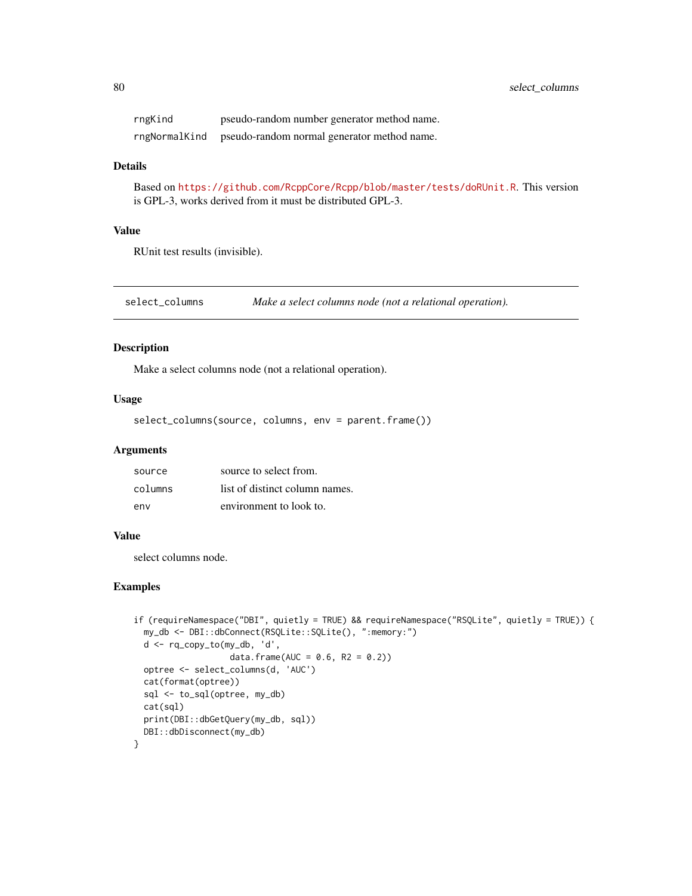| | |
|---|---|
| rngKind | pseudo-random number generator method name. |
| rngNormalKind | pseudo-random normal generator method name. |

### Details

Based on https://github.com/RcppCore/Rcpp/blob/master/tests/doRUnit.R. This version is GPL-3, works derived from it must be distributed GPL-3.

### Value

RUnit test results (invisible).

---

## select_columns — *Make a select columns node (not a relational operation).*

---

### Description

Make a select columns node (not a relational operation).

### Usage

```
select_columns(source, columns, env = parent.frame())
```

### Arguments

| | |
|---|---|
| source | source to select from. |
| columns | list of distinct column names. |
| env | environment to look to. |

### Value

select columns node.

### Examples

```
if (requireNamespace("DBI", quietly = TRUE) && requireNamespace("RSQLite", quietly = TRUE)) {
  my_db <- DBI::dbConnect(RSQLite::SQLite(), ":memory:")
  d <- rq_copy_to(my_db, 'd',
                  data.frame(AUC = 0.6, R2 = 0.2))
  optree <- select_columns(d, 'AUC')
  cat(format(optree))
  sql <- to_sql(optree, my_db)
  cat(sql)
  print(DBI::dbGetQuery(my_db, sql))
  DBI::dbDisconnect(my_db)
}
```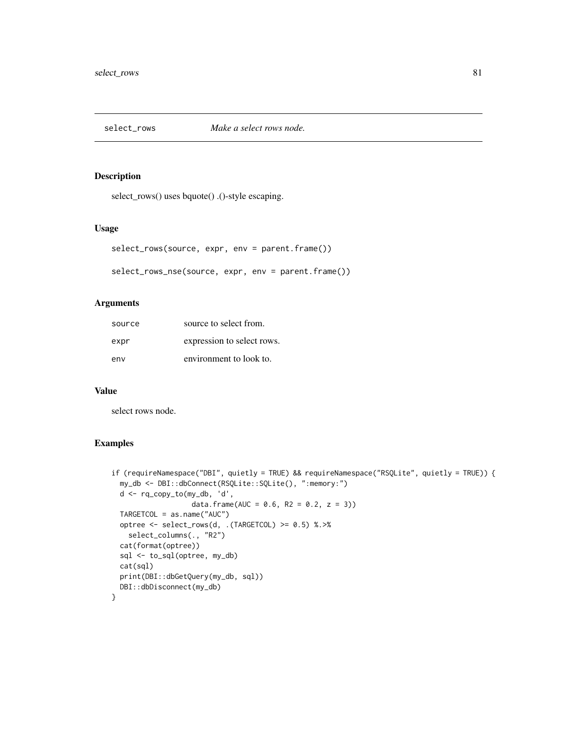## select_rows — *Make a select rows node.*

### Description

select_rows() uses bquote() .()-style escaping.

### Usage

```
select_rows(source, expr, env = parent.frame())

select_rows_nse(source, expr, env = parent.frame())
```

### Arguments

| | |
|---|---|
| source | source to select from. |
| expr | expression to select rows. |
| env | environment to look to. |

### Value

select rows node.

### Examples

```
if (requireNamespace("DBI", quietly = TRUE) && requireNamespace("RSQLite", quietly = TRUE)) {
  my_db <- DBI::dbConnect(RSQLite::SQLite(), ":memory:")
  d <- rq_copy_to(my_db, 'd',
                  data.frame(AUC = 0.6, R2 = 0.2, z = 3))
  TARGETCOL = as.name("AUC")
  optree <- select_rows(d, .(TARGETCOL) >= 0.5) %.>%
    select_columns(., "R2")
  cat(format(optree))
  sql <- to_sql(optree, my_db)
  cat(sql)
  print(DBI::dbGetQuery(my_db, sql))
  DBI::dbDisconnect(my_db)
}
```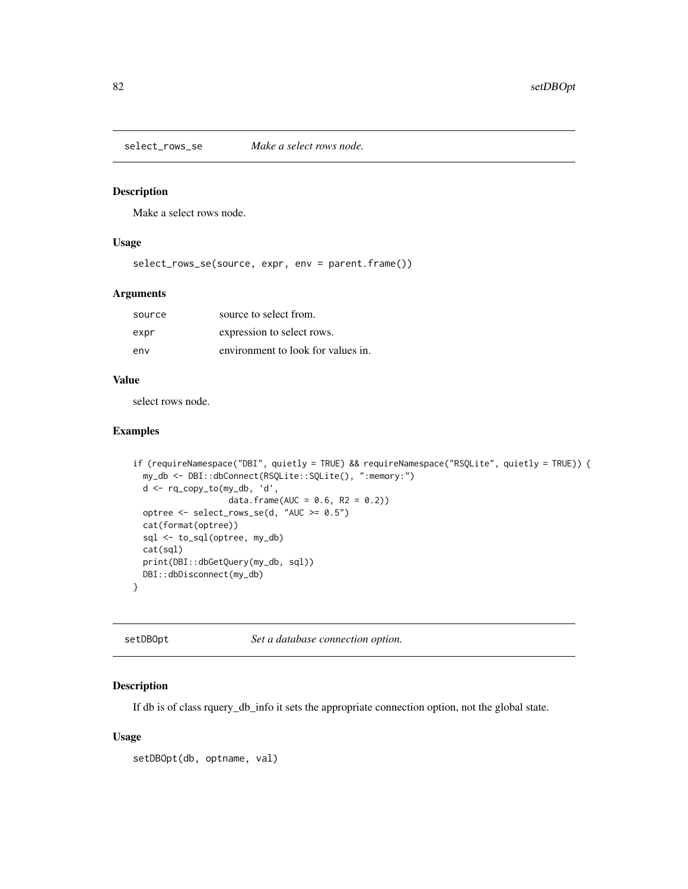## select_rows_se *Make a select rows node.*

### Description

Make a select rows node.

### Usage

```
select_rows_se(source, expr, env = parent.frame())
```

### Arguments

| | |
|---|---|
| source | source to select from. |
| expr | expression to select rows. |
| env | environment to look for values in. |

### Value

select rows node.

### Examples

```
if (requireNamespace("DBI", quietly = TRUE) && requireNamespace("RSQLite", quietly = TRUE)) {
  my_db <- DBI::dbConnect(RSQLite::SQLite(), ":memory:")
  d <- rq_copy_to(my_db, 'd',
                  data.frame(AUC = 0.6, R2 = 0.2))
  optree <- select_rows_se(d, "AUC >= 0.5")
  cat(format(optree))
  sql <- to_sql(optree, my_db)
  cat(sql)
  print(DBI::dbGetQuery(my_db, sql))
  DBI::dbDisconnect(my_db)
}
```

## setDBOpt *Set a database connection option.*

### Description

If db is of class rquery_db_info it sets the appropriate connection option, not the global state.

### Usage

```
setDBOpt(db, optname, val)
```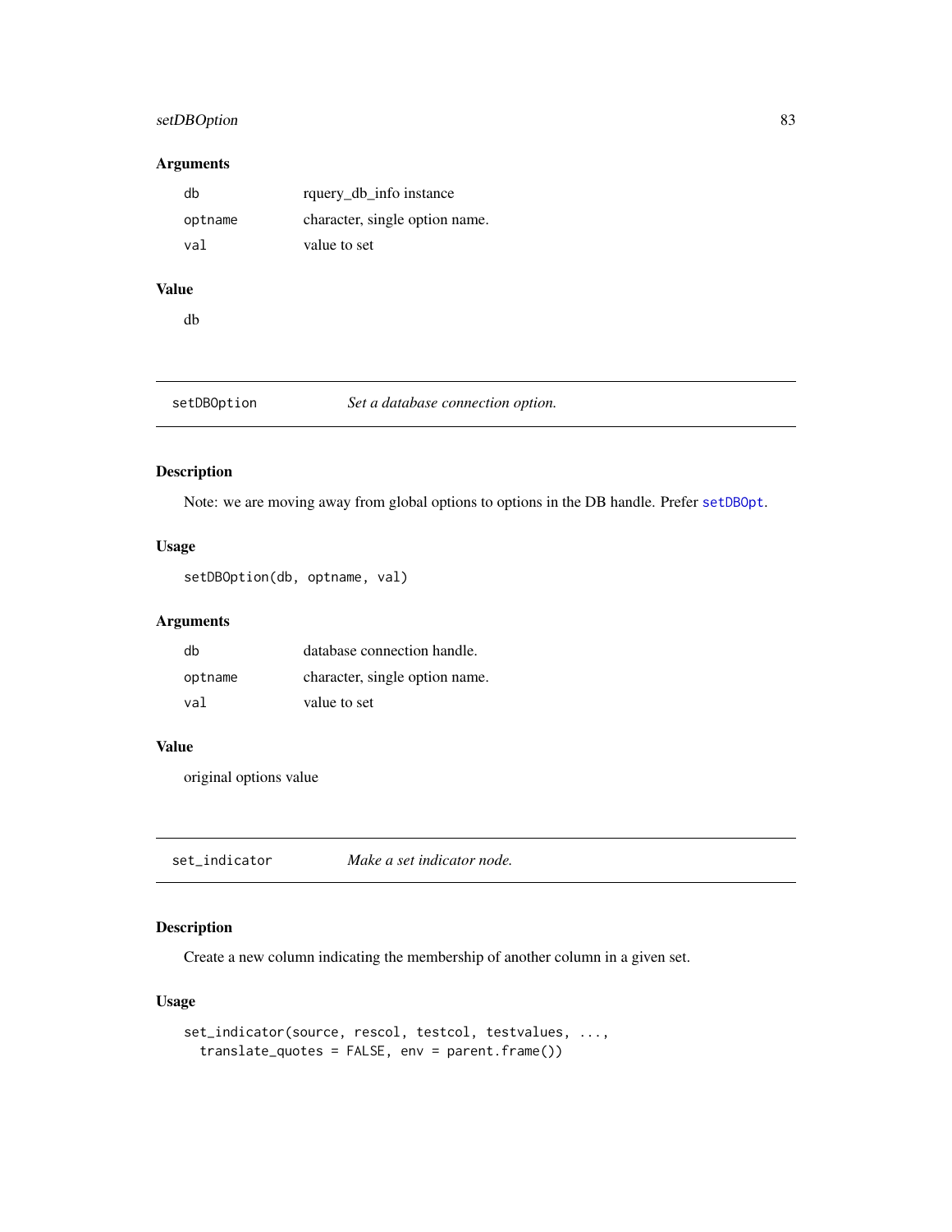### Arguments

| | |
|---|---|
| db | rquery_db_info instance |
| optname | character, single option name. |
| val | value to set |

### Value

db

## setDBOption — *Set a database connection option.*

### Description

Note: we are moving away from global options to options in the DB handle. Prefer setDBOpt.

### Usage

```
setDBOption(db, optname, val)
```

### Arguments

| | |
|---|---|
| db | database connection handle. |
| optname | character, single option name. |
| val | value to set |

### Value

original options value

## set_indicator — *Make a set indicator node.*

### Description

Create a new column indicating the membership of another column in a given set.

### Usage

```
set_indicator(source, rescol, testcol, testvalues, ...,
  translate_quotes = FALSE, env = parent.frame())
```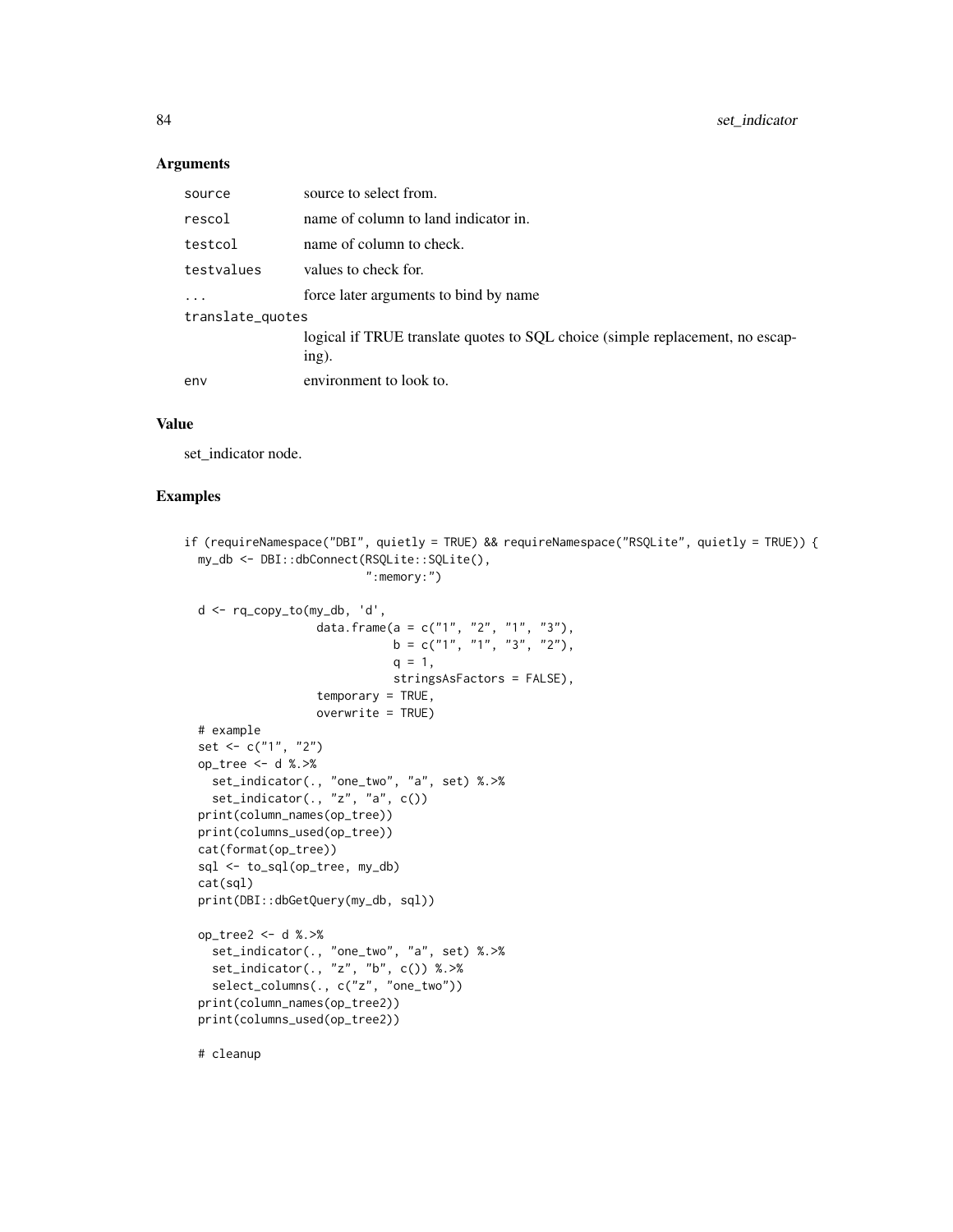## Arguments

| | |
|---|---|
| source | source to select from. |
| rescol | name of column to land indicator in. |
| testcol | name of column to check. |
| testvalues | values to check for. |
| ... | force later arguments to bind by name |
| translate_quotes | logical if TRUE translate quotes to SQL choice (simple replacement, no escaping). |
| env | environment to look to. |

## Value

set_indicator node.

## Examples

```
if (requireNamespace("DBI", quietly = TRUE) && requireNamespace("RSQLite", quietly = TRUE)) {
  my_db <- DBI::dbConnect(RSQLite::SQLite(),
                          ":memory:")

  d <- rq_copy_to(my_db, 'd',
                  data.frame(a = c("1", "2", "1", "3"),
                             b = c("1", "1", "3", "2"),
                             q = 1,
                             stringsAsFactors = FALSE),
                  temporary = TRUE,
                  overwrite = TRUE)
  # example
  set <- c("1", "2")
  op_tree <- d %.>%
    set_indicator(., "one_two", "a", set) %.>%
    set_indicator(., "z", "a", c())
  print(column_names(op_tree))
  print(columns_used(op_tree))
  cat(format(op_tree))
  sql <- to_sql(op_tree, my_db)
  cat(sql)
  print(DBI::dbGetQuery(my_db, sql))

  op_tree2 <- d %.>%
    set_indicator(., "one_two", "a", set) %.>%
    set_indicator(., "z", "b", c()) %.>%
    select_columns(., c("z", "one_two"))
  print(column_names(op_tree2))
  print(columns_used(op_tree2))

  # cleanup
```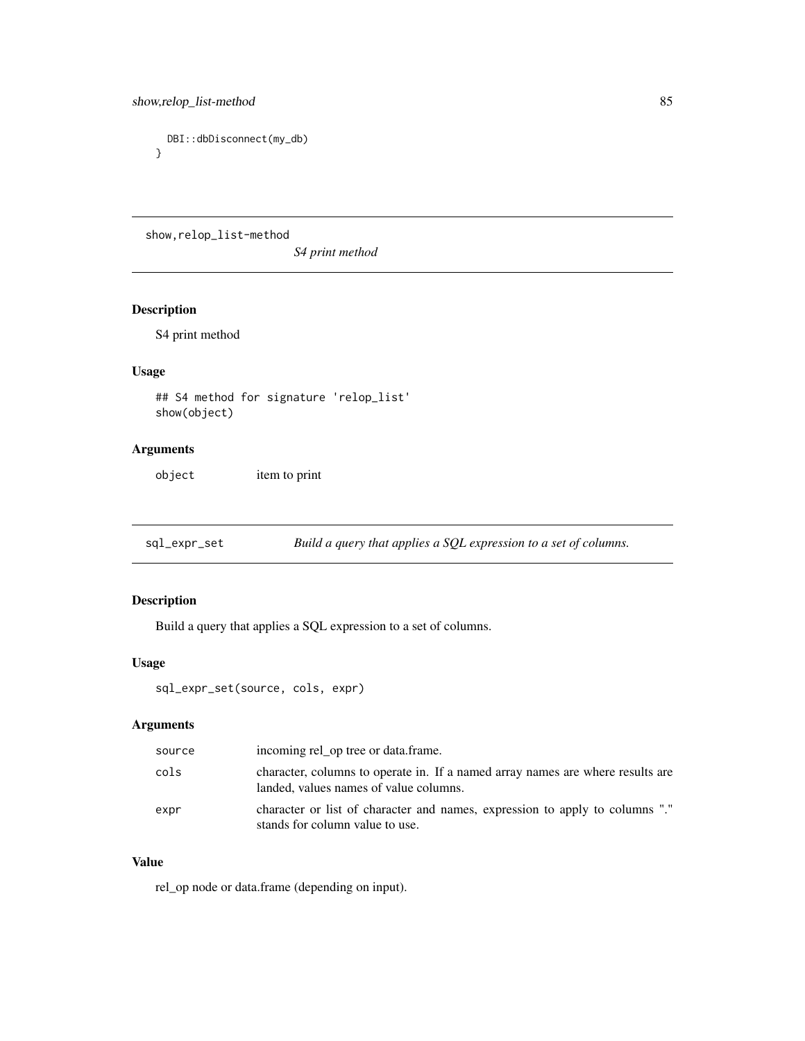```
DBI::dbDisconnect(my_db)
}
```

---

## show,relop_list-method

*S4 print method*

### Description

S4 print method

### Usage

```
## S4 method for signature 'relop_list'
show(object)
```

### Arguments

| | |
|---|---|
| object | item to print |

---

## sql_expr_set

*Build a query that applies a SQL expression to a set of columns.*

### Description

Build a query that applies a SQL expression to a set of columns.

### Usage

```
sql_expr_set(source, cols, expr)
```

### Arguments

| | |
|---|---|
| source | incoming rel_op tree or data.frame. |
| cols | character, columns to operate in. If a named array names are where results are landed, values names of value columns. |
| expr | character or list of character and names, expression to apply to columns "." stands for column value to use. |

### Value

rel_op node or data.frame (depending on input).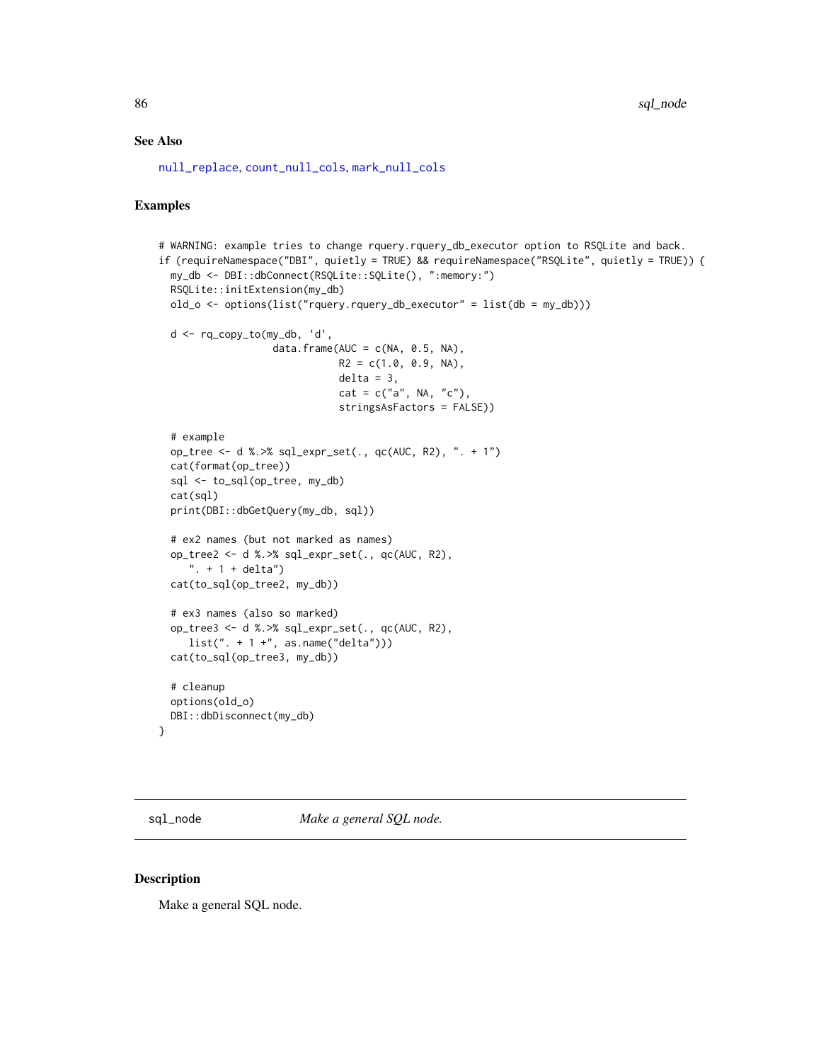## See Also

null_replace, count_null_cols, mark_null_cols

## Examples

```
# WARNING: example tries to change rquery.rquery_db_executor option to RSQLite and back.
if (requireNamespace("DBI", quietly = TRUE) && requireNamespace("RSQLite", quietly = TRUE)) {
  my_db <- DBI::dbConnect(RSQLite::SQLite(), ":memory:")
  RSQLite::initExtension(my_db)
  old_o <- options(list("rquery.rquery_db_executor" = list(db = my_db)))

  d <- rq_copy_to(my_db, 'd',
                  data.frame(AUC = c(NA, 0.5, NA),
                             R2 = c(1.0, 0.9, NA),
                             delta = 3,
                             cat = c("a", NA, "c"),
                             stringsAsFactors = FALSE))

  # example
  op_tree <- d %.>% sql_expr_set(., qc(AUC, R2), ". + 1")
  cat(format(op_tree))
  sql <- to_sql(op_tree, my_db)
  cat(sql)
  print(DBI::dbGetQuery(my_db, sql))

  # ex2 names (but not marked as names)
  op_tree2 <- d %.>% sql_expr_set(., qc(AUC, R2),
     ". + 1 + delta")
  cat(to_sql(op_tree2, my_db))

  # ex3 names (also so marked)
  op_tree3 <- d %.>% sql_expr_set(., qc(AUC, R2),
     list(". + 1 +", as.name("delta")))
  cat(to_sql(op_tree3, my_db))

  # cleanup
  options(old_o)
  DBI::dbDisconnect(my_db)
}
```

---

# sql_node — *Make a general SQL node.*

## Description

Make a general SQL node.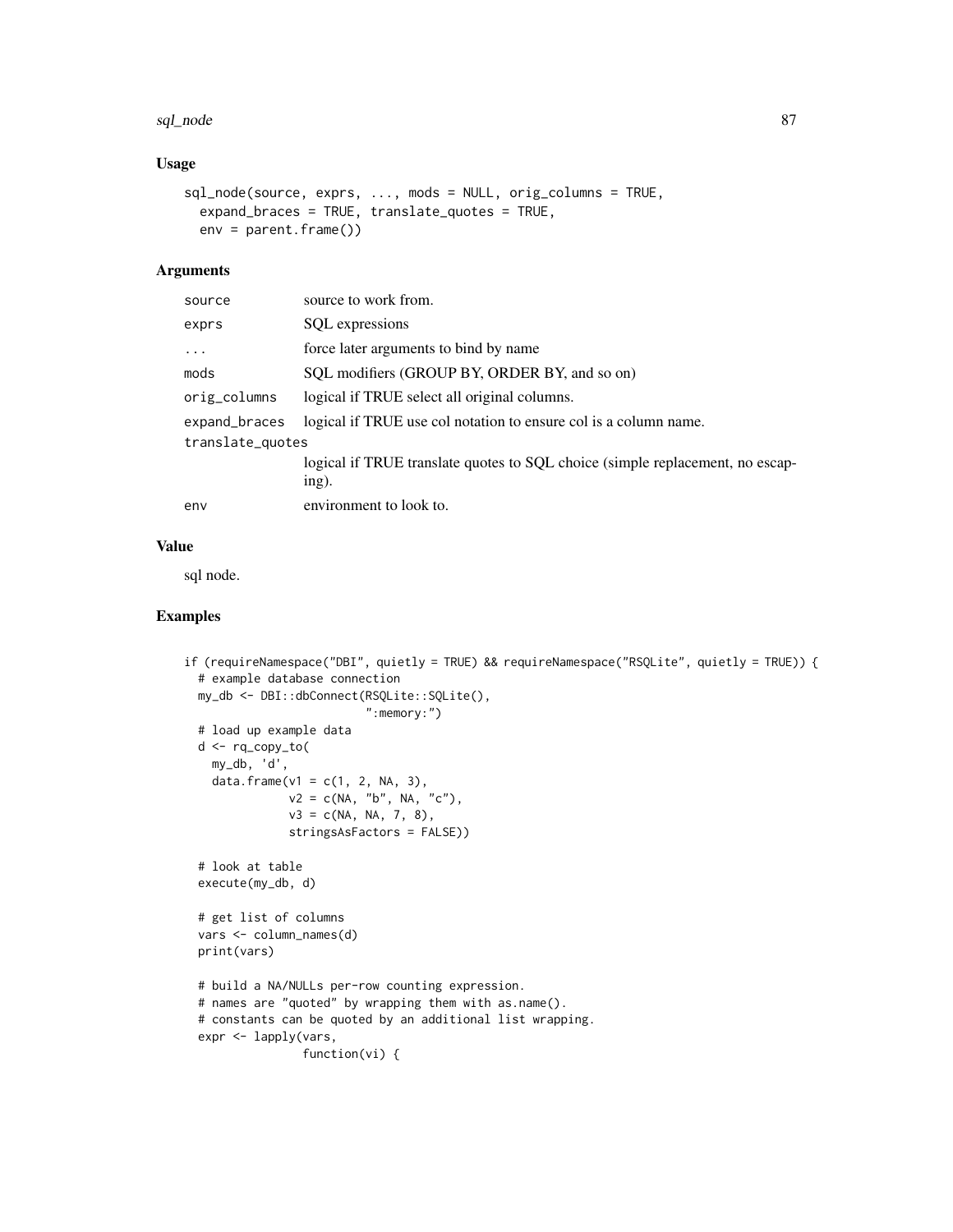### Usage

```
sql_node(source, exprs, ..., mods = NULL, orig_columns = TRUE,
  expand_braces = TRUE, translate_quotes = TRUE,
  env = parent.frame())
```

### Arguments

| | |
|---|---|
| source | source to work from. |
| exprs | SQL expressions |
| ... | force later arguments to bind by name |
| mods | SQL modifiers (GROUP BY, ORDER BY, and so on) |
| orig_columns | logical if TRUE select all original columns. |
| expand_braces | logical if TRUE use col notation to ensure col is a column name. |
| translate_quotes | logical if TRUE translate quotes to SQL choice (simple replacement, no escaping). |
| env | environment to look to. |

### Value

sql node.

### Examples

```
if (requireNamespace("DBI", quietly = TRUE) && requireNamespace("RSQLite", quietly = TRUE)) {
  # example database connection
  my_db <- DBI::dbConnect(RSQLite::SQLite(),
                          ":memory:")
  # load up example data
  d <- rq_copy_to(
    my_db, 'd',
    data.frame(v1 = c(1, 2, NA, 3),
               v2 = c(NA, "b", NA, "c"),
               v3 = c(NA, NA, 7, 8),
               stringsAsFactors = FALSE))

  # look at table
  execute(my_db, d)

  # get list of columns
  vars <- column_names(d)
  print(vars)

  # build a NA/NULLs per-row counting expression.
  # names are "quoted" by wrapping them with as.name().
  # constants can be quoted by an additional list wrapping.
  expr <- lapply(vars,
                 function(vi) {
```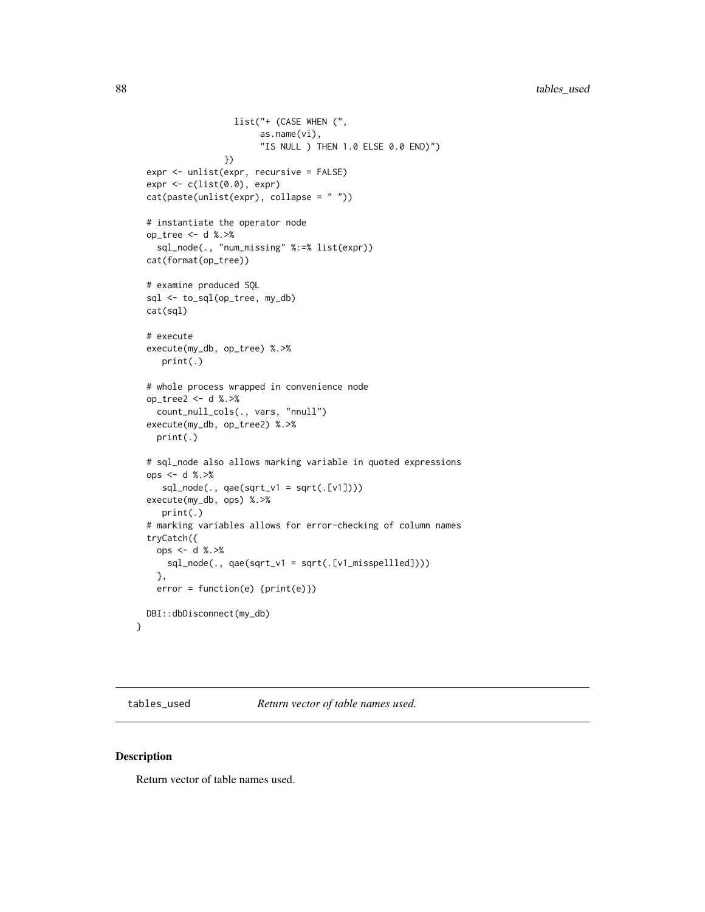```
                list("+ (CASE WHEN (",
                     as.name(vi),
                     "IS NULL ) THEN 1.0 ELSE 0.0 END)")
              })
  expr <- unlist(expr, recursive = FALSE)
  expr <- c(list(0.0), expr)
  cat(paste(unlist(expr), collapse = " "))

  # instantiate the operator node
  op_tree <- d %.>%
    sql_node(., "num_missing" %:=% list(expr))
  cat(format(op_tree))

  # examine produced SQL
  sql <- to_sql(op_tree, my_db)
  cat(sql)

  # execute
  execute(my_db, op_tree) %.>%
     print(.)

  # whole process wrapped in convenience node
  op_tree2 <- d %.>%
    count_null_cols(., vars, "nnull")
  execute(my_db, op_tree2) %.>%
    print(.)

  # sql_node also allows marking variable in quoted expressions
  ops <- d %.>%
     sql_node(., qae(sqrt_v1 = sqrt(.[v1])))
  execute(my_db, ops) %.>%
     print(.)
  # marking variables allows for error-checking of column names
  tryCatch({
    ops <- d %.>%
      sql_node(., qae(sqrt_v1 = sqrt(.[v1_misspellled])))
    },
    error = function(e) {print(e)})

  DBI::dbDisconnect(my_db)
}
```

## tables_used — *Return vector of table names used.*

### Description

Return vector of table names used.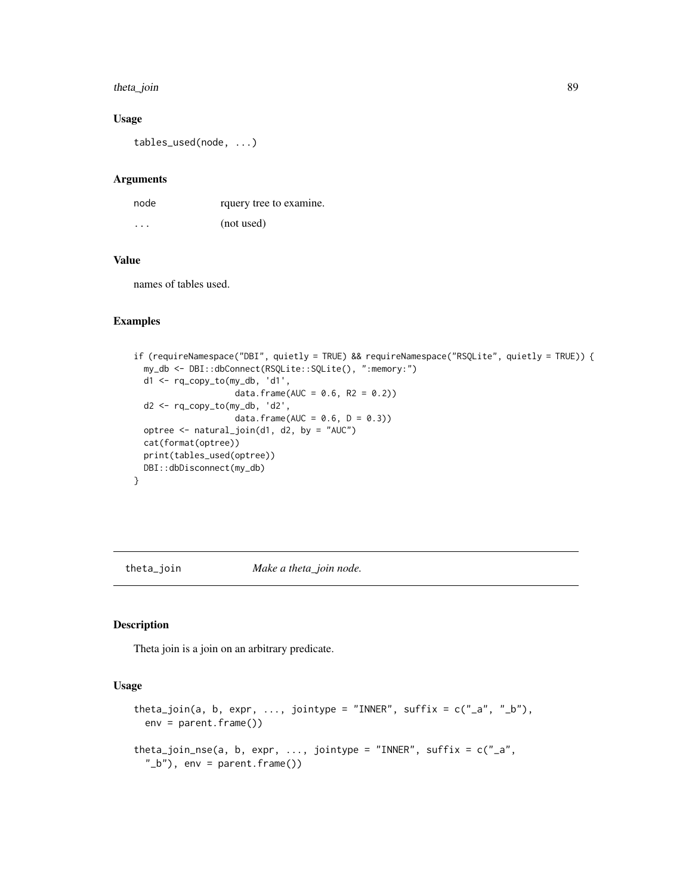## Usage

```
tables_used(node, ...)
```

## Arguments

| | |
|---|---|
| node | rquery tree to examine. |
| ... | (not used) |

## Value

names of tables used.

## Examples

```
if (requireNamespace("DBI", quietly = TRUE) && requireNamespace("RSQLite", quietly = TRUE)) {
  my_db <- DBI::dbConnect(RSQLite::SQLite(), ":memory:")
  d1 <- rq_copy_to(my_db, 'd1',
                   data.frame(AUC = 0.6, R2 = 0.2))
  d2 <- rq_copy_to(my_db, 'd2',
                   data.frame(AUC = 0.6, D = 0.3))
  optree <- natural_join(d1, d2, by = "AUC")
  cat(format(optree))
  print(tables_used(optree))
  DBI::dbDisconnect(my_db)
}
```

---

# theta_join *Make a theta_join node.*

## Description

Theta join is a join on an arbitrary predicate.

## Usage

```
theta_join(a, b, expr, ..., jointype = "INNER", suffix = c("_a", "_b"),
  env = parent.frame())

theta_join_nse(a, b, expr, ..., jointype = "INNER", suffix = c("_a",
  "_b"), env = parent.frame())
```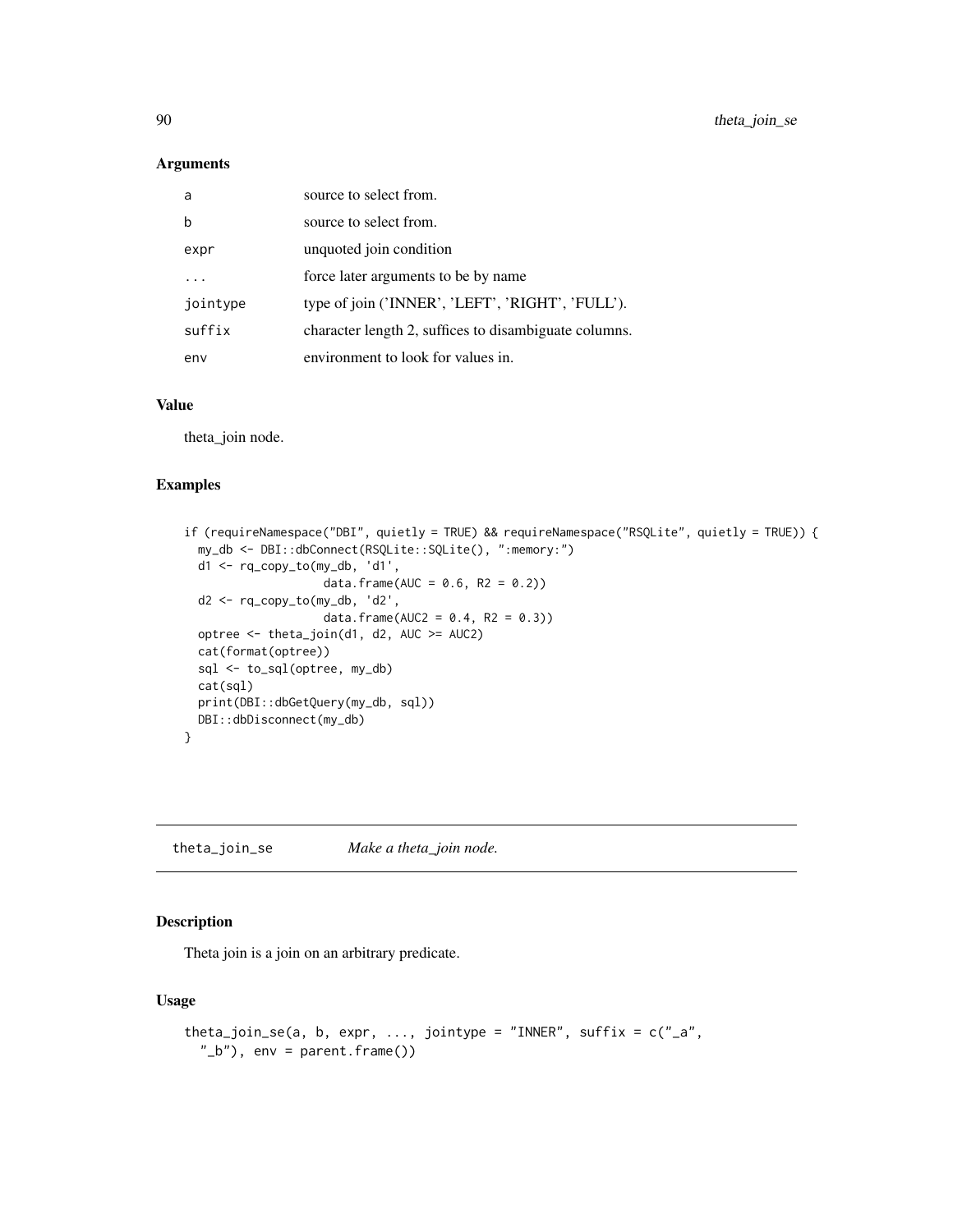## Arguments

| | |
|---|---|
| a | source to select from. |
| b | source to select from. |
| expr | unquoted join condition |
| ... | force later arguments to be by name |
| jointype | type of join ('INNER', 'LEFT', 'RIGHT', 'FULL'). |
| suffix | character length 2, suffices to disambiguate columns. |
| env | environment to look for values in. |

## Value

theta_join node.

## Examples

```
if (requireNamespace("DBI", quietly = TRUE) && requireNamespace("RSQLite", quietly = TRUE)) {
  my_db <- DBI::dbConnect(RSQLite::SQLite(), ":memory:")
  d1 <- rq_copy_to(my_db, 'd1',
                   data.frame(AUC = 0.6, R2 = 0.2))
  d2 <- rq_copy_to(my_db, 'd2',
                   data.frame(AUC2 = 0.4, R2 = 0.3))
  optree <- theta_join(d1, d2, AUC >= AUC2)
  cat(format(optree))
  sql <- to_sql(optree, my_db)
  cat(sql)
  print(DBI::dbGetQuery(my_db, sql))
  DBI::dbDisconnect(my_db)
}
```

---

# theta_join_se *Make a theta_join node.*

---

## Description

Theta join is a join on an arbitrary predicate.

## Usage

```
theta_join_se(a, b, expr, ..., jointype = "INNER", suffix = c("_a",
  "_b"), env = parent.frame())
```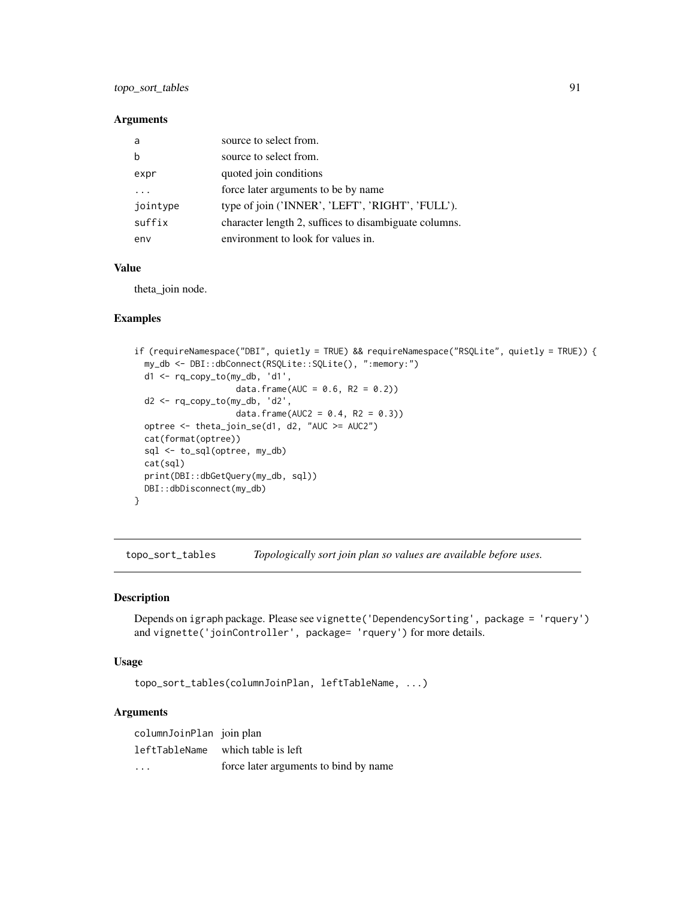### Arguments

| | |
|---|---|
| a | source to select from. |
| b | source to select from. |
| expr | quoted join conditions |
| ... | force later arguments to be by name |
| jointype | type of join ('INNER', 'LEFT', 'RIGHT', 'FULL'). |
| suffix | character length 2, suffices to disambiguate columns. |
| env | environment to look for values in. |

### Value

theta_join node.

### Examples

```
if (requireNamespace("DBI", quietly = TRUE) && requireNamespace("RSQLite", quietly = TRUE)) {
  my_db <- DBI::dbConnect(RSQLite::SQLite(), ":memory:")
  d1 <- rq_copy_to(my_db, 'd1',
                   data.frame(AUC = 0.6, R2 = 0.2))
  d2 <- rq_copy_to(my_db, 'd2',
                   data.frame(AUC2 = 0.4, R2 = 0.3))
  optree <- theta_join_se(d1, d2, "AUC >= AUC2")
  cat(format(optree))
  sql <- to_sql(optree, my_db)
  cat(sql)
  print(DBI::dbGetQuery(my_db, sql))
  DBI::dbDisconnect(my_db)
}
```

---

## topo_sort_tables    *Topologically sort join plan so values are available before uses.*

---

### Description

Depends on igraph package. Please see `vignette('DependencySorting', package = 'rquery')` and `vignette('joinController', package= 'rquery')` for more details.

### Usage

```
topo_sort_tables(columnJoinPlan, leftTableName, ...)
```

### Arguments

| | |
|---|---|
| columnJoinPlan | join plan |
| leftTableName | which table is left |
| ... | force later arguments to bind by name |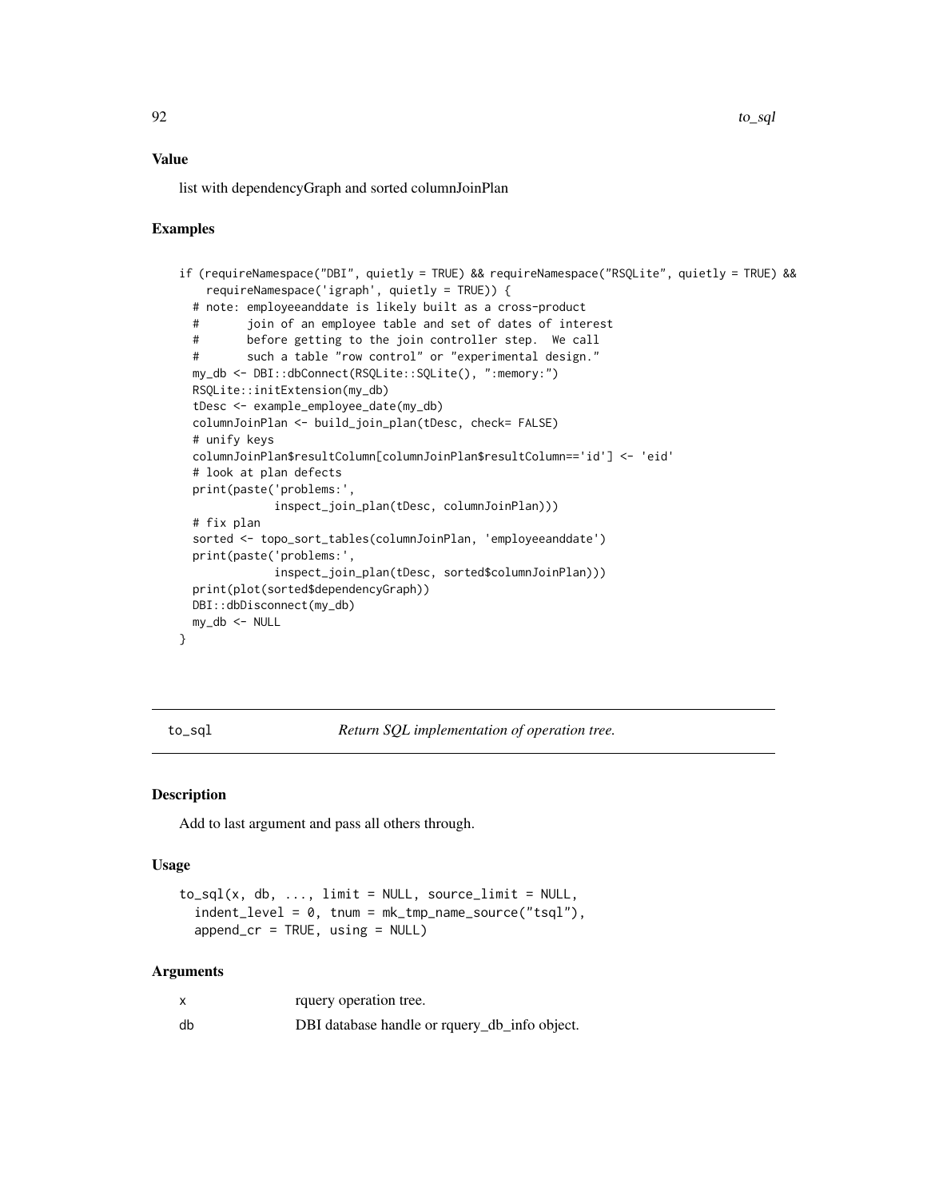### Value

list with dependencyGraph and sorted columnJoinPlan

### Examples

```
if (requireNamespace("DBI", quietly = TRUE) && requireNamespace("RSQLite", quietly = TRUE) &&
    requireNamespace('igraph', quietly = TRUE)) {
  # note: employeeanddate is likely built as a cross-product
  #       join of an employee table and set of dates of interest
  #       before getting to the join controller step.  We call
  #       such a table "row control" or "experimental design."
  my_db <- DBI::dbConnect(RSQLite::SQLite(), ":memory:")
  RSQLite::initExtension(my_db)
  tDesc <- example_employee_date(my_db)
  columnJoinPlan <- build_join_plan(tDesc, check= FALSE)
  # unify keys
  columnJoinPlan$resultColumn[columnJoinPlan$resultColumn=='id'] <- 'eid'
  # look at plan defects
  print(paste('problems:',
              inspect_join_plan(tDesc, columnJoinPlan)))
  # fix plan
  sorted <- topo_sort_tables(columnJoinPlan, 'employeeanddate')
  print(paste('problems:',
              inspect_join_plan(tDesc, sorted$columnJoinPlan)))
  print(plot(sorted$dependencyGraph))
  DBI::dbDisconnect(my_db)
  my_db <- NULL
}
```

---

## to_sql — *Return SQL implementation of operation tree.*

### Description

Add to last argument and pass all others through.

### Usage

```
to_sql(x, db, ..., limit = NULL, source_limit = NULL,
  indent_level = 0, tnum = mk_tmp_name_source("tsql"),
  append_cr = TRUE, using = NULL)
```

### Arguments

| | |
|---|---|
| x | rquery operation tree. |
| db | DBI database handle or rquery_db_info object. |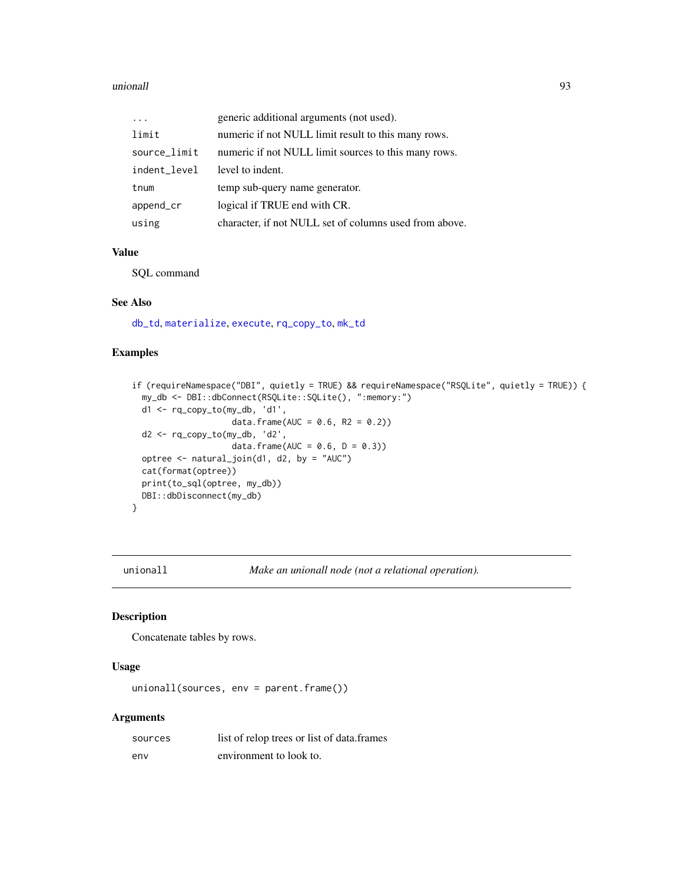| | |
|---|---|
| ... | generic additional arguments (not used). |
| limit | numeric if not NULL limit result to this many rows. |
| source_limit | numeric if not NULL limit sources to this many rows. |
| indent_level | level to indent. |
| tnum | temp sub-query name generator. |
| append_cr | logical if TRUE end with CR. |
| using | character, if not NULL set of columns used from above. |

### Value

SQL command

### See Also

db_td, materialize, execute, rq_copy_to, mk_td

### Examples

```
if (requireNamespace("DBI", quietly = TRUE) && requireNamespace("RSQLite", quietly = TRUE)) {
  my_db <- DBI::dbConnect(RSQLite::SQLite(), ":memory:")
  d1 <- rq_copy_to(my_db, 'd1',
                   data.frame(AUC = 0.6, R2 = 0.2))
  d2 <- rq_copy_to(my_db, 'd2',
                   data.frame(AUC = 0.6, D = 0.3))
  optree <- natural_join(d1, d2, by = "AUC")
  cat(format(optree))
  print(to_sql(optree, my_db))
  DBI::dbDisconnect(my_db)
}
```

---

## unionall    *Make an unionall node (not a relational operation).*

### Description

Concatenate tables by rows.

### Usage

```
unionall(sources, env = parent.frame())
```

### Arguments

| | |
|---|---|
| sources | list of relop trees or list of data.frames |
| env | environment to look to. |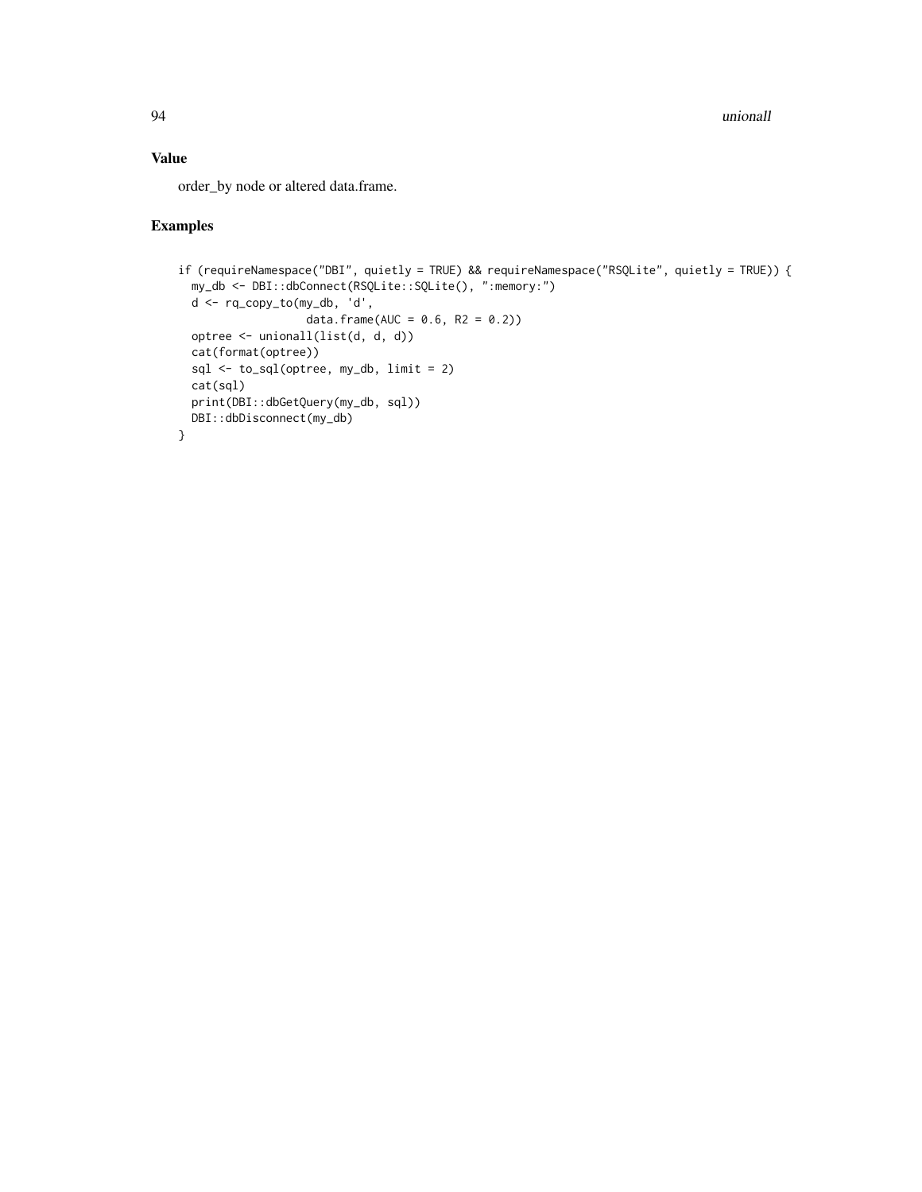## Value

order_by node or altered data.frame.

## Examples

```
if (requireNamespace("DBI", quietly = TRUE) && requireNamespace("RSQLite", quietly = TRUE)) {
  my_db <- DBI::dbConnect(RSQLite::SQLite(), ":memory:")
  d <- rq_copy_to(my_db, 'd',
                  data.frame(AUC = 0.6, R2 = 0.2))
  optree <- unionall(list(d, d, d))
  cat(format(optree))
  sql <- to_sql(optree, my_db, limit = 2)
  cat(sql)
  print(DBI::dbGetQuery(my_db, sql))
  DBI::dbDisconnect(my_db)
}
```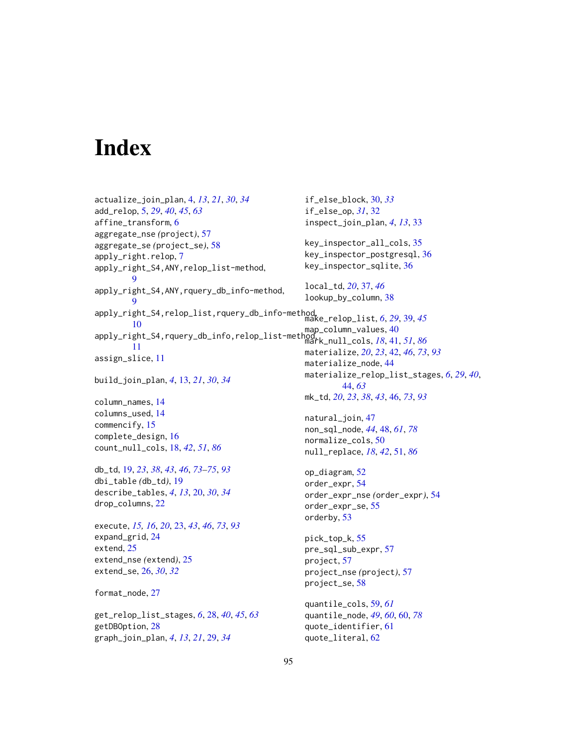# Index

actualize_join_plan, 4, *13*, *21*, *30*, *34*
add_relop, 5, *29*, *40*, *45*, *63*
affine_transform, 6
aggregate_nse *(*project*)*, 57
aggregate_se *(*project_se*)*, 58
apply_right.relop, 7
apply_right_S4,ANY,relop_list-method, 9
apply_right_S4,ANY,rquery_db_info-method, 9
apply_right_S4,relop_list,rquery_db_info-method, 10
apply_right_S4,rquery_db_info,relop_list-method, 11
assign_slice, 11

build_join_plan, *4*, 13, *21*, *30*, *34*

column_names, 14
columns_used, 14
commencify, 15
complete_design, 16
count_null_cols, 18, *42*, *51*, *86*

db_td, 19, *23*, *38*, *43*, *46*, *73–75*, *93*
dbi_table *(*db_td*)*, 19
describe_tables, *4*, *13*, 20, *30*, *34*
drop_columns, 22

execute, *15, 16*, *20*, 23, *43*, *46*, *73*, *93*
expand_grid, 24
extend, 25
extend_nse *(*extend*)*, 25
extend_se, 26, *30*, *32*

format_node, 27

get_relop_list_stages, *6*, 28, *40*, *45*, *63*
getDBOption, 28
graph_join_plan, *4*, *13*, *21*, 29, *34*

if_else_block, 30, *33*
if_else_op, *31*, 32
inspect_join_plan, *4*, *13*, 33

key_inspector_all_cols, 35
key_inspector_postgresql, 36
key_inspector_sqlite, 36

local_td, *20*, 37, *46*
lookup_by_column, 38

make_relop_list, *6*, *29*, 39, *45*
map_column_values, 40
mark_null_cols, *18*, 41, *51*, *86*
materialize, *20*, *23*, 42, *46*, *73*, *93*
materialize_node, 44
materialize_relop_list_stages, *6*, *29*, *40*, 44, *63*
mk_td, *20*, *23*, *38*, *43*, 46, *73*, *93*

natural_join, 47
non_sql_node, *44*, 48, *61*, *78*
normalize_cols, 50
null_replace, *18*, *42*, 51, *86*

op_diagram, 52
order_expr, 54
order_expr_nse *(*order_expr*)*, 54
order_expr_se, 55
orderby, 53

pick_top_k, 55
pre_sql_sub_expr, 57
project, 57
project_nse *(*project*)*, 57
project_se, 58

quantile_cols, 59, *61*
quantile_node, *49*, *60*, 60, *78*
quote_identifier, 61
quote_literal, 62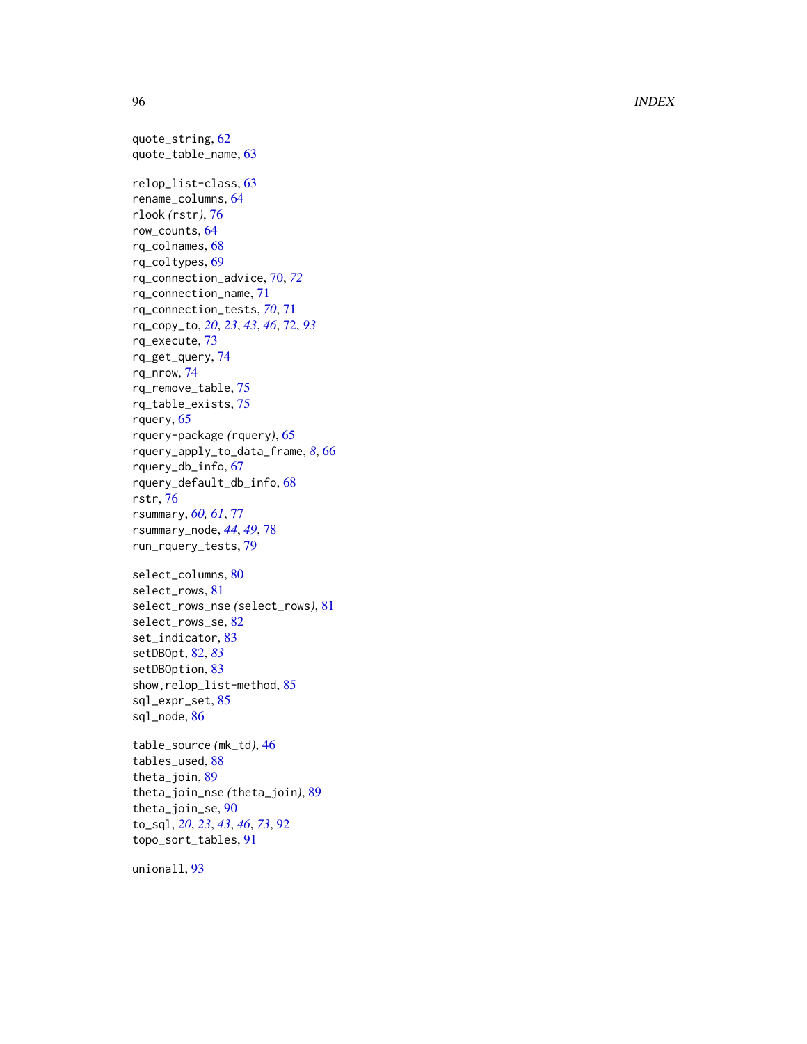quote_string, 62
quote_table_name, 63

relop_list-class, 63
rename_columns, 64
rlook *(*rstr*)*, 76
row_counts, 64
rq_colnames, 68
rq_coltypes, 69
rq_connection_advice, 70, *72*
rq_connection_name, 71
rq_connection_tests, *70*, 71
rq_copy_to, *20*, *23*, *43*, *46*, 72, *93*
rq_execute, 73
rq_get_query, 74
rq_nrow, 74
rq_remove_table, 75
rq_table_exists, 75
rquery, 65
rquery-package *(*rquery*)*, 65
rquery_apply_to_data_frame, *8*, 66
rquery_db_info, 67
rquery_default_db_info, 68
rstr, 76
rsummary, *60, 61*, 77
rsummary_node, *44*, *49*, 78
run_rquery_tests, 79

select_columns, 80
select_rows, 81
select_rows_nse *(*select_rows*)*, 81
select_rows_se, 82
set_indicator, 83
setDBOpt, 82, *83*
setDBOption, 83
show,relop_list-method, 85
sql_expr_set, 85
sql_node, 86

table_source *(*mk_td*)*, 46
tables_used, 88
theta_join, 89
theta_join_nse *(*theta_join*)*, 89
theta_join_se, 90
to_sql, *20*, *23*, *43*, *46*, *73*, 92
topo_sort_tables, 91

unionall, 93